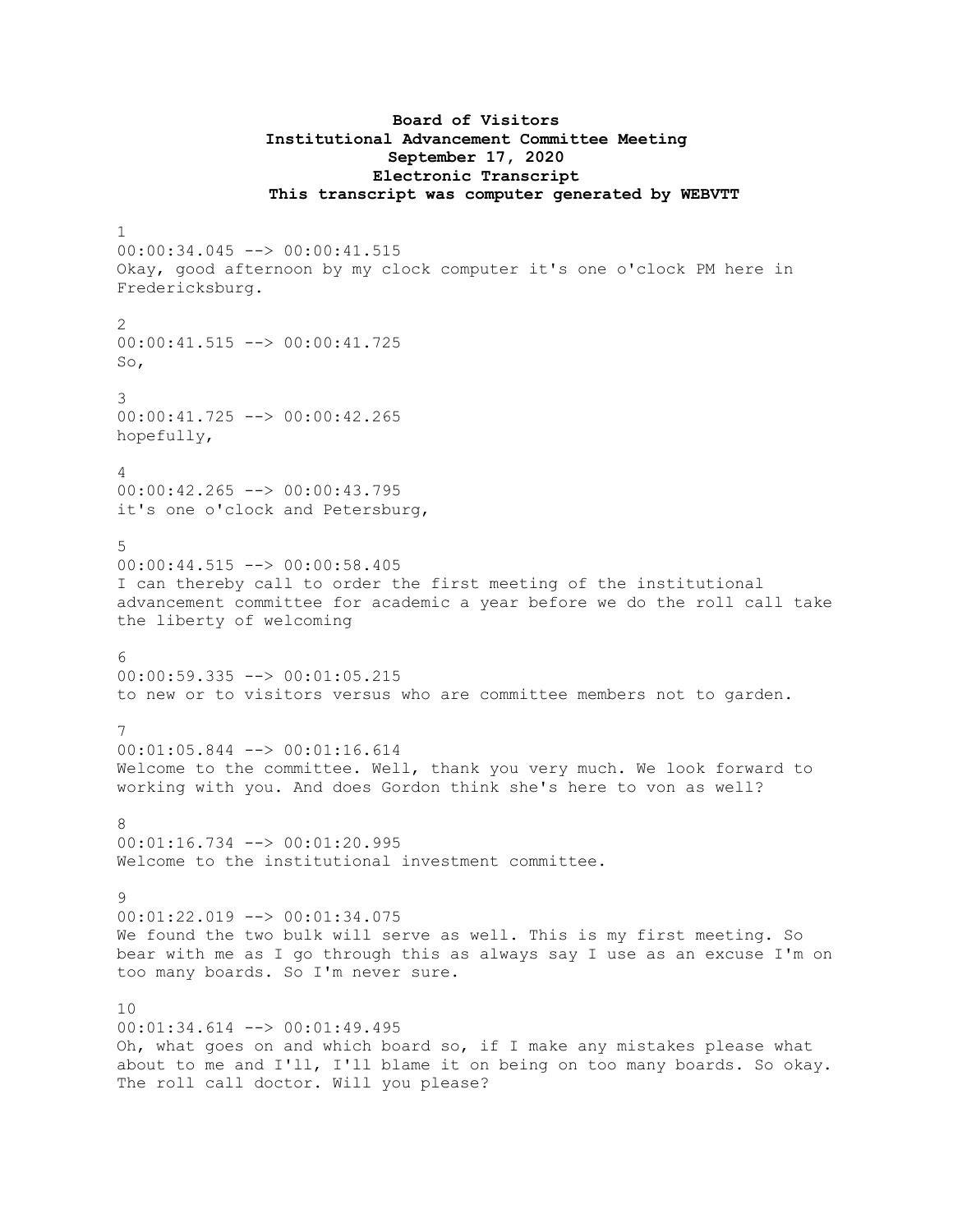**Board of Visitors**
**Institutional Advancement Committee Meeting**
**September 17, 2020**
**Electronic Transcript**
**This transcript was computer generated by WEBVTT**

1
00:00:34.045 --> 00:00:41.515
Okay, good afternoon by my clock computer it's one o'clock PM here in Fredericksburg.

2
00:00:41.515 --> 00:00:41.725
So,

3
00:00:41.725 --> 00:00:42.265
hopefully,

4
00:00:42.265 --> 00:00:43.795
it's one o'clock and Petersburg,

5
00:00:44.515 --> 00:00:58.405
I can thereby call to order the first meeting of the institutional advancement committee for academic a year before we do the roll call take the liberty of welcoming

6
00:00:59.335 --> 00:01:05.215
to new or to visitors versus who are committee members not to garden.

7
00:01:05.844 --> 00:01:16.614
Welcome to the committee. Well, thank you very much. We look forward to working with you. And does Gordon think she's here to von as well?

8
00:01:16.734 --> 00:01:20.995
Welcome to the institutional investment committee.

9
00:01:22.019 --> 00:01:34.075
We found the two bulk will serve as well. This is my first meeting. So bear with me as I go through this as always say I use as an excuse I'm on too many boards. So I'm never sure.

10
00:01:34.614 --> 00:01:49.495
Oh, what goes on and which board so, if I make any mistakes please what about to me and I'll, I'll blame it on being on too many boards. So okay. The roll call doctor. Will you please?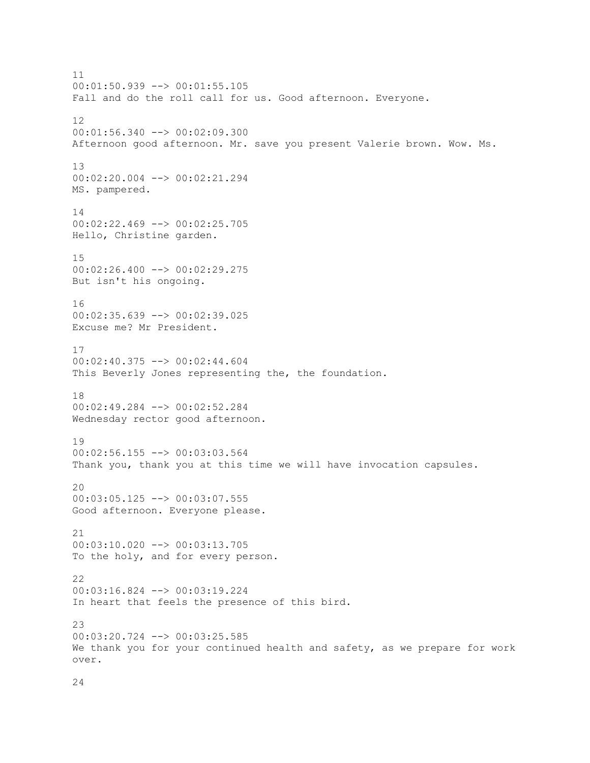11
00:01:50.939 --> 00:01:55.105
Fall and do the roll call for us. Good afternoon. Everyone.

12
00:01:56.340 --> 00:02:09.300
Afternoon good afternoon. Mr. save you present Valerie brown. Wow. Ms.

13
00:02:20.004 --> 00:02:21.294
MS. pampered.

14
00:02:22.469 --> 00:02:25.705
Hello, Christine garden.

15
00:02:26.400 --> 00:02:29.275
But isn't his ongoing.

16
00:02:35.639 --> 00:02:39.025
Excuse me? Mr President.

17
00:02:40.375 --> 00:02:44.604
This Beverly Jones representing the, the foundation.

18
00:02:49.284 --> 00:02:52.284
Wednesday rector good afternoon.

19
00:02:56.155 --> 00:03:03.564
Thank you, thank you at this time we will have invocation capsules.

20
00:03:05.125 --> 00:03:07.555
Good afternoon. Everyone please.

21
00:03:10.020 --> 00:03:13.705
To the holy, and for every person.

22
00:03:16.824 --> 00:03:19.224
In heart that feels the presence of this bird.

23
00:03:20.724 --> 00:03:25.585
We thank you for your continued health and safety, as we prepare for work over.

24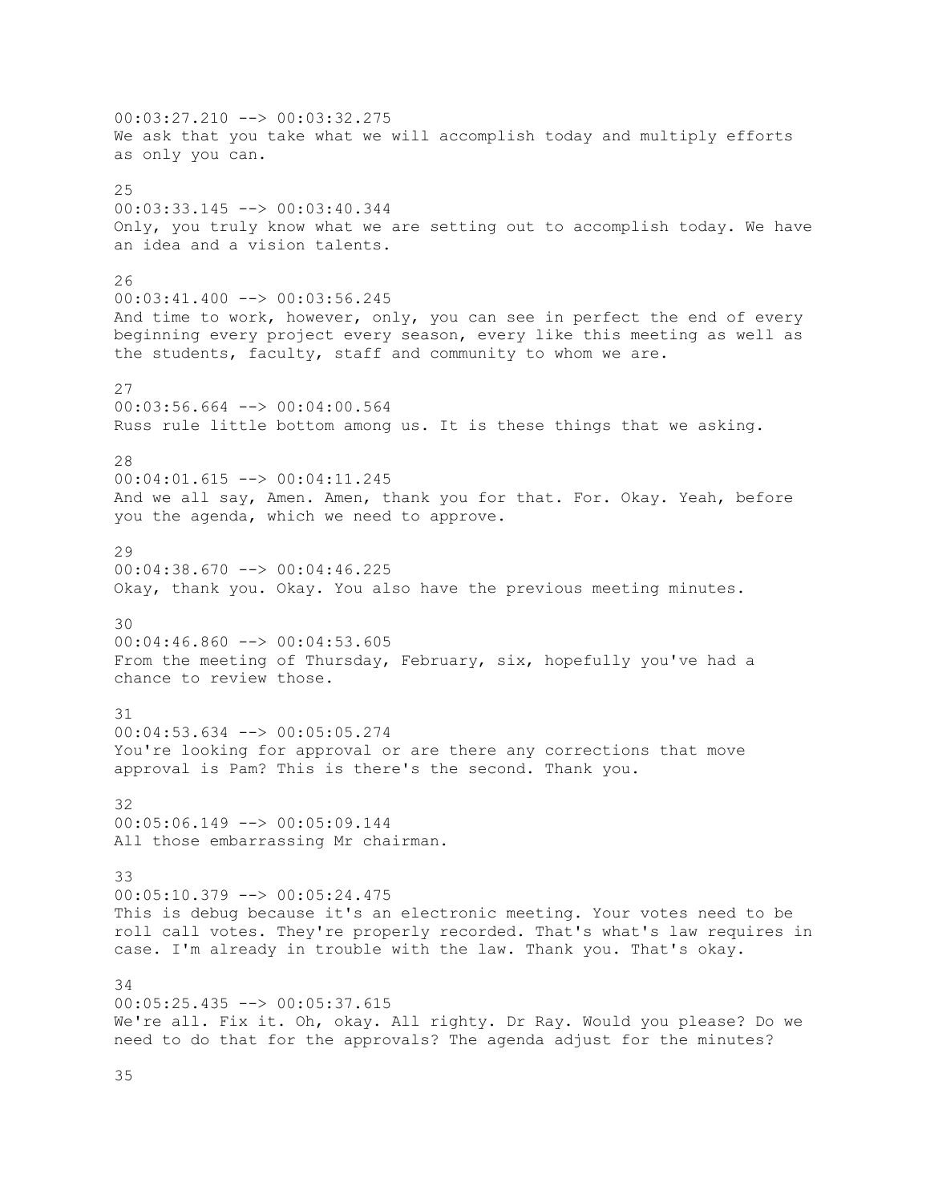00:03:27.210 --> 00:03:32.275
We ask that you take what we will accomplish today and multiply efforts as only you can.

25
00:03:33.145 --> 00:03:40.344
Only, you truly know what we are setting out to accomplish today. We have an idea and a vision talents.

26
00:03:41.400 --> 00:03:56.245
And time to work, however, only, you can see in perfect the end of every beginning every project every season, every like this meeting as well as the students, faculty, staff and community to whom we are.

27
00:03:56.664 --> 00:04:00.564
Russ rule little bottom among us. It is these things that we asking.

28
00:04:01.615 --> 00:04:11.245
And we all say, Amen. Amen, thank you for that. For. Okay. Yeah, before you the agenda, which we need to approve.

29
00:04:38.670 --> 00:04:46.225
Okay, thank you. Okay. You also have the previous meeting minutes.

30
00:04:46.860 --> 00:04:53.605
From the meeting of Thursday, February, six, hopefully you've had a chance to review those.

31
00:04:53.634 --> 00:05:05.274
You're looking for approval or are there any corrections that move approval is Pam? This is there's the second. Thank you.

32
00:05:06.149 --> 00:05:09.144
All those embarrassing Mr chairman.

33
00:05:10.379 --> 00:05:24.475
This is debug because it's an electronic meeting. Your votes need to be roll call votes. They're properly recorded. That's what's law requires in case. I'm already in trouble with the law. Thank you. That's okay.

34
00:05:25.435 --> 00:05:37.615
We're all. Fix it. Oh, okay. All righty. Dr Ray. Would you please? Do we need to do that for the approvals? The agenda adjust for the minutes?

35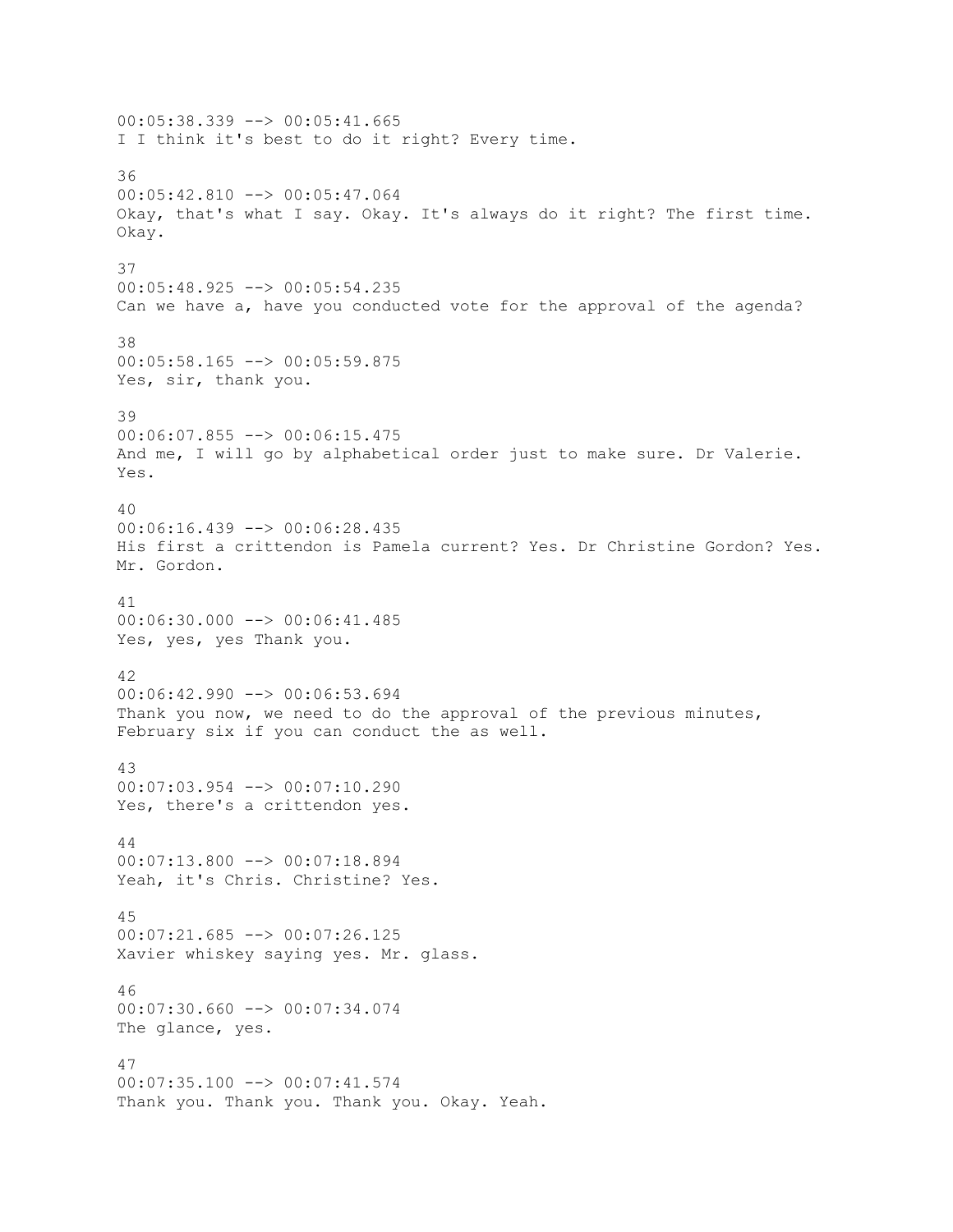00:05:38.339 --> 00:05:41.665
I I think it's best to do it right? Every time.

36
00:05:42.810 --> 00:05:47.064
Okay, that's what I say. Okay. It's always do it right? The first time. Okay.

37
00:05:48.925 --> 00:05:54.235
Can we have a, have you conducted vote for the approval of the agenda?

38
00:05:58.165 --> 00:05:59.875
Yes, sir, thank you.

39
00:06:07.855 --> 00:06:15.475
And me, I will go by alphabetical order just to make sure. Dr Valerie. Yes.

40
00:06:16.439 --> 00:06:28.435
His first a crittendon is Pamela current? Yes. Dr Christine Gordon? Yes. Mr. Gordon.

41
00:06:30.000 --> 00:06:41.485
Yes, yes, yes Thank you.

42
00:06:42.990 --> 00:06:53.694
Thank you now, we need to do the approval of the previous minutes, February six if you can conduct the as well.

43
00:07:03.954 --> 00:07:10.290
Yes, there's a crittendon yes.

44
00:07:13.800 --> 00:07:18.894
Yeah, it's Chris. Christine? Yes.

45
00:07:21.685 --> 00:07:26.125
Xavier whiskey saying yes. Mr. glass.

46
00:07:30.660 --> 00:07:34.074
The glance, yes.

47
00:07:35.100 --> 00:07:41.574
Thank you. Thank you. Thank you. Okay. Yeah.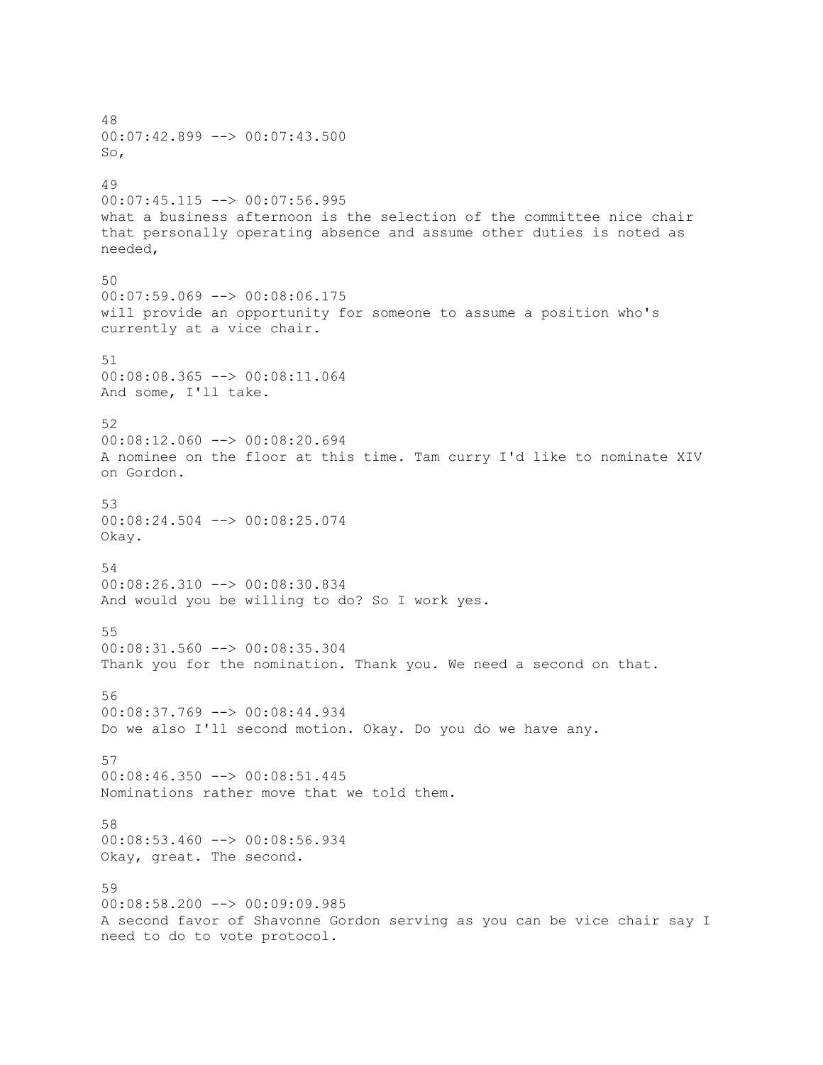48
00:07:42.899 --> 00:07:43.500
So,

49
00:07:45.115 --> 00:07:56.995
what a business afternoon is the selection of the committee nice chair that personally operating absence and assume other duties is noted as needed,

50
00:07:59.069 --> 00:08:06.175
will provide an opportunity for someone to assume a position who's currently at a vice chair.

51
00:08:08.365 --> 00:08:11.064
And some, I'll take.

52
00:08:12.060 --> 00:08:20.694
A nominee on the floor at this time. Tam curry I'd like to nominate XIV on Gordon.

53
00:08:24.504 --> 00:08:25.074
Okay.

54
00:08:26.310 --> 00:08:30.834
And would you be willing to do? So I work yes.

55
00:08:31.560 --> 00:08:35.304
Thank you for the nomination. Thank you. We need a second on that.

56
00:08:37.769 --> 00:08:44.934
Do we also I'll second motion. Okay. Do you do we have any.

57
00:08:46.350 --> 00:08:51.445
Nominations rather move that we told them.

58
00:08:53.460 --> 00:08:56.934
Okay, great. The second.

59
00:08:58.200 --> 00:09:09.985
A second favor of Shavonne Gordon serving as you can be vice chair say I need to do to vote protocol.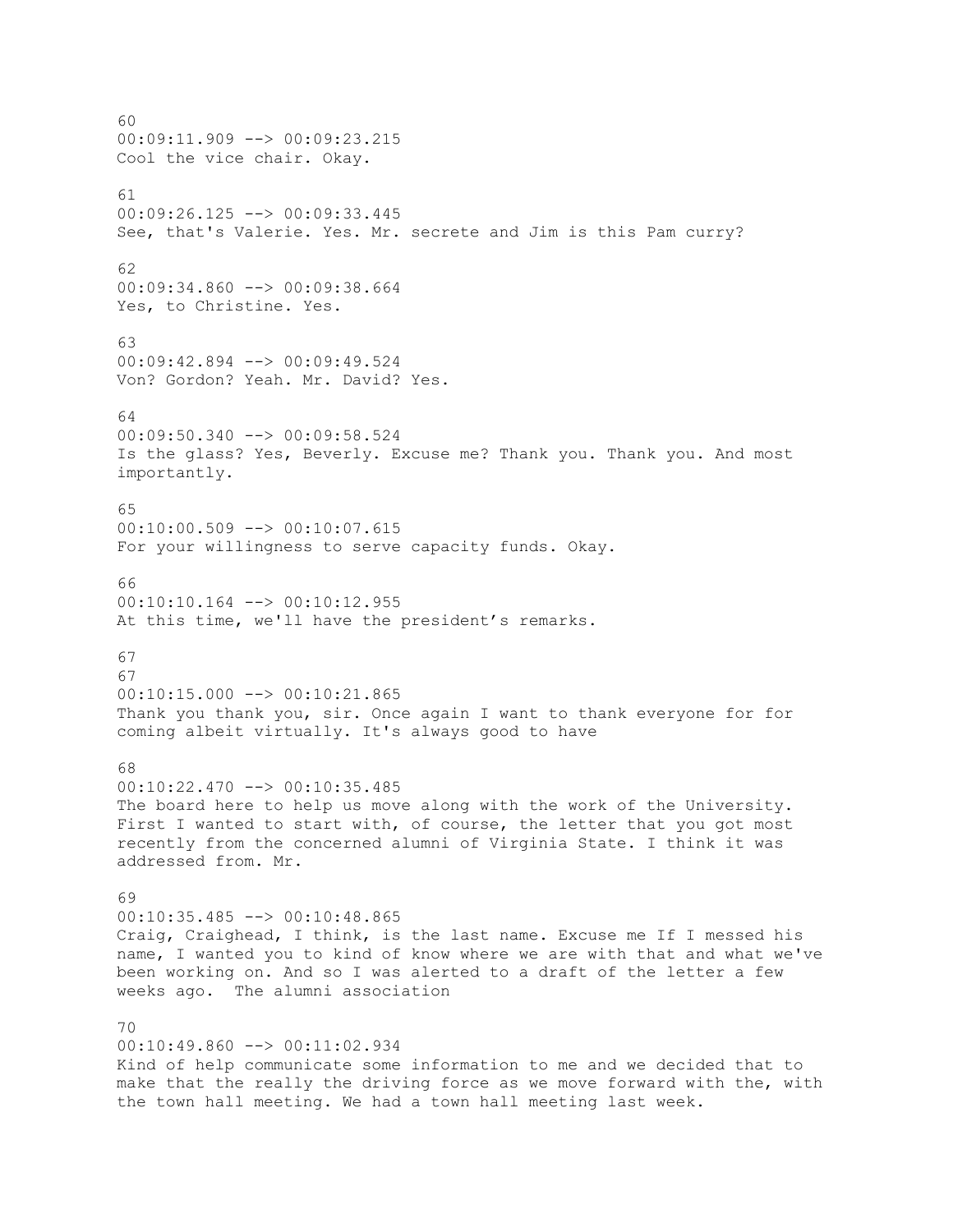60
00:09:11.909 --> 00:09:23.215
Cool the vice chair. Okay.

61
00:09:26.125 --> 00:09:33.445
See, that's Valerie. Yes. Mr. secrete and Jim is this Pam curry?

62
00:09:34.860 --> 00:09:38.664
Yes, to Christine. Yes.

63
00:09:42.894 --> 00:09:49.524
Von? Gordon? Yeah. Mr. David? Yes.

64
00:09:50.340 --> 00:09:58.524
Is the glass? Yes, Beverly. Excuse me? Thank you. Thank you. And most importantly.

65
00:10:00.509 --> 00:10:07.615
For your willingness to serve capacity funds. Okay.

66
00:10:10.164 --> 00:10:12.955
At this time, we'll have the president's remarks.

67
67
00:10:15.000 --> 00:10:21.865
Thank you thank you, sir. Once again I want to thank everyone for for coming albeit virtually. It's always good to have

68
00:10:22.470 --> 00:10:35.485
The board here to help us move along with the work of the University. First I wanted to start with, of course, the letter that you got most recently from the concerned alumni of Virginia State. I think it was addressed from. Mr.

69
00:10:35.485 --> 00:10:48.865
Craig, Craighead, I think, is the last name. Excuse me If I messed his name, I wanted you to kind of know where we are with that and what we've been working on. And so I was alerted to a draft of the letter a few weeks ago. The alumni association

70
00:10:49.860 --> 00:11:02.934
Kind of help communicate some information to me and we decided that to make that the really the driving force as we move forward with the, with the town hall meeting. We had a town hall meeting last week.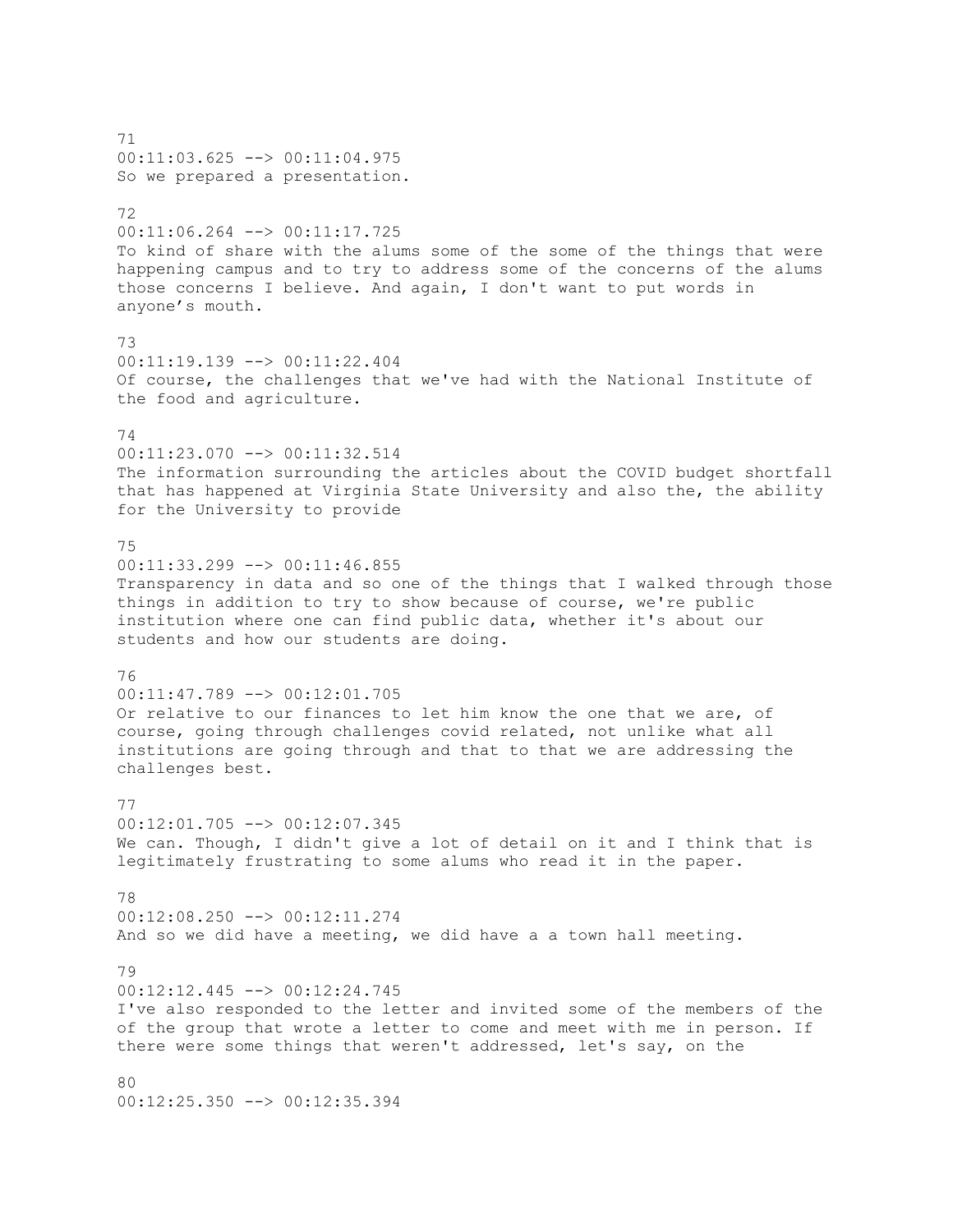71
00:11:03.625 --> 00:11:04.975
So we prepared a presentation.

72
00:11:06.264 --> 00:11:17.725
To kind of share with the alums some of the some of the things that were happening campus and to try to address some of the concerns of the alums those concerns I believe. And again, I don't want to put words in anyone’s mouth.

73
00:11:19.139 --> 00:11:22.404
Of course, the challenges that we've had with the National Institute of the food and agriculture.

74
00:11:23.070 --> 00:11:32.514
The information surrounding the articles about the COVID budget shortfall that has happened at Virginia State University and also the, the ability for the University to provide

75
00:11:33.299 --> 00:11:46.855
Transparency in data and so one of the things that I walked through those things in addition to try to show because of course, we're public institution where one can find public data, whether it's about our students and how our students are doing.

76
00:11:47.789 --> 00:12:01.705
Or relative to our finances to let him know the one that we are, of course, going through challenges covid related, not unlike what all institutions are going through and that to that we are addressing the challenges best.

77
00:12:01.705 --> 00:12:07.345
We can. Though, I didn't give a lot of detail on it and I think that is legitimately frustrating to some alums who read it in the paper.

78
00:12:08.250 --> 00:12:11.274
And so we did have a meeting, we did have a a town hall meeting.

79
00:12:12.445 --> 00:12:24.745
I've also responded to the letter and invited some of the members of the of the group that wrote a letter to come and meet with me in person. If there were some things that weren't addressed, let's say, on the

80
00:12:25.350 --> 00:12:35.394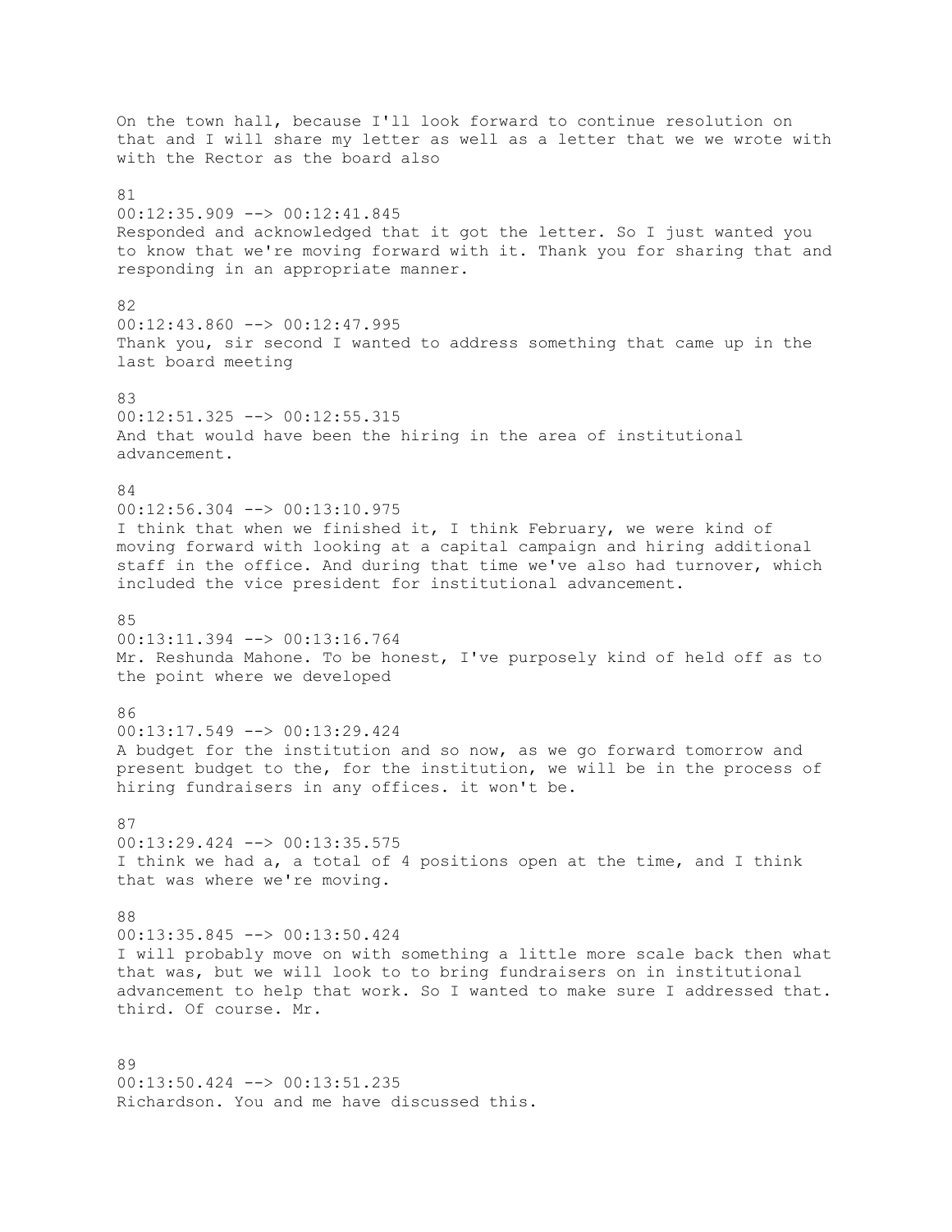On the town hall, because I'll look forward to continue resolution on that and I will share my letter as well as a letter that we we wrote with with the Rector as the board also

81
00:12:35.909 --> 00:12:41.845
Responded and acknowledged that it got the letter. So I just wanted you to know that we're moving forward with it. Thank you for sharing that and responding in an appropriate manner.

82
00:12:43.860 --> 00:12:47.995
Thank you, sir second I wanted to address something that came up in the last board meeting

83
00:12:51.325 --> 00:12:55.315
And that would have been the hiring in the area of institutional advancement.

84
00:12:56.304 --> 00:13:10.975
I think that when we finished it, I think February, we were kind of moving forward with looking at a capital campaign and hiring additional staff in the office. And during that time we've also had turnover, which included the vice president for institutional advancement.

85
00:13:11.394 --> 00:13:16.764
Mr. Reshunda Mahone. To be honest, I've purposely kind of held off as to the point where we developed

86
00:13:17.549 --> 00:13:29.424
A budget for the institution and so now, as we go forward tomorrow and present budget to the, for the institution, we will be in the process of hiring fundraisers in any offices. it won't be.

87
00:13:29.424 --> 00:13:35.575
I think we had a, a total of 4 positions open at the time, and I think that was where we're moving.

88
00:13:35.845 --> 00:13:50.424
I will probably move on with something a little more scale back then what that was, but we will look to to bring fundraisers on in institutional advancement to help that work. So I wanted to make sure I addressed that. third. Of course. Mr.

89
00:13:50.424 --> 00:13:51.235
Richardson. You and me have discussed this.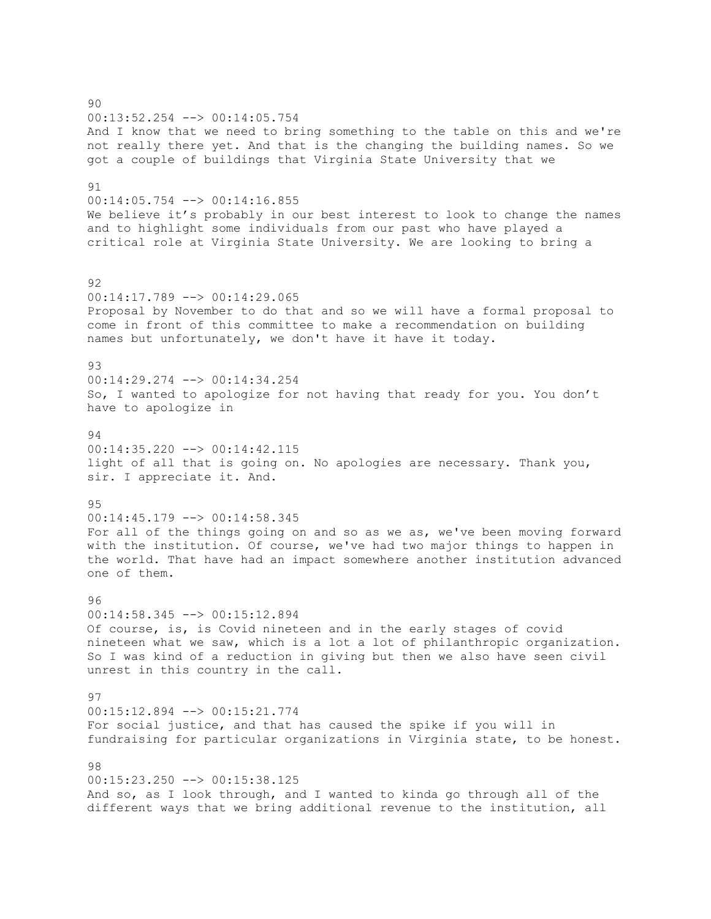90
00:13:52.254 --> 00:14:05.754
And I know that we need to bring something to the table on this and we're not really there yet. And that is the changing the building names. So we got a couple of buildings that Virginia State University that we

91
00:14:05.754 --> 00:14:16.855
We believe it's probably in our best interest to look to change the names and to highlight some individuals from our past who have played a critical role at Virginia State University. We are looking to bring a

92
00:14:17.789 --> 00:14:29.065
Proposal by November to do that and so we will have a formal proposal to come in front of this committee to make a recommendation on building names but unfortunately, we don't have it have it today.

93
00:14:29.274 --> 00:14:34.254
So, I wanted to apologize for not having that ready for you. You don't have to apologize in

94
00:14:35.220 --> 00:14:42.115
light of all that is going on. No apologies are necessary. Thank you, sir. I appreciate it. And.

95
00:14:45.179 --> 00:14:58.345
For all of the things going on and so as we as, we've been moving forward with the institution. Of course, we've had two major things to happen in the world. That have had an impact somewhere another institution advanced one of them.

96
00:14:58.345 --> 00:15:12.894
Of course, is, is Covid nineteen and in the early stages of covid nineteen what we saw, which is a lot a lot of philanthropic organization. So I was kind of a reduction in giving but then we also have seen civil unrest in this country in the call.

97
00:15:12.894 --> 00:15:21.774
For social justice, and that has caused the spike if you will in fundraising for particular organizations in Virginia state, to be honest.

98
00:15:23.250 --> 00:15:38.125
And so, as I look through, and I wanted to kinda go through all of the different ways that we bring additional revenue to the institution, all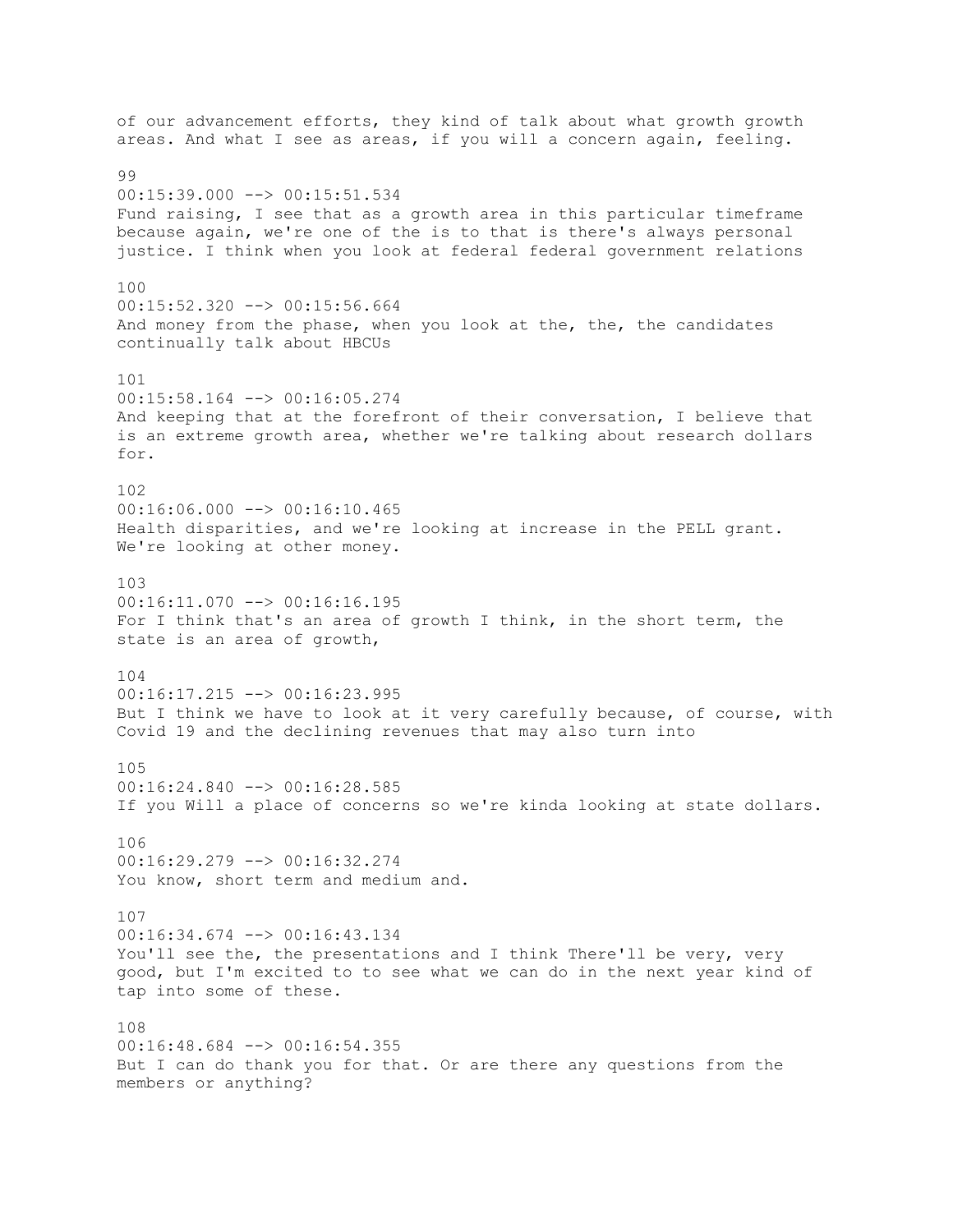of our advancement efforts, they kind of talk about what growth growth areas. And what I see as areas, if you will a concern again, feeling.

99
00:15:39.000 --> 00:15:51.534
Fund raising, I see that as a growth area in this particular timeframe because again, we're one of the is to that is there's always personal justice. I think when you look at federal federal government relations

100
00:15:52.320 --> 00:15:56.664
And money from the phase, when you look at the, the, the candidates continually talk about HBCUs

101
00:15:58.164 --> 00:16:05.274
And keeping that at the forefront of their conversation, I believe that is an extreme growth area, whether we're talking about research dollars for.

102
00:16:06.000 --> 00:16:10.465
Health disparities, and we're looking at increase in the PELL grant. We're looking at other money.

103
00:16:11.070 --> 00:16:16.195
For I think that's an area of growth I think, in the short term, the state is an area of growth,

104
00:16:17.215 --> 00:16:23.995
But I think we have to look at it very carefully because, of course, with Covid 19 and the declining revenues that may also turn into

105
00:16:24.840 --> 00:16:28.585
If you Will a place of concerns so we're kinda looking at state dollars.

106
00:16:29.279 --> 00:16:32.274
You know, short term and medium and.

107
00:16:34.674 --> 00:16:43.134
You'll see the, the presentations and I think There'll be very, very good, but I'm excited to to see what we can do in the next year kind of tap into some of these.

108
00:16:48.684 --> 00:16:54.355
But I can do thank you for that. Or are there any questions from the members or anything?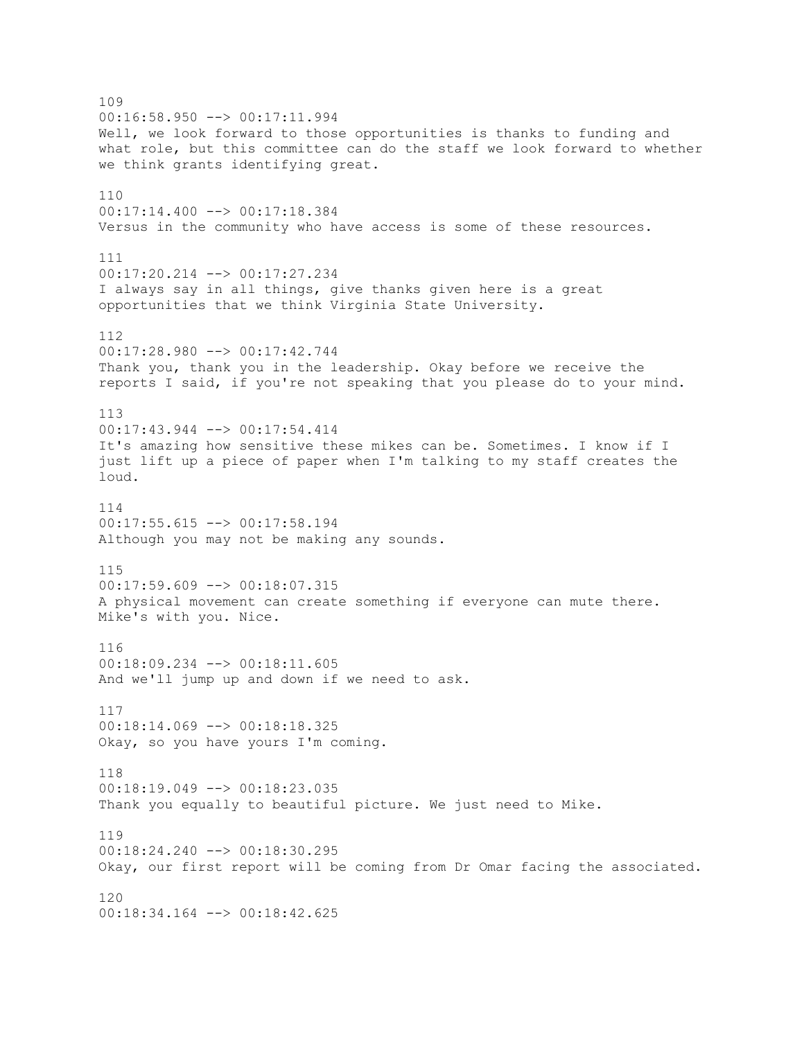109
00:16:58.950 --> 00:17:11.994
Well, we look forward to those opportunities is thanks to funding and what role, but this committee can do the staff we look forward to whether we think grants identifying great.

110
00:17:14.400 --> 00:17:18.384
Versus in the community who have access is some of these resources.

111
00:17:20.214 --> 00:17:27.234
I always say in all things, give thanks given here is a great opportunities that we think Virginia State University.

112
00:17:28.980 --> 00:17:42.744
Thank you, thank you in the leadership. Okay before we receive the reports I said, if you're not speaking that you please do to your mind.

113
00:17:43.944 --> 00:17:54.414
It's amazing how sensitive these mikes can be. Sometimes. I know if I just lift up a piece of paper when I'm talking to my staff creates the loud.

114
00:17:55.615 --> 00:17:58.194
Although you may not be making any sounds.

115
00:17:59.609 --> 00:18:07.315
A physical movement can create something if everyone can mute there. Mike's with you. Nice.

116
00:18:09.234 --> 00:18:11.605
And we'll jump up and down if we need to ask.

117
00:18:14.069 --> 00:18:18.325
Okay, so you have yours I'm coming.

118
00:18:19.049 --> 00:18:23.035
Thank you equally to beautiful picture. We just need to Mike.

119
00:18:24.240 --> 00:18:30.295
Okay, our first report will be coming from Dr Omar facing the associated.

120
00:18:34.164 --> 00:18:42.625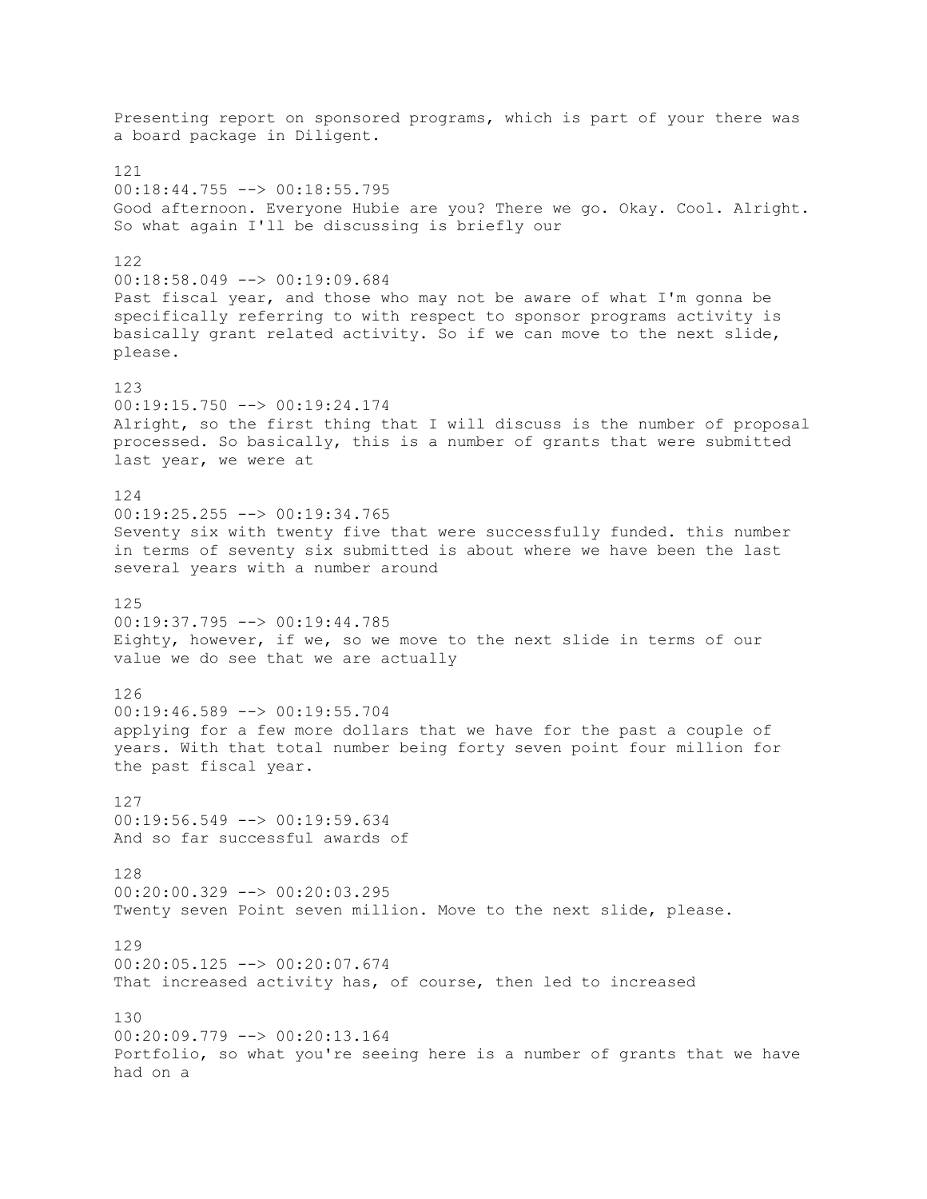Presenting report on sponsored programs, which is part of your there was a board package in Diligent.

121
00:18:44.755 --> 00:18:55.795
Good afternoon. Everyone Hubie are you? There we go. Okay. Cool. Alright. So what again I'll be discussing is briefly our

122
00:18:58.049 --> 00:19:09.684
Past fiscal year, and those who may not be aware of what I'm gonna be specifically referring to with respect to sponsor programs activity is basically grant related activity. So if we can move to the next slide, please.

123
00:19:15.750 --> 00:19:24.174
Alright, so the first thing that I will discuss is the number of proposal processed. So basically, this is a number of grants that were submitted last year, we were at

124
00:19:25.255 --> 00:19:34.765
Seventy six with twenty five that were successfully funded. this number in terms of seventy six submitted is about where we have been the last several years with a number around

125
00:19:37.795 --> 00:19:44.785
Eighty, however, if we, so we move to the next slide in terms of our value we do see that we are actually

126
00:19:46.589 --> 00:19:55.704
applying for a few more dollars that we have for the past a couple of years. With that total number being forty seven point four million for the past fiscal year.

127
00:19:56.549 --> 00:19:59.634
And so far successful awards of

128
00:20:00.329 --> 00:20:03.295
Twenty seven Point seven million. Move to the next slide, please.

129
00:20:05.125 --> 00:20:07.674
That increased activity has, of course, then led to increased

130
00:20:09.779 --> 00:20:13.164
Portfolio, so what you're seeing here is a number of grants that we have had on a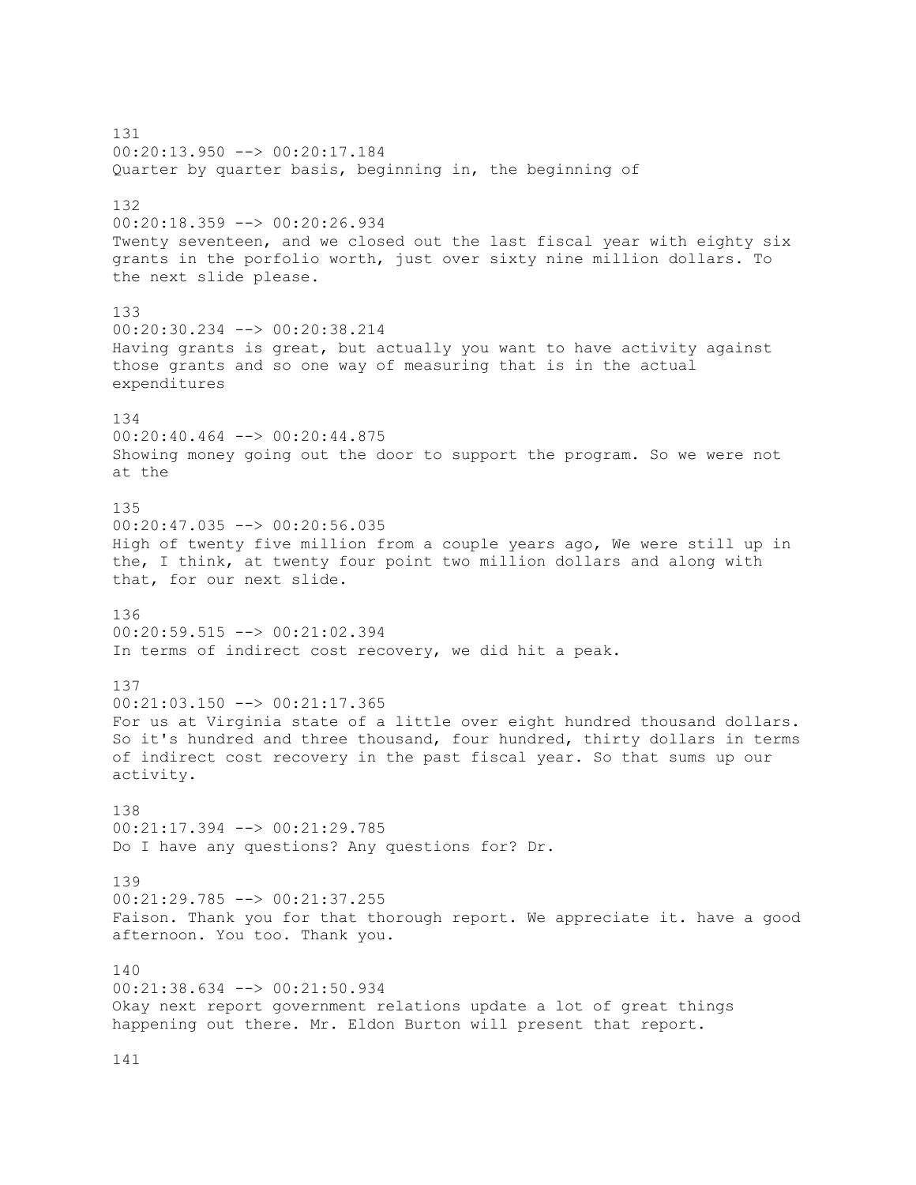131
00:20:13.950 --> 00:20:17.184
Quarter by quarter basis, beginning in, the beginning of

132
00:20:18.359 --> 00:20:26.934
Twenty seventeen, and we closed out the last fiscal year with eighty six grants in the porfolio worth, just over sixty nine million dollars. To the next slide please.

133
00:20:30.234 --> 00:20:38.214
Having grants is great, but actually you want to have activity against those grants and so one way of measuring that is in the actual expenditures

134
00:20:40.464 --> 00:20:44.875
Showing money going out the door to support the program. So we were not at the

135
00:20:47.035 --> 00:20:56.035
High of twenty five million from a couple years ago, We were still up in the, I think, at twenty four point two million dollars and along with that, for our next slide.

136
00:20:59.515 --> 00:21:02.394
In terms of indirect cost recovery, we did hit a peak.

137
00:21:03.150 --> 00:21:17.365
For us at Virginia state of a little over eight hundred thousand dollars. So it's hundred and three thousand, four hundred, thirty dollars in terms of indirect cost recovery in the past fiscal year. So that sums up our activity.

138
00:21:17.394 --> 00:21:29.785
Do I have any questions? Any questions for? Dr.

139
00:21:29.785 --> 00:21:37.255
Faison. Thank you for that thorough report. We appreciate it. have a good afternoon. You too. Thank you.

140
00:21:38.634 --> 00:21:50.934
Okay next report government relations update a lot of great things happening out there. Mr. Eldon Burton will present that report.

141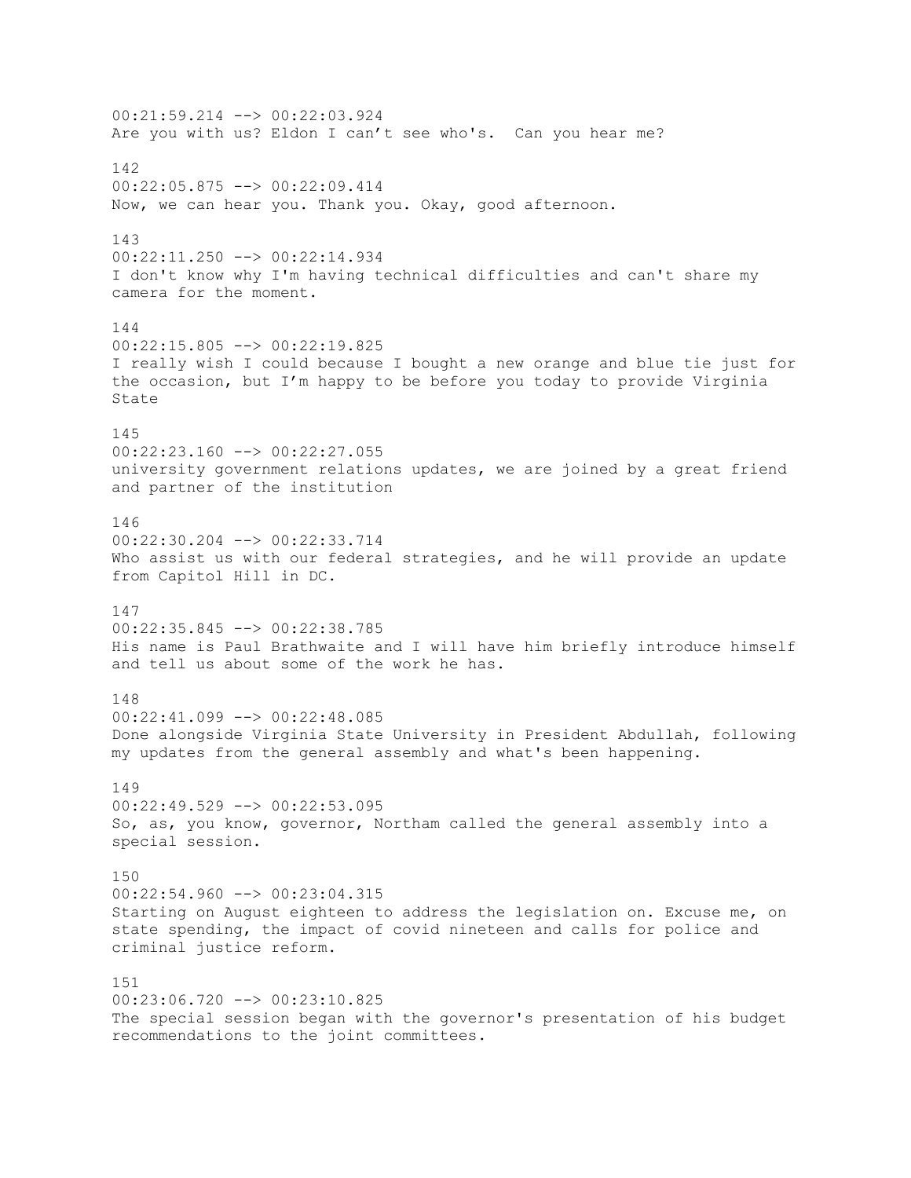00:21:59.214 --> 00:22:03.924
Are you with us? Eldon I can't see who's.  Can you hear me?

142
00:22:05.875 --> 00:22:09.414
Now, we can hear you. Thank you. Okay, good afternoon.

143
00:22:11.250 --> 00:22:14.934
I don't know why I'm having technical difficulties and can't share my camera for the moment.

144
00:22:15.805 --> 00:22:19.825
I really wish I could because I bought a new orange and blue tie just for the occasion, but I'm happy to be before you today to provide Virginia State

145
00:22:23.160 --> 00:22:27.055
university government relations updates, we are joined by a great friend and partner of the institution

146
00:22:30.204 --> 00:22:33.714
Who assist us with our federal strategies, and he will provide an update from Capitol Hill in DC.

147
00:22:35.845 --> 00:22:38.785
His name is Paul Brathwaite and I will have him briefly introduce himself and tell us about some of the work he has.

148
00:22:41.099 --> 00:22:48.085
Done alongside Virginia State University in President Abdullah, following my updates from the general assembly and what's been happening.

149
00:22:49.529 --> 00:22:53.095
So, as, you know, governor, Northam called the general assembly into a special session.

150
00:22:54.960 --> 00:23:04.315
Starting on August eighteen to address the legislation on. Excuse me, on state spending, the impact of covid nineteen and calls for police and criminal justice reform.

151
00:23:06.720 --> 00:23:10.825
The special session began with the governor's presentation of his budget recommendations to the joint committees.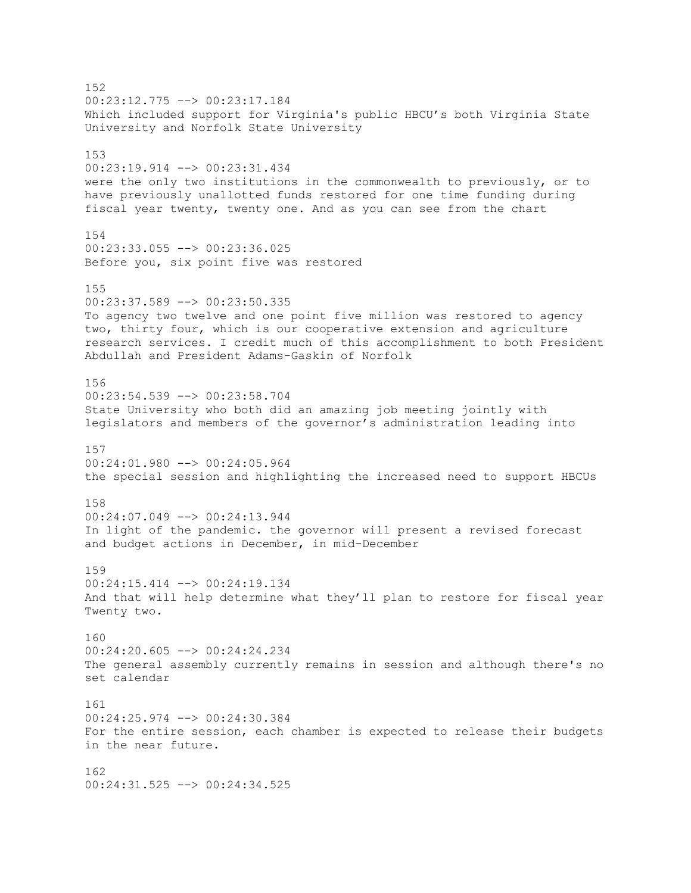152
00:23:12.775 --> 00:23:17.184
Which included support for Virginia's public HBCU's both Virginia State University and Norfolk State University

153
00:23:19.914 --> 00:23:31.434
were the only two institutions in the commonwealth to previously, or to have previously unallotted funds restored for one time funding during fiscal year twenty, twenty one. And as you can see from the chart

154
00:23:33.055 --> 00:23:36.025
Before you, six point five was restored

155
00:23:37.589 --> 00:23:50.335
To agency two twelve and one point five million was restored to agency two, thirty four, which is our cooperative extension and agriculture research services. I credit much of this accomplishment to both President Abdullah and President Adams-Gaskin of Norfolk

156
00:23:54.539 --> 00:23:58.704
State University who both did an amazing job meeting jointly with legislators and members of the governor's administration leading into

157
00:24:01.980 --> 00:24:05.964
the special session and highlighting the increased need to support HBCUs

158
00:24:07.049 --> 00:24:13.944
In light of the pandemic. the governor will present a revised forecast and budget actions in December, in mid-December

159
00:24:15.414 --> 00:24:19.134
And that will help determine what they'll plan to restore for fiscal year Twenty two.

160
00:24:20.605 --> 00:24:24.234
The general assembly currently remains in session and although there's no set calendar

161
00:24:25.974 --> 00:24:30.384
For the entire session, each chamber is expected to release their budgets in the near future.

162
00:24:31.525 --> 00:24:34.525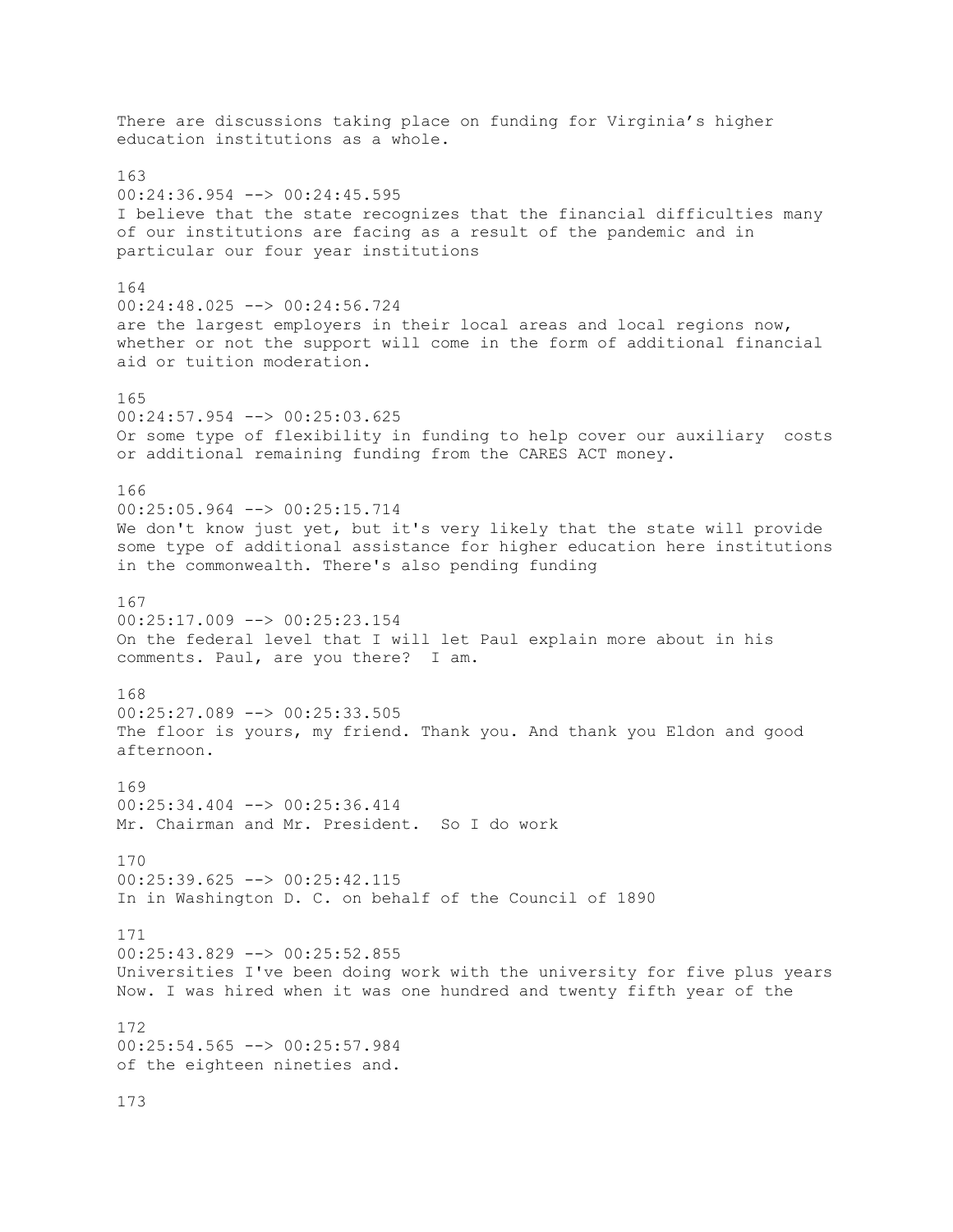There are discussions taking place on funding for Virginia's higher education institutions as a whole.

163
00:24:36.954 --> 00:24:45.595
I believe that the state recognizes that the financial difficulties many of our institutions are facing as a result of the pandemic and in particular our four year institutions

164
00:24:48.025 --> 00:24:56.724
are the largest employers in their local areas and local regions now, whether or not the support will come in the form of additional financial aid or tuition moderation.

165
00:24:57.954 --> 00:25:03.625
Or some type of flexibility in funding to help cover our auxiliary  costs or additional remaining funding from the CARES ACT money.

166
00:25:05.964 --> 00:25:15.714
We don't know just yet, but it's very likely that the state will provide some type of additional assistance for higher education here institutions in the commonwealth. There's also pending funding

167
00:25:17.009 --> 00:25:23.154
On the federal level that I will let Paul explain more about in his comments. Paul, are you there?  I am.

168
00:25:27.089 --> 00:25:33.505
The floor is yours, my friend. Thank you. And thank you Eldon and good afternoon.

169
00:25:34.404 --> 00:25:36.414
Mr. Chairman and Mr. President.  So I do work

170
00:25:39.625 --> 00:25:42.115
In in Washington D. C. on behalf of the Council of 1890

171
00:25:43.829 --> 00:25:52.855
Universities I've been doing work with the university for five plus years Now. I was hired when it was one hundred and twenty fifth year of the

172
00:25:54.565 --> 00:25:57.984
of the eighteen nineties and.

173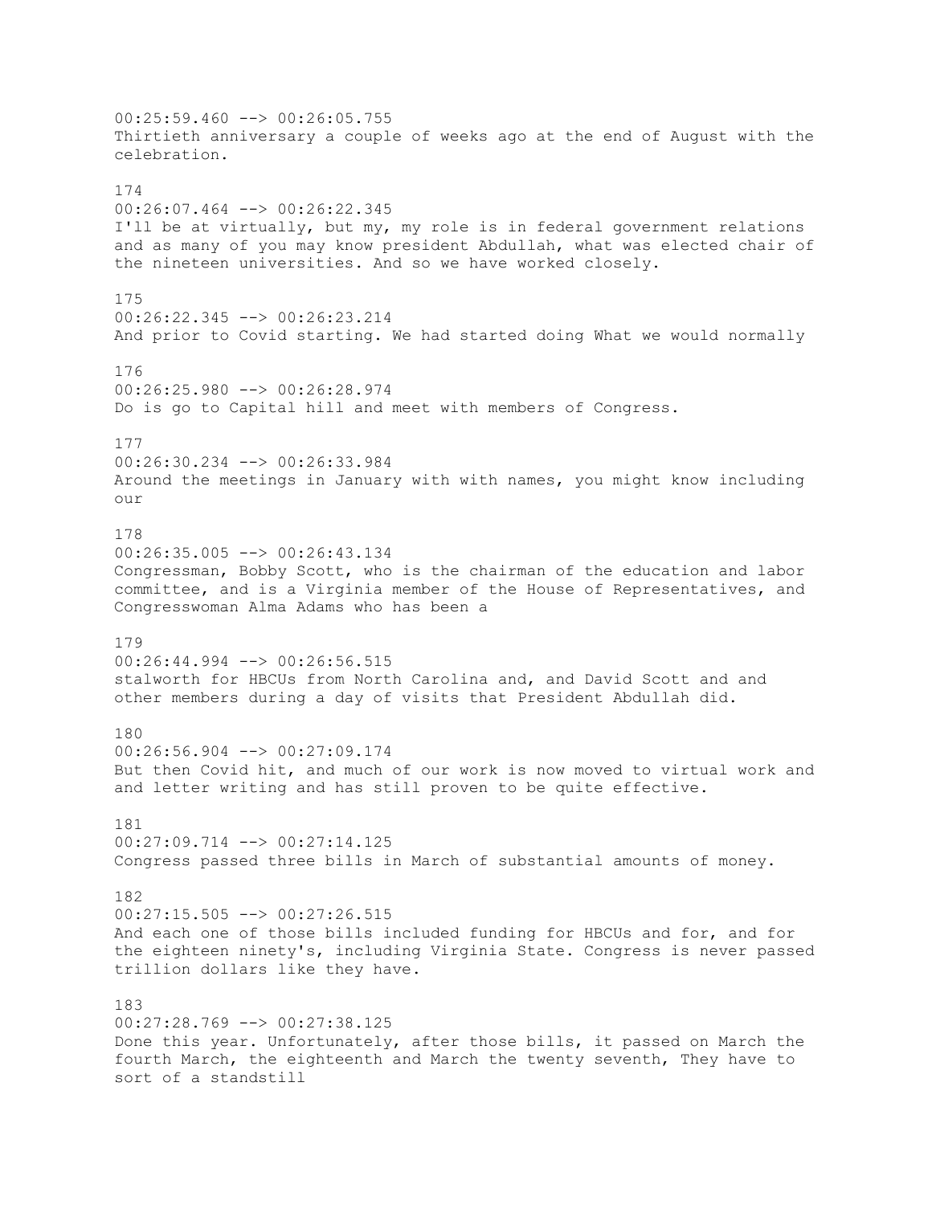00:25:59.460 --> 00:26:05.755
Thirtieth anniversary a couple of weeks ago at the end of August with the celebration.

174
00:26:07.464 --> 00:26:22.345
I'll be at virtually, but my, my role is in federal government relations and as many of you may know president Abdullah, what was elected chair of the nineteen universities. And so we have worked closely.

175
00:26:22.345 --> 00:26:23.214
And prior to Covid starting. We had started doing What we would normally

176
00:26:25.980 --> 00:26:28.974
Do is go to Capital hill and meet with members of Congress.

177
00:26:30.234 --> 00:26:33.984
Around the meetings in January with with names, you might know including our

178
00:26:35.005 --> 00:26:43.134
Congressman, Bobby Scott, who is the chairman of the education and labor committee, and is a Virginia member of the House of Representatives, and Congresswoman Alma Adams who has been a

179
00:26:44.994 --> 00:26:56.515
stalworth for HBCUs from North Carolina and, and David Scott and and other members during a day of visits that President Abdullah did.

180
00:26:56.904 --> 00:27:09.174
But then Covid hit, and much of our work is now moved to virtual work and and letter writing and has still proven to be quite effective.

181
00:27:09.714 --> 00:27:14.125
Congress passed three bills in March of substantial amounts of money.

182
00:27:15.505 --> 00:27:26.515
And each one of those bills included funding for HBCUs and for, and for the eighteen ninety's, including Virginia State. Congress is never passed trillion dollars like they have.

183
00:27:28.769 --> 00:27:38.125
Done this year. Unfortunately, after those bills, it passed on March the fourth March, the eighteenth and March the twenty seventh, They have to sort of a standstill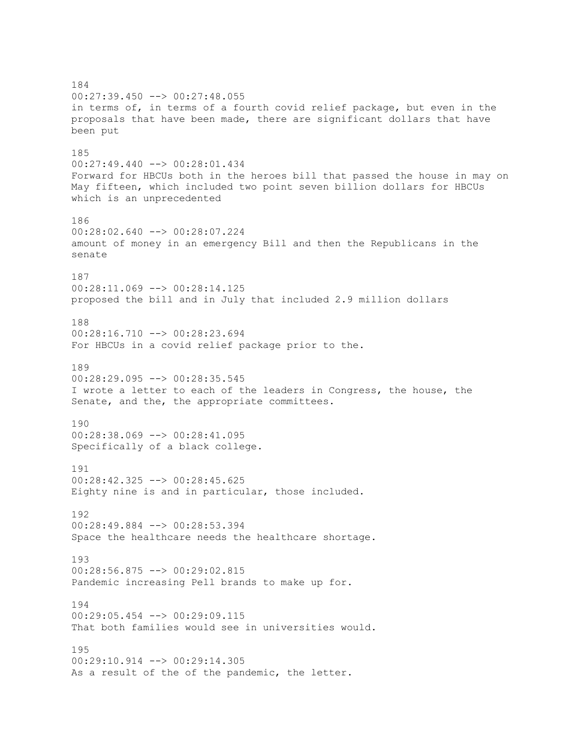184
00:27:39.450 --> 00:27:48.055
in terms of, in terms of a fourth covid relief package, but even in the proposals that have been made, there are significant dollars that have been put

185
00:27:49.440 --> 00:28:01.434
Forward for HBCUs both in the heroes bill that passed the house in may on May fifteen, which included two point seven billion dollars for HBCUs which is an unprecedented

186
00:28:02.640 --> 00:28:07.224
amount of money in an emergency Bill and then the Republicans in the senate

187
00:28:11.069 --> 00:28:14.125
proposed the bill and in July that included 2.9 million dollars

188
00:28:16.710 --> 00:28:23.694
For HBCUs in a covid relief package prior to the.

189
00:28:29.095 --> 00:28:35.545
I wrote a letter to each of the leaders in Congress, the house, the Senate, and the, the appropriate committees.

190
00:28:38.069 --> 00:28:41.095
Specifically of a black college.

191
00:28:42.325 --> 00:28:45.625
Eighty nine is and in particular, those included.

192
00:28:49.884 --> 00:28:53.394
Space the healthcare needs the healthcare shortage.

193
00:28:56.875 --> 00:29:02.815
Pandemic increasing Pell brands to make up for.

194
00:29:05.454 --> 00:29:09.115
That both families would see in universities would.

195
00:29:10.914 --> 00:29:14.305
As a result of the of the pandemic, the letter.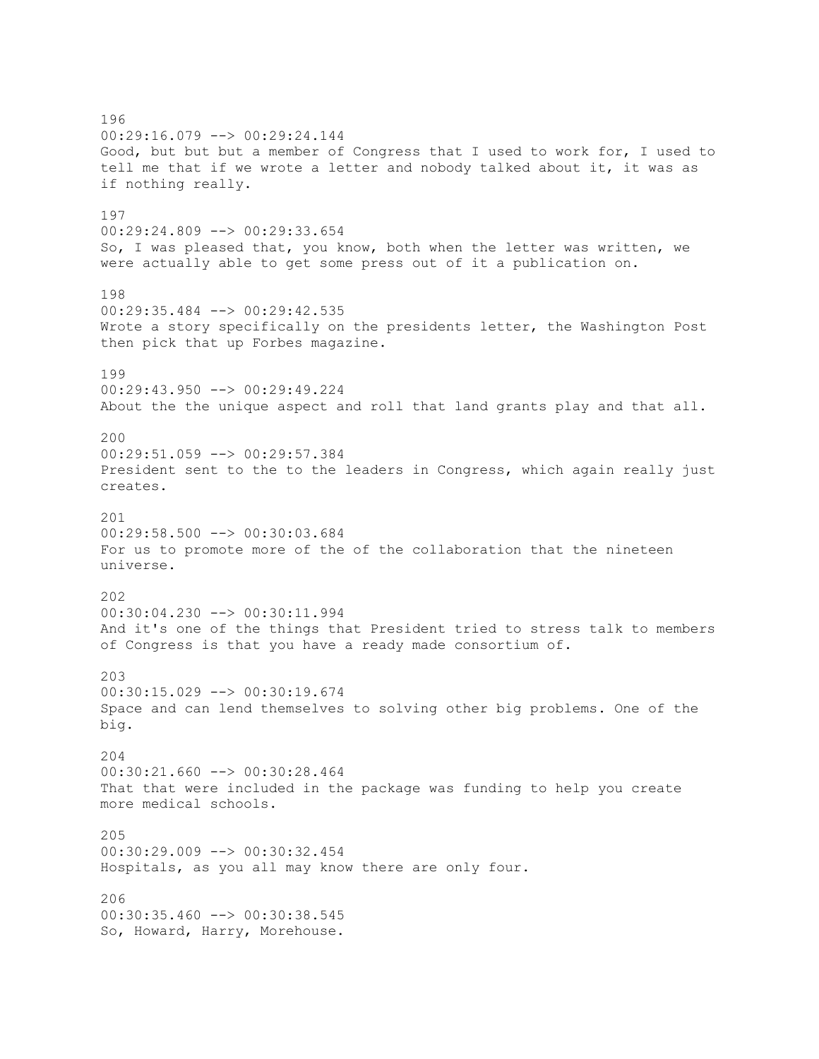196
00:29:16.079 --> 00:29:24.144
Good, but but but a member of Congress that I used to work for, I used to tell me that if we wrote a letter and nobody talked about it, it was as if nothing really.

197
00:29:24.809 --> 00:29:33.654
So, I was pleased that, you know, both when the letter was written, we were actually able to get some press out of it a publication on.

198
00:29:35.484 --> 00:29:42.535
Wrote a story specifically on the presidents letter, the Washington Post then pick that up Forbes magazine.

199
00:29:43.950 --> 00:29:49.224
About the the unique aspect and roll that land grants play and that all.

200
00:29:51.059 --> 00:29:57.384
President sent to the to the leaders in Congress, which again really just creates.

201
00:29:58.500 --> 00:30:03.684
For us to promote more of the of the collaboration that the nineteen universe.

202
00:30:04.230 --> 00:30:11.994
And it's one of the things that President tried to stress talk to members of Congress is that you have a ready made consortium of.

203
00:30:15.029 --> 00:30:19.674
Space and can lend themselves to solving other big problems. One of the big.

204
00:30:21.660 --> 00:30:28.464
That that were included in the package was funding to help you create more medical schools.

205
00:30:29.009 --> 00:30:32.454
Hospitals, as you all may know there are only four.

206
00:30:35.460 --> 00:30:38.545
So, Howard, Harry, Morehouse.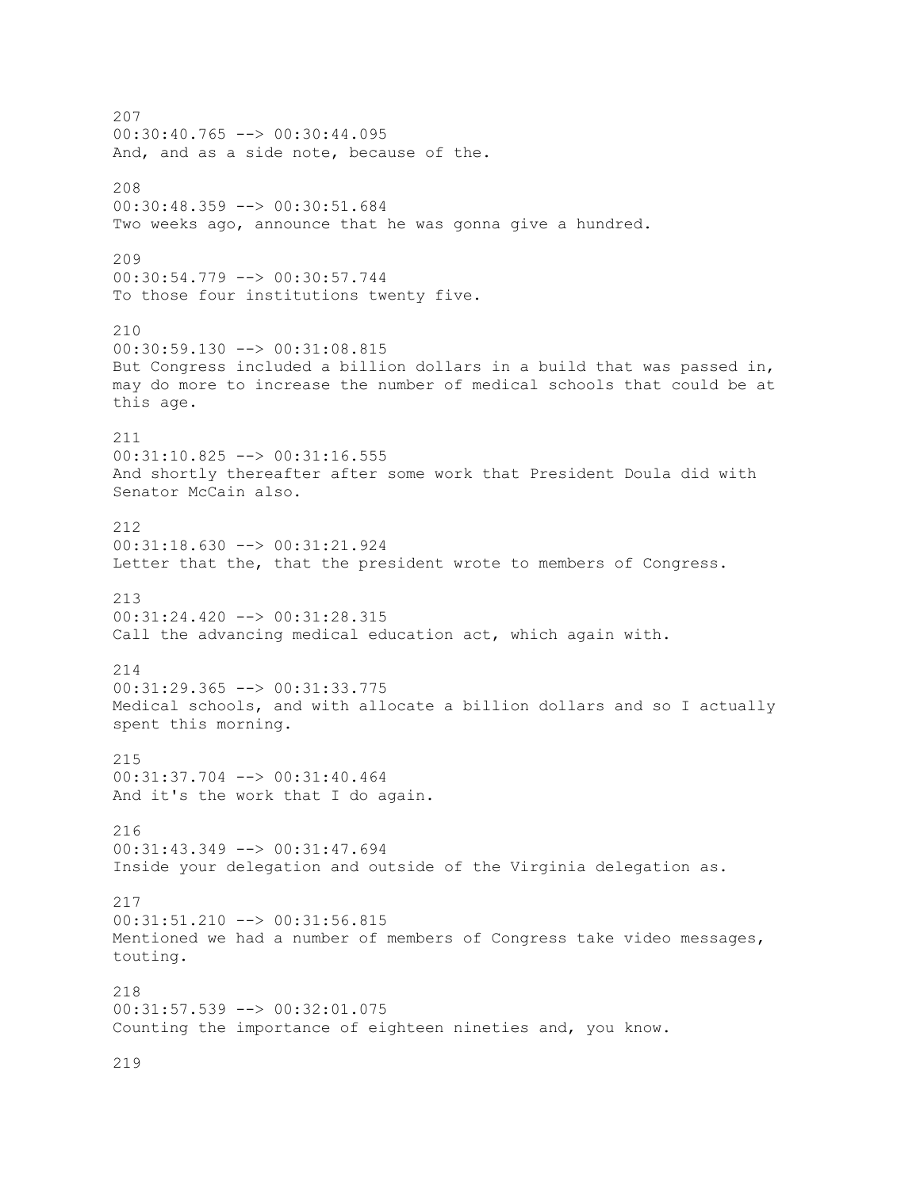207
00:30:40.765 --> 00:30:44.095
And, and as a side note, because of the.

208
00:30:48.359 --> 00:30:51.684
Two weeks ago, announce that he was gonna give a hundred.

209
00:30:54.779 --> 00:30:57.744
To those four institutions twenty five.

210
00:30:59.130 --> 00:31:08.815
But Congress included a billion dollars in a build that was passed in, may do more to increase the number of medical schools that could be at this age.

211
00:31:10.825 --> 00:31:16.555
And shortly thereafter after some work that President Doula did with Senator McCain also.

212
00:31:18.630 --> 00:31:21.924
Letter that the, that the president wrote to members of Congress.

213
00:31:24.420 --> 00:31:28.315
Call the advancing medical education act, which again with.

214
00:31:29.365 --> 00:31:33.775
Medical schools, and with allocate a billion dollars and so I actually spent this morning.

215
00:31:37.704 --> 00:31:40.464
And it's the work that I do again.

216
00:31:43.349 --> 00:31:47.694
Inside your delegation and outside of the Virginia delegation as.

217
00:31:51.210 --> 00:31:56.815
Mentioned we had a number of members of Congress take video messages, touting.

218
00:31:57.539 --> 00:32:01.075
Counting the importance of eighteen nineties and, you know.

219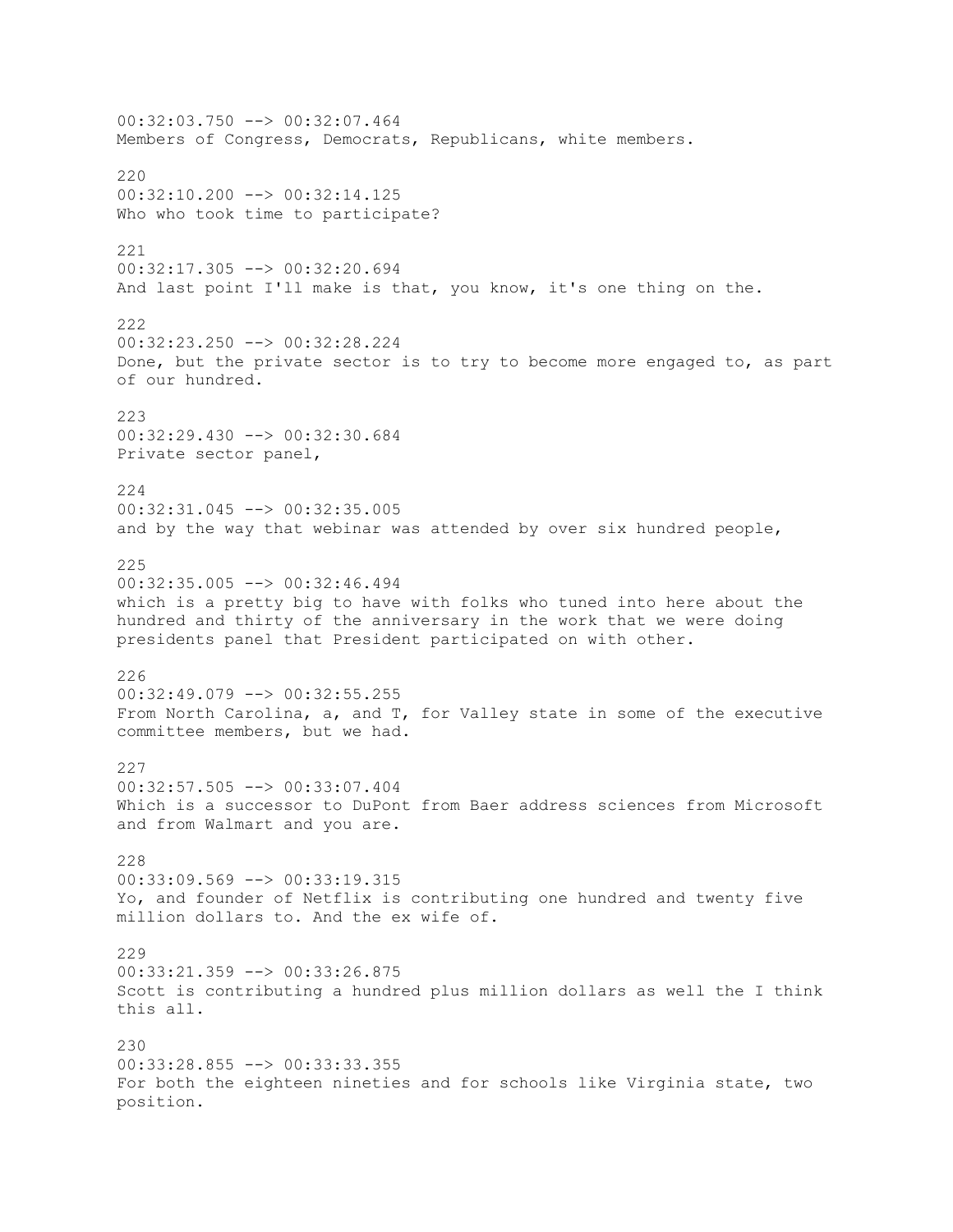00:32:03.750 --> 00:32:07.464
Members of Congress, Democrats, Republicans, white members.

220
00:32:10.200 --> 00:32:14.125
Who who took time to participate?

221
00:32:17.305 --> 00:32:20.694
And last point I'll make is that, you know, it's one thing on the.

222
00:32:23.250 --> 00:32:28.224
Done, but the private sector is to try to become more engaged to, as part of our hundred.

223
00:32:29.430 --> 00:32:30.684
Private sector panel,

224
00:32:31.045 --> 00:32:35.005
and by the way that webinar was attended by over six hundred people,

225
00:32:35.005 --> 00:32:46.494
which is a pretty big to have with folks who tuned into here about the hundred and thirty of the anniversary in the work that we were doing presidents panel that President participated on with other.

226
00:32:49.079 --> 00:32:55.255
From North Carolina, a, and T, for Valley state in some of the executive committee members, but we had.

227
00:32:57.505 --> 00:33:07.404
Which is a successor to DuPont from Baer address sciences from Microsoft and from Walmart and you are.

228
00:33:09.569 --> 00:33:19.315
Yo, and founder of Netflix is contributing one hundred and twenty five million dollars to. And the ex wife of.

229
00:33:21.359 --> 00:33:26.875
Scott is contributing a hundred plus million dollars as well the I think this all.

230
00:33:28.855 --> 00:33:33.355
For both the eighteen nineties and for schools like Virginia state, two position.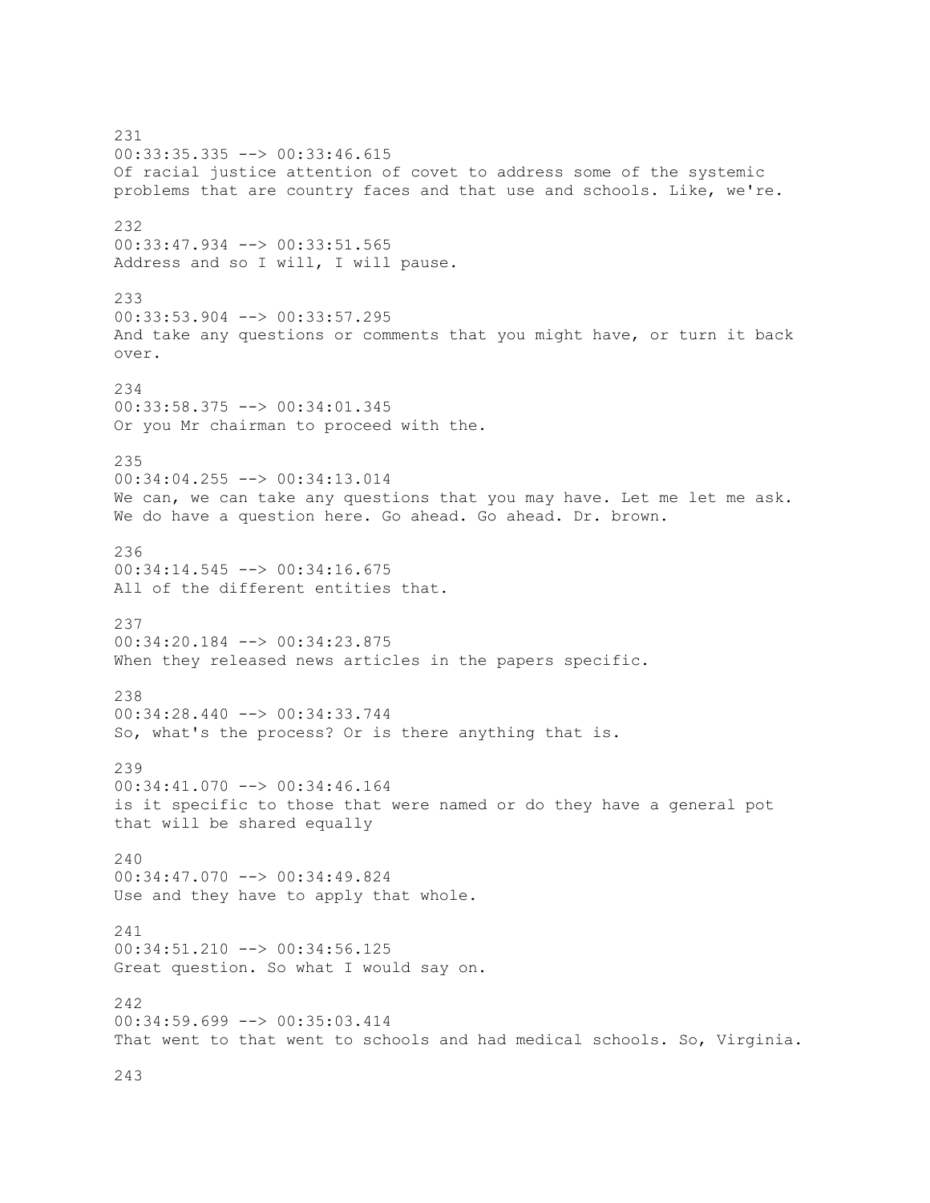231
00:33:35.335 --> 00:33:46.615
Of racial justice attention of covet to address some of the systemic problems that are country faces and that use and schools. Like, we're.

232
00:33:47.934 --> 00:33:51.565
Address and so I will, I will pause.

233
00:33:53.904 --> 00:33:57.295
And take any questions or comments that you might have, or turn it back over.

234
00:33:58.375 --> 00:34:01.345
Or you Mr chairman to proceed with the.

235
00:34:04.255 --> 00:34:13.014
We can, we can take any questions that you may have. Let me let me ask. We do have a question here. Go ahead. Go ahead. Dr. brown.

236
00:34:14.545 --> 00:34:16.675
All of the different entities that.

237
00:34:20.184 --> 00:34:23.875
When they released news articles in the papers specific.

238
00:34:28.440 --> 00:34:33.744
So, what's the process? Or is there anything that is.

239
00:34:41.070 --> 00:34:46.164
is it specific to those that were named or do they have a general pot that will be shared equally

240
00:34:47.070 --> 00:34:49.824
Use and they have to apply that whole.

241
00:34:51.210 --> 00:34:56.125
Great question. So what I would say on.

242
00:34:59.699 --> 00:35:03.414
That went to that went to schools and had medical schools. So, Virginia.

243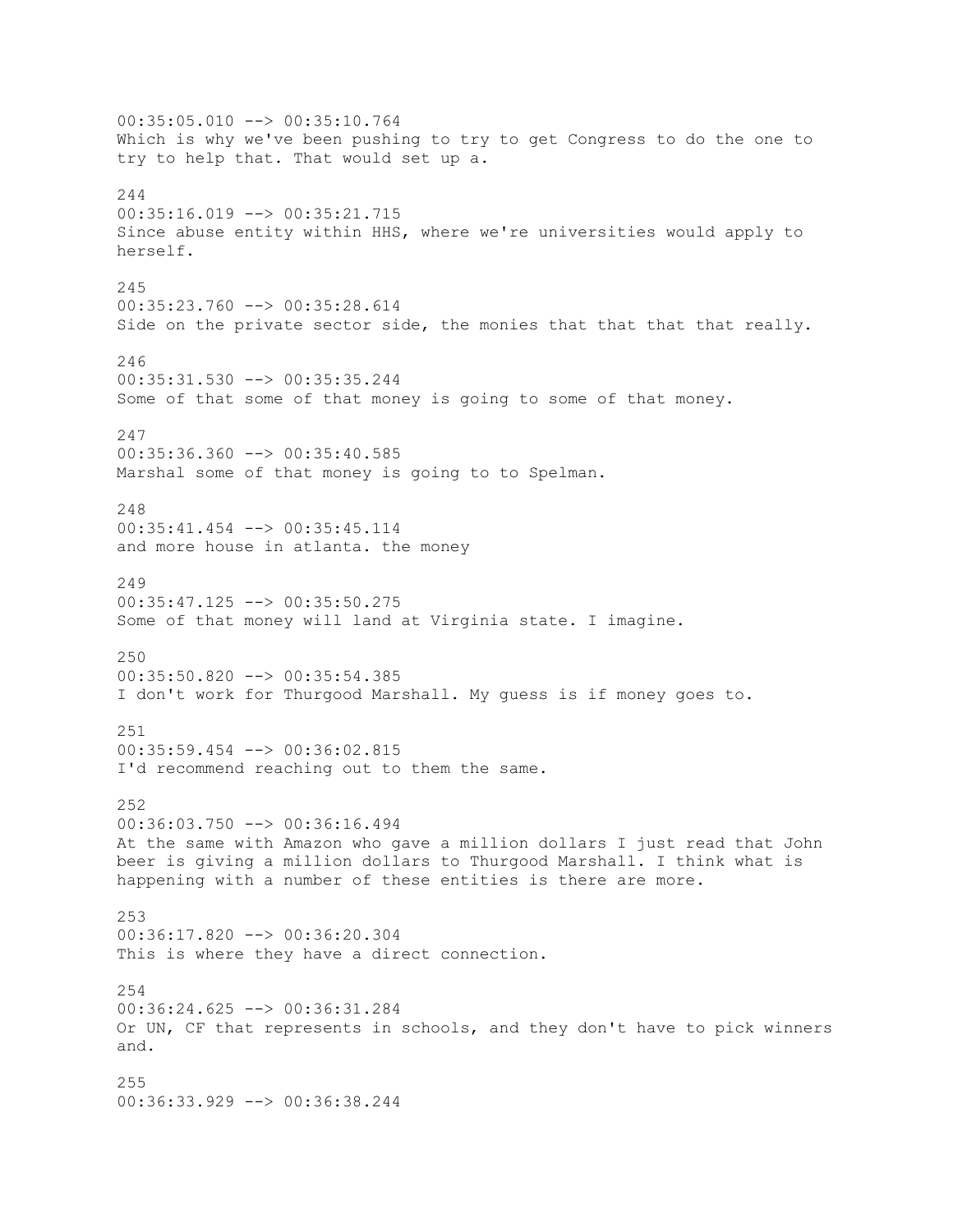00:35:05.010 --> 00:35:10.764
Which is why we've been pushing to try to get Congress to do the one to try to help that. That would set up a.

244
00:35:16.019 --> 00:35:21.715
Since abuse entity within HHS, where we're universities would apply to herself.

245
00:35:23.760 --> 00:35:28.614
Side on the private sector side, the monies that that that that really.

246
00:35:31.530 --> 00:35:35.244
Some of that some of that money is going to some of that money.

247
00:35:36.360 --> 00:35:40.585
Marshal some of that money is going to to Spelman.

248
00:35:41.454 --> 00:35:45.114
and more house in atlanta. the money

249
00:35:47.125 --> 00:35:50.275
Some of that money will land at Virginia state. I imagine.

250
00:35:50.820 --> 00:35:54.385
I don't work for Thurgood Marshall. My guess is if money goes to.

251
00:35:59.454 --> 00:36:02.815
I'd recommend reaching out to them the same.

252
00:36:03.750 --> 00:36:16.494
At the same with Amazon who gave a million dollars I just read that John beer is giving a million dollars to Thurgood Marshall. I think what is happening with a number of these entities is there are more.

253
00:36:17.820 --> 00:36:20.304
This is where they have a direct connection.

254
00:36:24.625 --> 00:36:31.284
Or UN, CF that represents in schools, and they don't have to pick winners and.

255
00:36:33.929 --> 00:36:38.244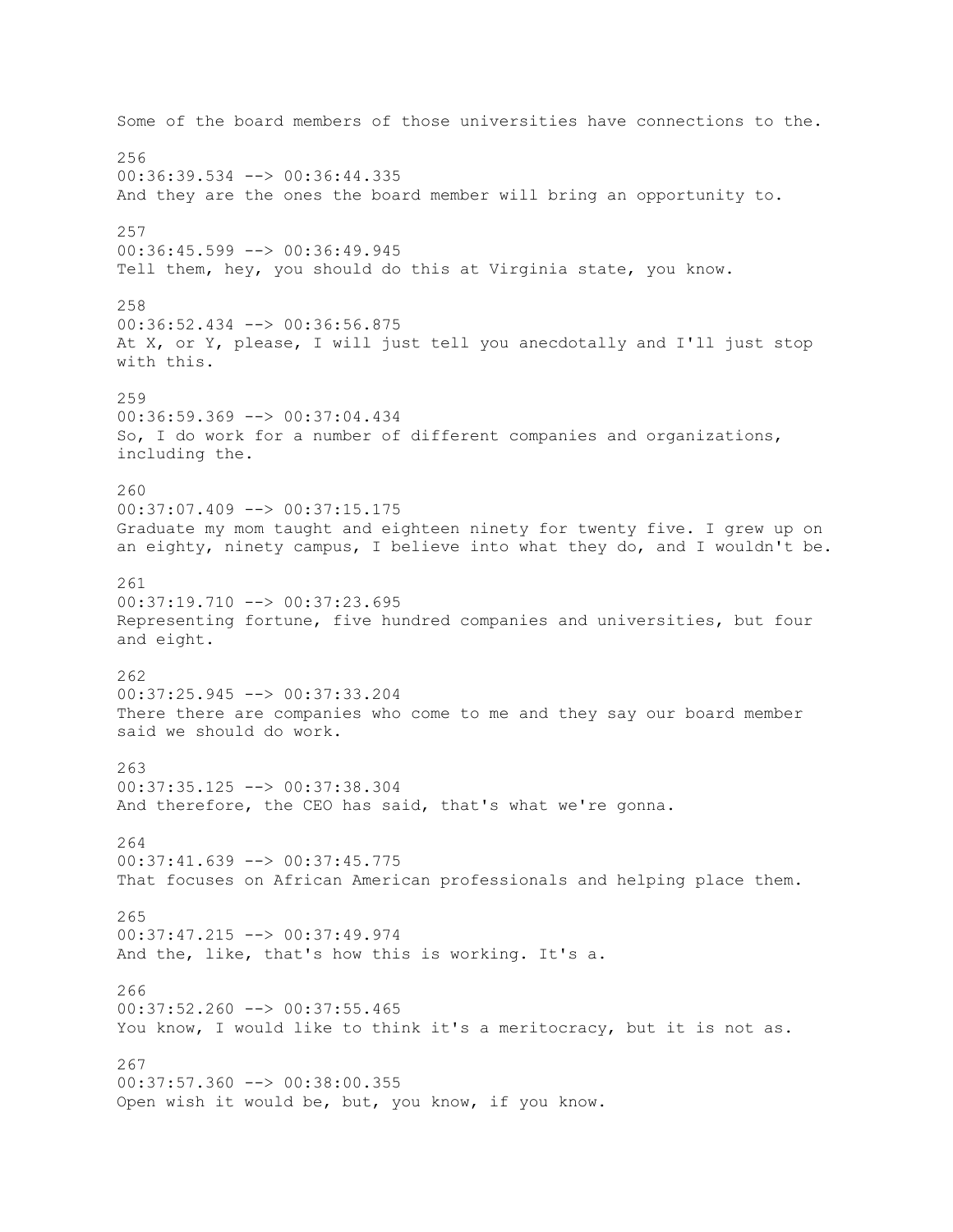Some of the board members of those universities have connections to the.

256
00:36:39.534 --> 00:36:44.335
And they are the ones the board member will bring an opportunity to.

257
00:36:45.599 --> 00:36:49.945
Tell them, hey, you should do this at Virginia state, you know.

258
00:36:52.434 --> 00:36:56.875
At X, or Y, please, I will just tell you anecdotally and I'll just stop with this.

259
00:36:59.369 --> 00:37:04.434
So, I do work for a number of different companies and organizations, including the.

260
00:37:07.409 --> 00:37:15.175
Graduate my mom taught and eighteen ninety for twenty five. I grew up on an eighty, ninety campus, I believe into what they do, and I wouldn't be.

261
00:37:19.710 --> 00:37:23.695
Representing fortune, five hundred companies and universities, but four and eight.

262
00:37:25.945 --> 00:37:33.204
There there are companies who come to me and they say our board member said we should do work.

263
00:37:35.125 --> 00:37:38.304
And therefore, the CEO has said, that's what we're gonna.

264
00:37:41.639 --> 00:37:45.775
That focuses on African American professionals and helping place them.

265
00:37:47.215 --> 00:37:49.974
And the, like, that's how this is working. It's a.

266
00:37:52.260 --> 00:37:55.465
You know, I would like to think it's a meritocracy, but it is not as.

267
00:37:57.360 --> 00:38:00.355
Open wish it would be, but, you know, if you know.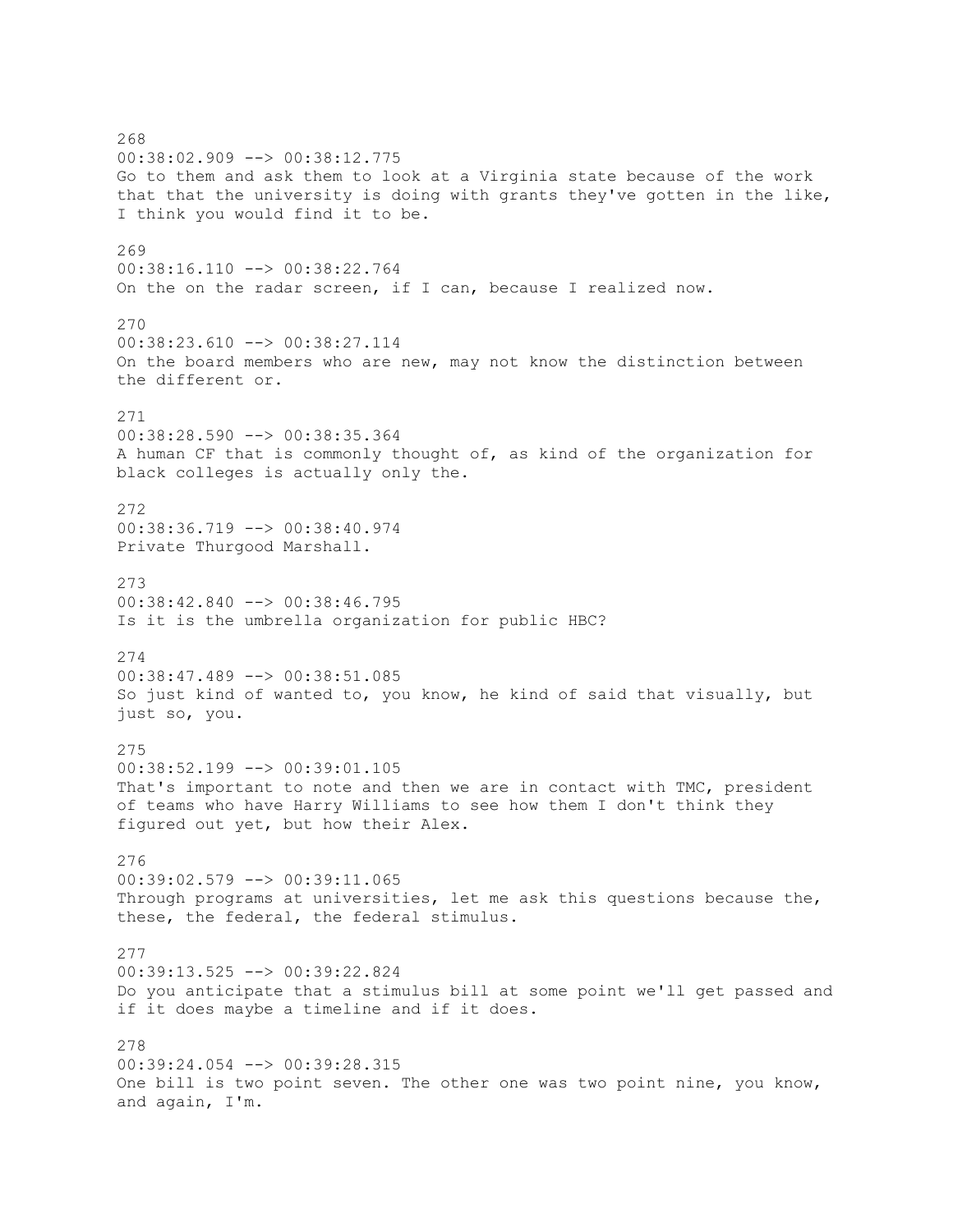268
00:38:02.909 --> 00:38:12.775
Go to them and ask them to look at a Virginia state because of the work that that the university is doing with grants they've gotten in the like, I think you would find it to be.

269
00:38:16.110 --> 00:38:22.764
On the on the radar screen, if I can, because I realized now.

270
00:38:23.610 --> 00:38:27.114
On the board members who are new, may not know the distinction between the different or.

271
00:38:28.590 --> 00:38:35.364
A human CF that is commonly thought of, as kind of the organization for black colleges is actually only the.

272
00:38:36.719 --> 00:38:40.974
Private Thurgood Marshall.

273
00:38:42.840 --> 00:38:46.795
Is it is the umbrella organization for public HBC?

274
00:38:47.489 --> 00:38:51.085
So just kind of wanted to, you know, he kind of said that visually, but just so, you.

275
00:38:52.199 --> 00:39:01.105
That's important to note and then we are in contact with TMC, president of teams who have Harry Williams to see how them I don't think they figured out yet, but how their Alex.

276
00:39:02.579 --> 00:39:11.065
Through programs at universities, let me ask this questions because the, these, the federal, the federal stimulus.

277
00:39:13.525 --> 00:39:22.824
Do you anticipate that a stimulus bill at some point we'll get passed and if it does maybe a timeline and if it does.

278
00:39:24.054 --> 00:39:28.315
One bill is two point seven. The other one was two point nine, you know, and again, I'm.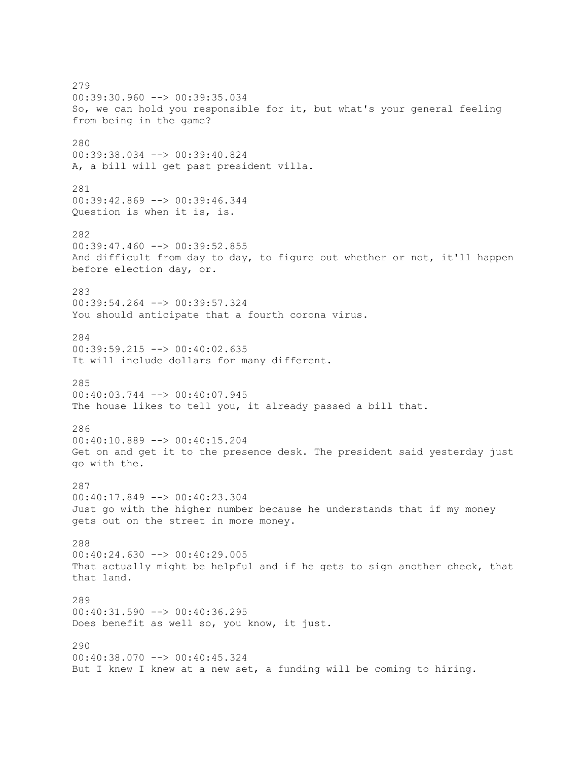279
00:39:30.960 --> 00:39:35.034
So, we can hold you responsible for it, but what's your general feeling from being in the game?

280
00:39:38.034 --> 00:39:40.824
A, a bill will get past president villa.

281
00:39:42.869 --> 00:39:46.344
Question is when it is, is.

282
00:39:47.460 --> 00:39:52.855
And difficult from day to day, to figure out whether or not, it'll happen before election day, or.

283
00:39:54.264 --> 00:39:57.324
You should anticipate that a fourth corona virus.

284
00:39:59.215 --> 00:40:02.635
It will include dollars for many different.

285
00:40:03.744 --> 00:40:07.945
The house likes to tell you, it already passed a bill that.

286
00:40:10.889 --> 00:40:15.204
Get on and get it to the presence desk. The president said yesterday just go with the.

287
00:40:17.849 --> 00:40:23.304
Just go with the higher number because he understands that if my money gets out on the street in more money.

288
00:40:24.630 --> 00:40:29.005
That actually might be helpful and if he gets to sign another check, that that land.

289
00:40:31.590 --> 00:40:36.295
Does benefit as well so, you know, it just.

290
00:40:38.070 --> 00:40:45.324
But I knew I knew at a new set, a funding will be coming to hiring.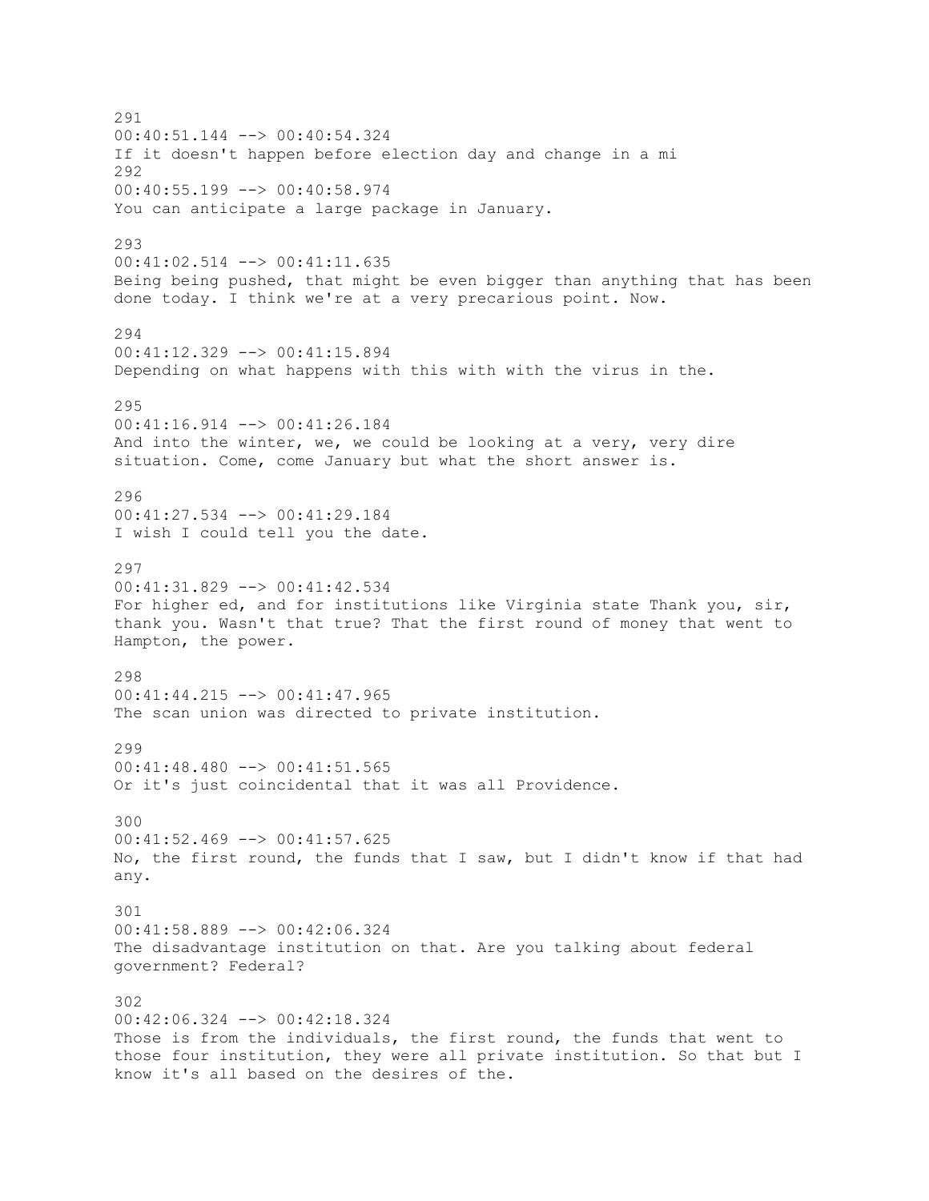291
00:40:51.144 --> 00:40:54.324
If it doesn't happen before election day and change in a mi

292
00:40:55.199 --> 00:40:58.974
You can anticipate a large package in January.

293
00:41:02.514 --> 00:41:11.635
Being being pushed, that might be even bigger than anything that has been done today. I think we're at a very precarious point. Now.

294
00:41:12.329 --> 00:41:15.894
Depending on what happens with this with with the virus in the.

295
00:41:16.914 --> 00:41:26.184
And into the winter, we, we could be looking at a very, very dire situation. Come, come January but what the short answer is.

296
00:41:27.534 --> 00:41:29.184
I wish I could tell you the date.

297
00:41:31.829 --> 00:41:42.534
For higher ed, and for institutions like Virginia state Thank you, sir, thank you. Wasn't that true? That the first round of money that went to Hampton, the power.

298
00:41:44.215 --> 00:41:47.965
The scan union was directed to private institution.

299
00:41:48.480 --> 00:41:51.565
Or it's just coincidental that it was all Providence.

300
00:41:52.469 --> 00:41:57.625
No, the first round, the funds that I saw, but I didn't know if that had any.

301
00:41:58.889 --> 00:42:06.324
The disadvantage institution on that. Are you talking about federal government? Federal?

302
00:42:06.324 --> 00:42:18.324
Those is from the individuals, the first round, the funds that went to those four institution, they were all private institution. So that but I know it's all based on the desires of the.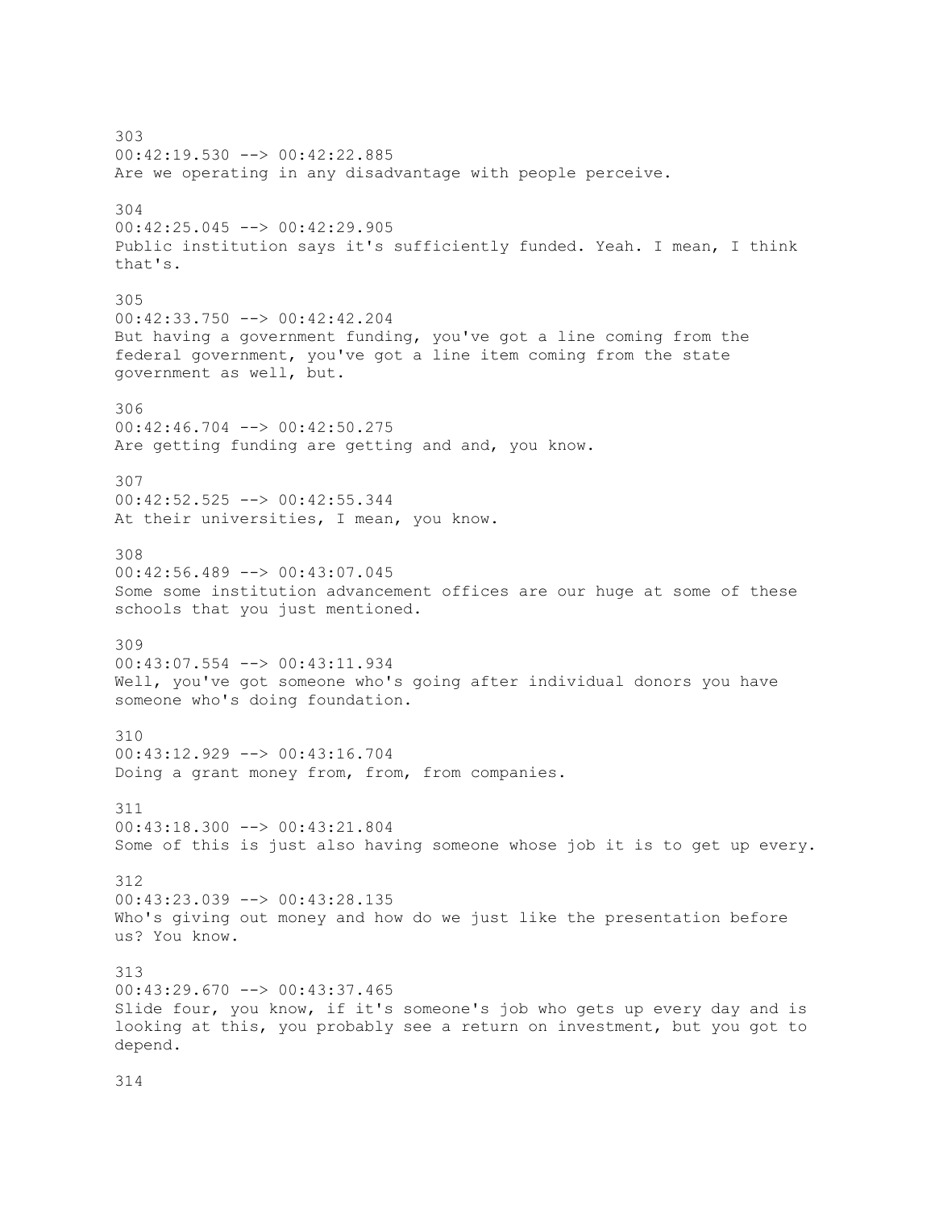303
00:42:19.530 --> 00:42:22.885
Are we operating in any disadvantage with people perceive.

304
00:42:25.045 --> 00:42:29.905
Public institution says it's sufficiently funded. Yeah. I mean, I think that's.

305
00:42:33.750 --> 00:42:42.204
But having a government funding, you've got a line coming from the federal government, you've got a line item coming from the state government as well, but.

306
00:42:46.704 --> 00:42:50.275
Are getting funding are getting and and, you know.

307
00:42:52.525 --> 00:42:55.344
At their universities, I mean, you know.

308
00:42:56.489 --> 00:43:07.045
Some some institution advancement offices are our huge at some of these schools that you just mentioned.

309
00:43:07.554 --> 00:43:11.934
Well, you've got someone who's going after individual donors you have someone who's doing foundation.

310
00:43:12.929 --> 00:43:16.704
Doing a grant money from, from, from companies.

311
00:43:18.300 --> 00:43:21.804
Some of this is just also having someone whose job it is to get up every.

312
00:43:23.039 --> 00:43:28.135
Who's giving out money and how do we just like the presentation before us? You know.

313
00:43:29.670 --> 00:43:37.465
Slide four, you know, if it's someone's job who gets up every day and is looking at this, you probably see a return on investment, but you got to depend.

314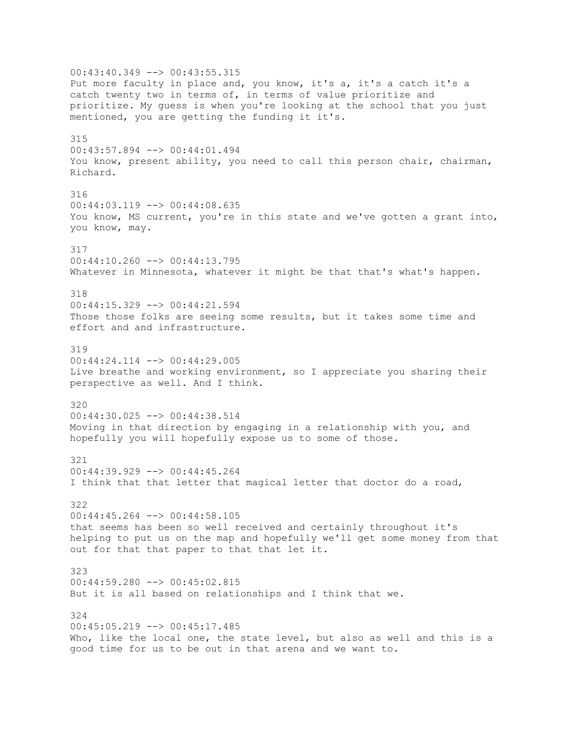00:43:40.349 --> 00:43:55.315
Put more faculty in place and, you know, it's a, it's a catch it's a catch twenty two in terms of, in terms of value prioritize and prioritize. My guess is when you're looking at the school that you just mentioned, you are getting the funding it it's.

315
00:43:57.894 --> 00:44:01.494
You know, present ability, you need to call this person chair, chairman, Richard.

316
00:44:03.119 --> 00:44:08.635
You know, MS current, you're in this state and we've gotten a grant into, you know, may.

317
00:44:10.260 --> 00:44:13.795
Whatever in Minnesota, whatever it might be that that's what's happen.

318
00:44:15.329 --> 00:44:21.594
Those those folks are seeing some results, but it takes some time and effort and and infrastructure.

319
00:44:24.114 --> 00:44:29.005
Live breathe and working environment, so I appreciate you sharing their perspective as well. And I think.

320
00:44:30.025 --> 00:44:38.514
Moving in that direction by engaging in a relationship with you, and hopefully you will hopefully expose us to some of those.

321
00:44:39.929 --> 00:44:45.264
I think that that letter that magical letter that doctor do a road,

322
00:44:45.264 --> 00:44:58.105
that seems has been so well received and certainly throughout it's helping to put us on the map and hopefully we'll get some money from that out for that that paper to that that let it.

323
00:44:59.280 --> 00:45:02.815
But it is all based on relationships and I think that we.

324
00:45:05.219 --> 00:45:17.485
Who, like the local one, the state level, but also as well and this is a good time for us to be out in that arena and we want to.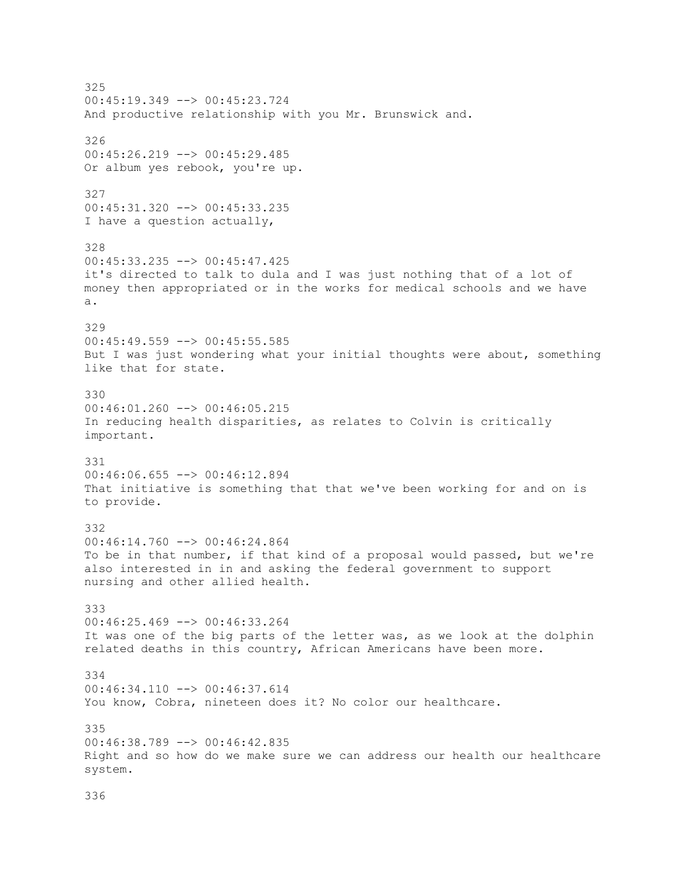325
00:45:19.349 --> 00:45:23.724
And productive relationship with you Mr. Brunswick and.

326
00:45:26.219 --> 00:45:29.485
Or album yes rebook, you're up.

327
00:45:31.320 --> 00:45:33.235
I have a question actually,

328
00:45:33.235 --> 00:45:47.425
it's directed to talk to dula and I was just nothing that of a lot of money then appropriated or in the works for medical schools and we have a.

329
00:45:49.559 --> 00:45:55.585
But I was just wondering what your initial thoughts were about, something like that for state.

330
00:46:01.260 --> 00:46:05.215
In reducing health disparities, as relates to Colvin is critically important.

331
00:46:06.655 --> 00:46:12.894
That initiative is something that that we've been working for and on is to provide.

332
00:46:14.760 --> 00:46:24.864
To be in that number, if that kind of a proposal would passed, but we're also interested in in and asking the federal government to support nursing and other allied health.

333
00:46:25.469 --> 00:46:33.264
It was one of the big parts of the letter was, as we look at the dolphin related deaths in this country, African Americans have been more.

334
00:46:34.110 --> 00:46:37.614
You know, Cobra, nineteen does it? No color our healthcare.

335
00:46:38.789 --> 00:46:42.835
Right and so how do we make sure we can address our health our healthcare system.

336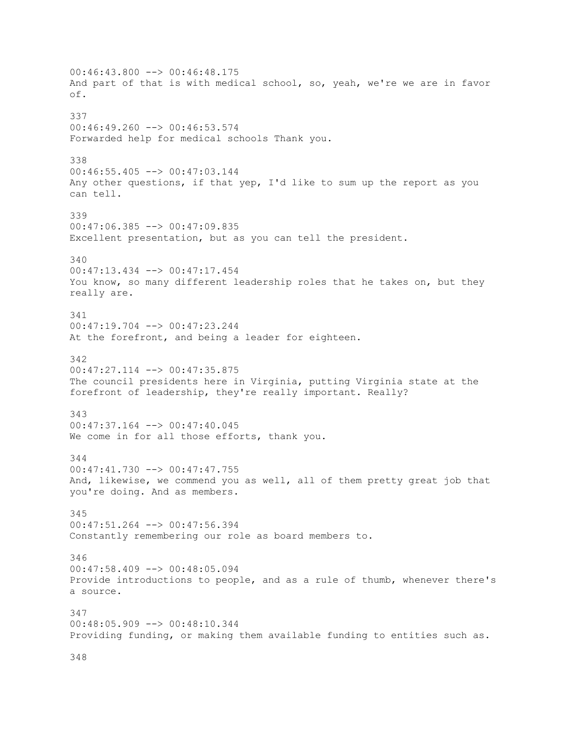00:46:43.800 --> 00:46:48.175
And part of that is with medical school, so, yeah, we're we are in favor of.

337
00:46:49.260 --> 00:46:53.574
Forwarded help for medical schools Thank you.

338
00:46:55.405 --> 00:47:03.144
Any other questions, if that yep, I'd like to sum up the report as you can tell.

339
00:47:06.385 --> 00:47:09.835
Excellent presentation, but as you can tell the president.

340
00:47:13.434 --> 00:47:17.454
You know, so many different leadership roles that he takes on, but they really are.

341
00:47:19.704 --> 00:47:23.244
At the forefront, and being a leader for eighteen.

342
00:47:27.114 --> 00:47:35.875
The council presidents here in Virginia, putting Virginia state at the forefront of leadership, they're really important. Really?

343
00:47:37.164 --> 00:47:40.045
We come in for all those efforts, thank you.

344
00:47:41.730 --> 00:47:47.755
And, likewise, we commend you as well, all of them pretty great job that you're doing. And as members.

345
00:47:51.264 --> 00:47:56.394
Constantly remembering our role as board members to.

346
00:47:58.409 --> 00:48:05.094
Provide introductions to people, and as a rule of thumb, whenever there's a source.

347
00:48:05.909 --> 00:48:10.344
Providing funding, or making them available funding to entities such as.

348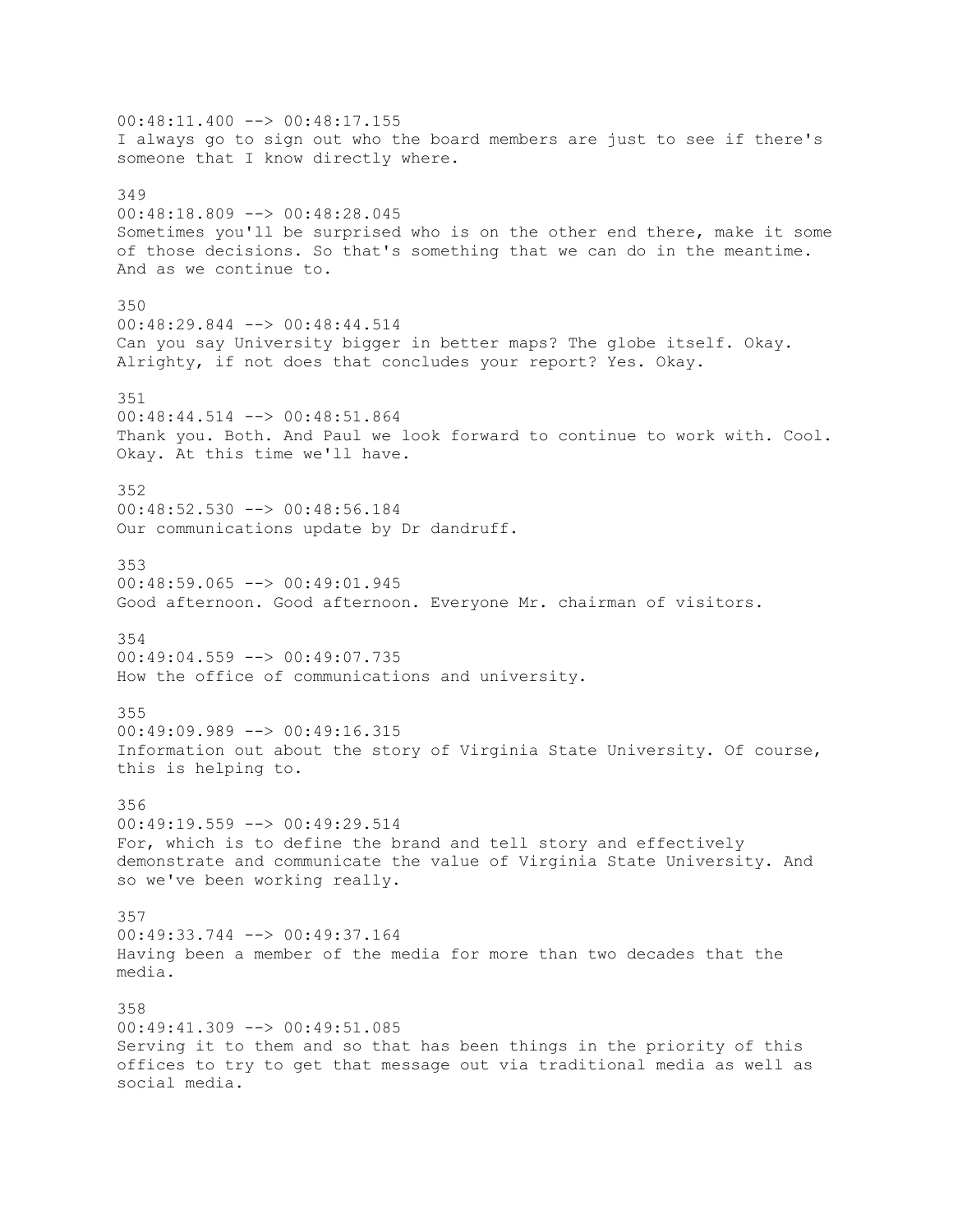00:48:11.400 --> 00:48:17.155
I always go to sign out who the board members are just to see if there's someone that I know directly where.

349
00:48:18.809 --> 00:48:28.045
Sometimes you'll be surprised who is on the other end there, make it some of those decisions. So that's something that we can do in the meantime. And as we continue to.

350
00:48:29.844 --> 00:48:44.514
Can you say University bigger in better maps? The globe itself. Okay. Alrighty, if not does that concludes your report? Yes. Okay.

351
00:48:44.514 --> 00:48:51.864
Thank you. Both. And Paul we look forward to continue to work with. Cool. Okay. At this time we'll have.

352
00:48:52.530 --> 00:48:56.184
Our communications update by Dr dandruff.

353
00:48:59.065 --> 00:49:01.945
Good afternoon. Good afternoon. Everyone Mr. chairman of visitors.

354
00:49:04.559 --> 00:49:07.735
How the office of communications and university.

355
00:49:09.989 --> 00:49:16.315
Information out about the story of Virginia State University. Of course, this is helping to.

356
00:49:19.559 --> 00:49:29.514
For, which is to define the brand and tell story and effectively demonstrate and communicate the value of Virginia State University. And so we've been working really.

357
00:49:33.744 --> 00:49:37.164
Having been a member of the media for more than two decades that the media.

358
00:49:41.309 --> 00:49:51.085
Serving it to them and so that has been things in the priority of this offices to try to get that message out via traditional media as well as social media.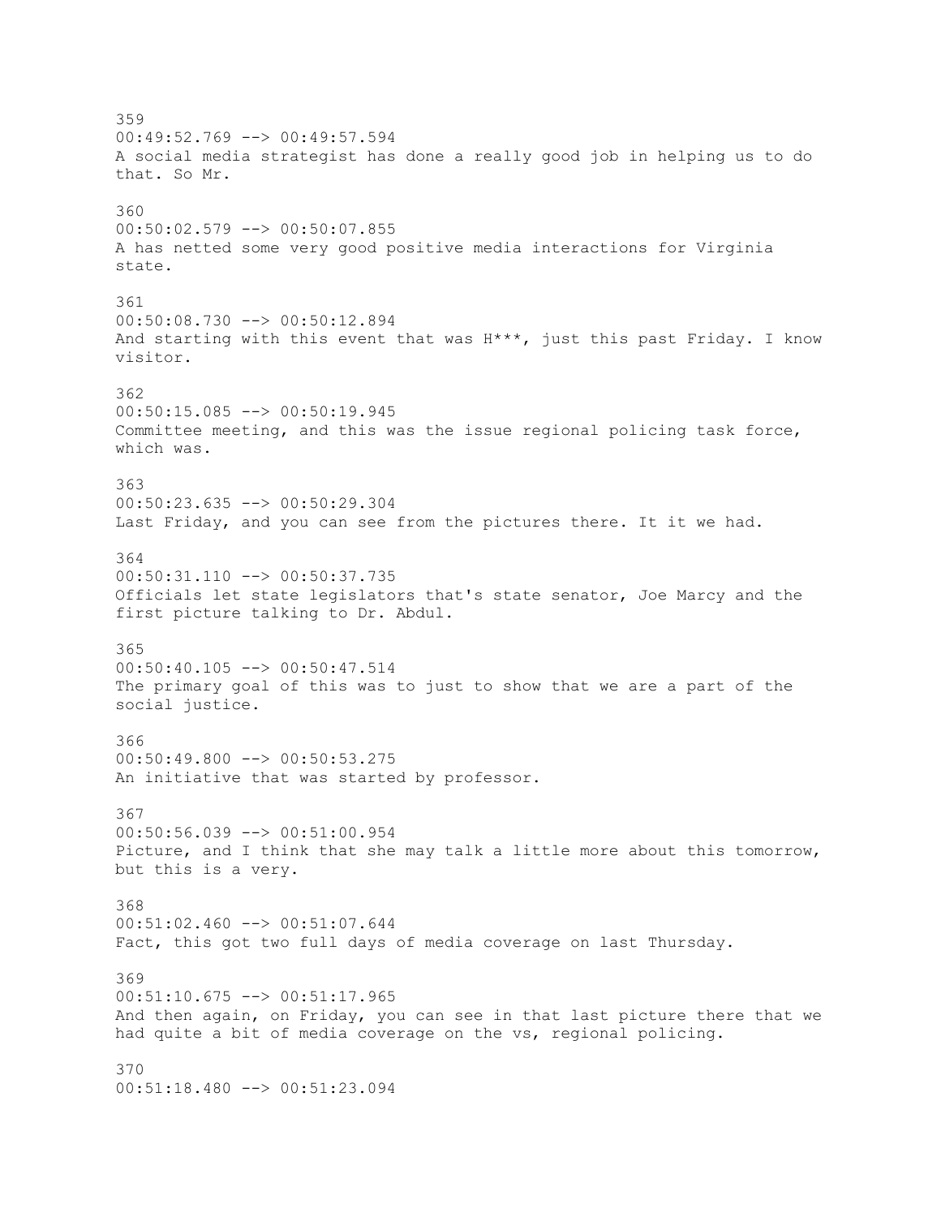359
00:49:52.769 --> 00:49:57.594
A social media strategist has done a really good job in helping us to do that. So Mr.

360
00:50:02.579 --> 00:50:07.855
A has netted some very good positive media interactions for Virginia state.

361
00:50:08.730 --> 00:50:12.894
And starting with this event that was H***, just this past Friday. I know visitor.

362
00:50:15.085 --> 00:50:19.945
Committee meeting, and this was the issue regional policing task force, which was.

363
00:50:23.635 --> 00:50:29.304
Last Friday, and you can see from the pictures there. It it we had.

364
00:50:31.110 --> 00:50:37.735
Officials let state legislators that's state senator, Joe Marcy and the first picture talking to Dr. Abdul.

365
00:50:40.105 --> 00:50:47.514
The primary goal of this was to just to show that we are a part of the social justice.

366
00:50:49.800 --> 00:50:53.275
An initiative that was started by professor.

367
00:50:56.039 --> 00:51:00.954
Picture, and I think that she may talk a little more about this tomorrow, but this is a very.

368
00:51:02.460 --> 00:51:07.644
Fact, this got two full days of media coverage on last Thursday.

369
00:51:10.675 --> 00:51:17.965
And then again, on Friday, you can see in that last picture there that we had quite a bit of media coverage on the vs, regional policing.

370
00:51:18.480 --> 00:51:23.094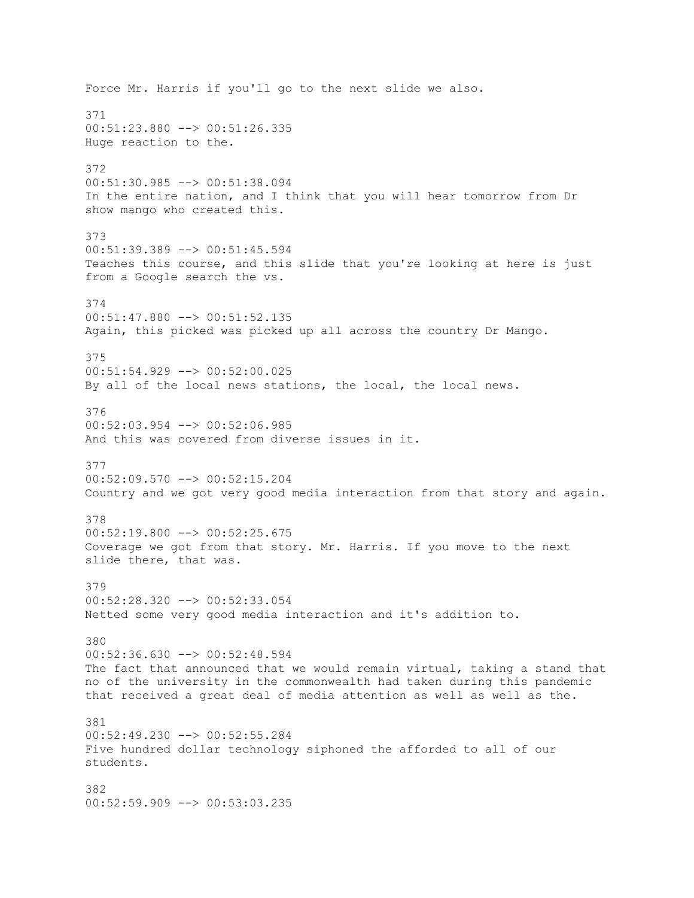Force Mr. Harris if you'll go to the next slide we also.

371
00:51:23.880 --> 00:51:26.335
Huge reaction to the.

372
00:51:30.985 --> 00:51:38.094
In the entire nation, and I think that you will hear tomorrow from Dr show mango who created this.

373
00:51:39.389 --> 00:51:45.594
Teaches this course, and this slide that you're looking at here is just from a Google search the vs.

374
00:51:47.880 --> 00:51:52.135
Again, this picked was picked up all across the country Dr Mango.

375
00:51:54.929 --> 00:52:00.025
By all of the local news stations, the local, the local news.

376
00:52:03.954 --> 00:52:06.985
And this was covered from diverse issues in it.

377
00:52:09.570 --> 00:52:15.204
Country and we got very good media interaction from that story and again.

378
00:52:19.800 --> 00:52:25.675
Coverage we got from that story. Mr. Harris. If you move to the next slide there, that was.

379
00:52:28.320 --> 00:52:33.054
Netted some very good media interaction and it's addition to.

380
00:52:36.630 --> 00:52:48.594
The fact that announced that we would remain virtual, taking a stand that no of the university in the commonwealth had taken during this pandemic that received a great deal of media attention as well as well as the.

381
00:52:49.230 --> 00:52:55.284
Five hundred dollar technology siphoned the afforded to all of our students.

382
00:52:59.909 --> 00:53:03.235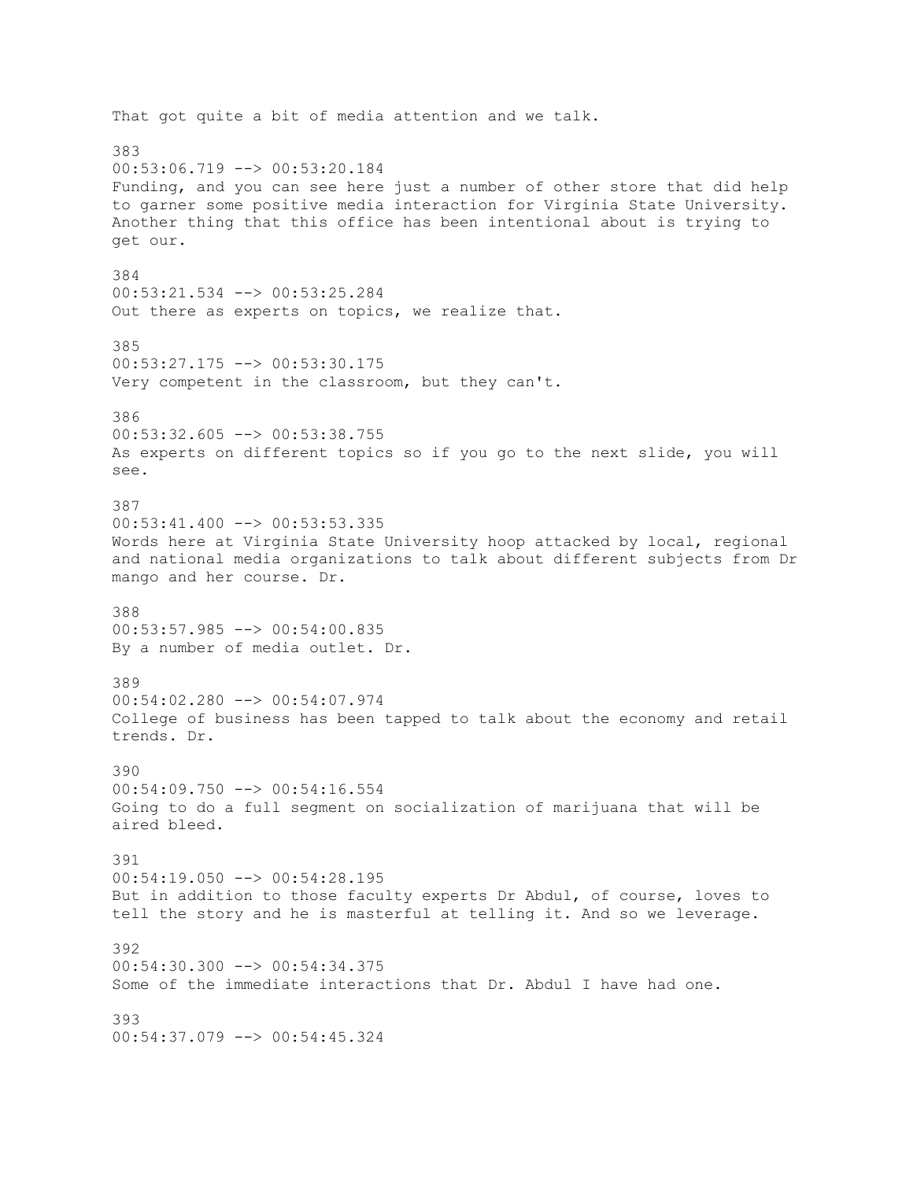That got quite a bit of media attention and we talk.

383
00:53:06.719 --> 00:53:20.184
Funding, and you can see here just a number of other store that did help to garner some positive media interaction for Virginia State University. Another thing that this office has been intentional about is trying to get our.

384
00:53:21.534 --> 00:53:25.284
Out there as experts on topics, we realize that.

385
00:53:27.175 --> 00:53:30.175
Very competent in the classroom, but they can't.

386
00:53:32.605 --> 00:53:38.755
As experts on different topics so if you go to the next slide, you will see.

387
00:53:41.400 --> 00:53:53.335
Words here at Virginia State University hoop attacked by local, regional and national media organizations to talk about different subjects from Dr mango and her course. Dr.

388
00:53:57.985 --> 00:54:00.835
By a number of media outlet. Dr.

389
00:54:02.280 --> 00:54:07.974
College of business has been tapped to talk about the economy and retail trends. Dr.

390
00:54:09.750 --> 00:54:16.554
Going to do a full segment on socialization of marijuana that will be aired bleed.

391
00:54:19.050 --> 00:54:28.195
But in addition to those faculty experts Dr Abdul, of course, loves to tell the story and he is masterful at telling it. And so we leverage.

392
00:54:30.300 --> 00:54:34.375
Some of the immediate interactions that Dr. Abdul I have had one.

393
00:54:37.079 --> 00:54:45.324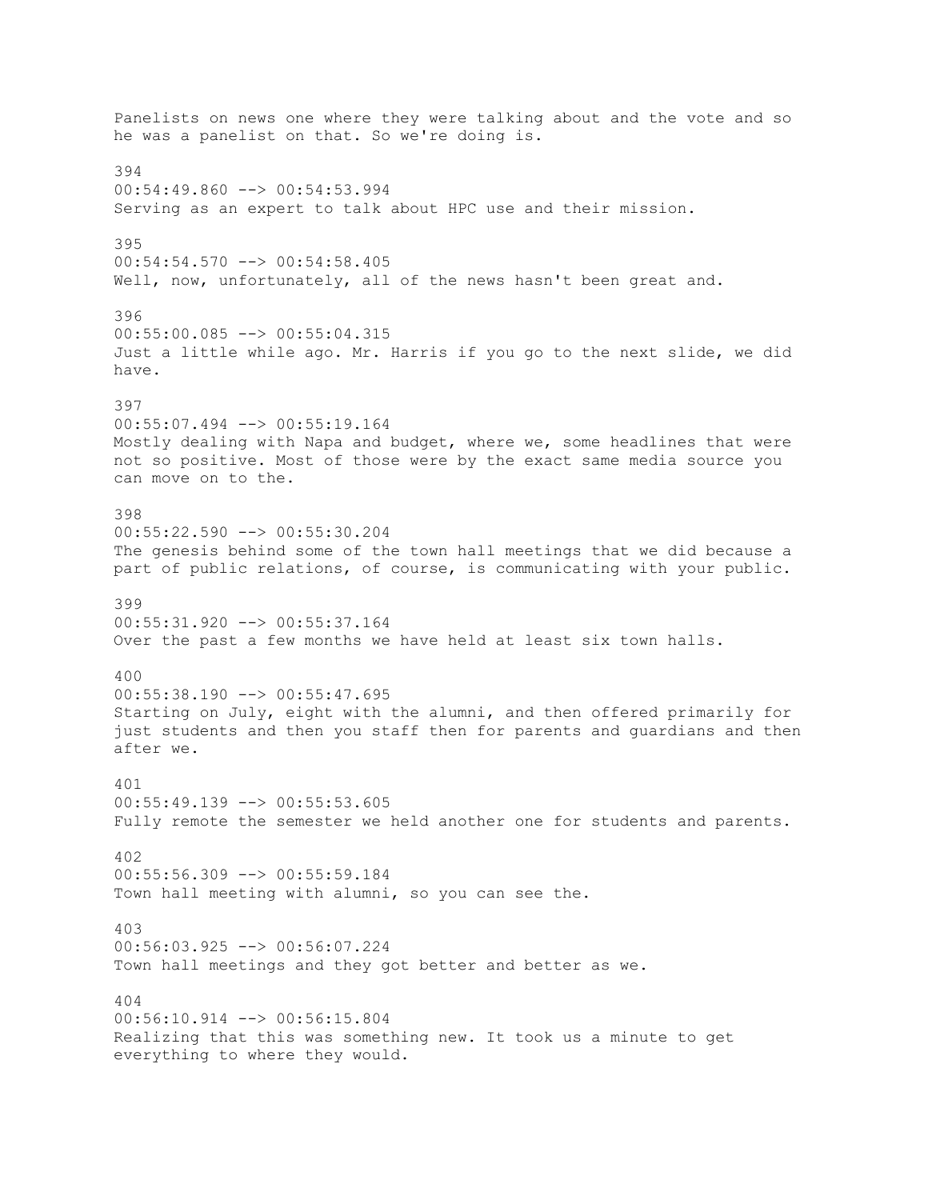Panelists on news one where they were talking about and the vote and so he was a panelist on that. So we're doing is.

394
00:54:49.860 --> 00:54:53.994
Serving as an expert to talk about HPC use and their mission.

395
00:54:54.570 --> 00:54:58.405
Well, now, unfortunately, all of the news hasn't been great and.

396
00:55:00.085 --> 00:55:04.315
Just a little while ago. Mr. Harris if you go to the next slide, we did have.

397
00:55:07.494 --> 00:55:19.164
Mostly dealing with Napa and budget, where we, some headlines that were not so positive. Most of those were by the exact same media source you can move on to the.

398
00:55:22.590 --> 00:55:30.204
The genesis behind some of the town hall meetings that we did because a part of public relations, of course, is communicating with your public.

399
00:55:31.920 --> 00:55:37.164
Over the past a few months we have held at least six town halls.

400
00:55:38.190 --> 00:55:47.695
Starting on July, eight with the alumni, and then offered primarily for just students and then you staff then for parents and guardians and then after we.

401
00:55:49.139 --> 00:55:53.605
Fully remote the semester we held another one for students and parents.

402
00:55:56.309 --> 00:55:59.184
Town hall meeting with alumni, so you can see the.

403
00:56:03.925 --> 00:56:07.224
Town hall meetings and they got better and better as we.

404
00:56:10.914 --> 00:56:15.804
Realizing that this was something new. It took us a minute to get everything to where they would.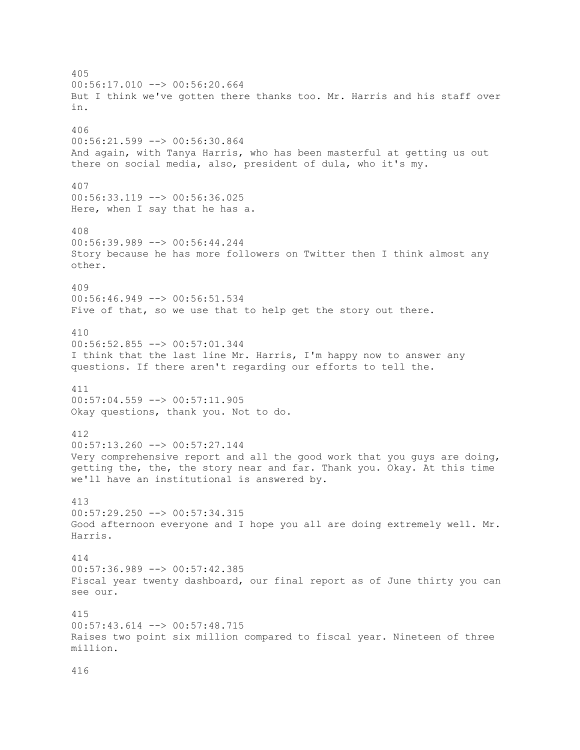405
00:56:17.010 --> 00:56:20.664
But I think we've gotten there thanks too. Mr. Harris and his staff over in.

406
00:56:21.599 --> 00:56:30.864
And again, with Tanya Harris, who has been masterful at getting us out there on social media, also, president of dula, who it's my.

407
00:56:33.119 --> 00:56:36.025
Here, when I say that he has a.

408
00:56:39.989 --> 00:56:44.244
Story because he has more followers on Twitter then I think almost any other.

409
00:56:46.949 --> 00:56:51.534
Five of that, so we use that to help get the story out there.

410
00:56:52.855 --> 00:57:01.344
I think that the last line Mr. Harris, I'm happy now to answer any questions. If there aren't regarding our efforts to tell the.

411
00:57:04.559 --> 00:57:11.905
Okay questions, thank you. Not to do.

412
00:57:13.260 --> 00:57:27.144
Very comprehensive report and all the good work that you guys are doing, getting the, the, the story near and far. Thank you. Okay. At this time we'll have an institutional is answered by.

413
00:57:29.250 --> 00:57:34.315
Good afternoon everyone and I hope you all are doing extremely well. Mr. Harris.

414
00:57:36.989 --> 00:57:42.385
Fiscal year twenty dashboard, our final report as of June thirty you can see our.

415
00:57:43.614 --> 00:57:48.715
Raises two point six million compared to fiscal year. Nineteen of three million.

416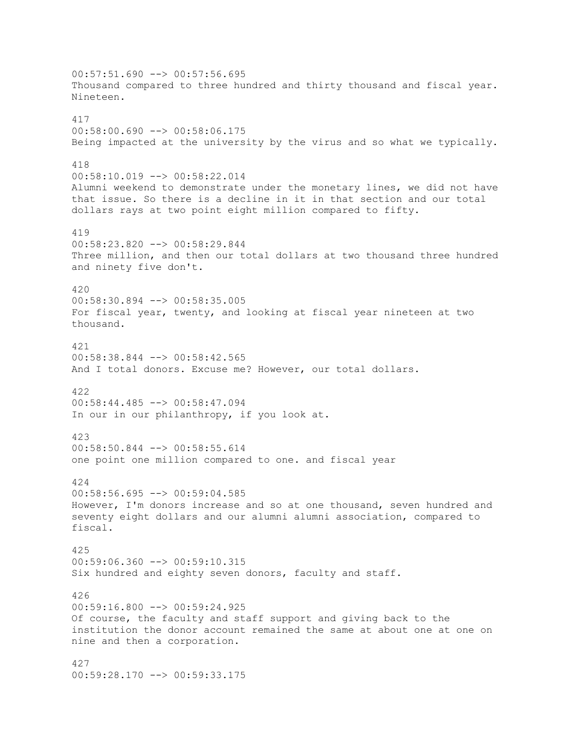00:57:51.690 --> 00:57:56.695
Thousand compared to three hundred and thirty thousand and fiscal year. Nineteen.

417
00:58:00.690 --> 00:58:06.175
Being impacted at the university by the virus and so what we typically.

418
00:58:10.019 --> 00:58:22.014
Alumni weekend to demonstrate under the monetary lines, we did not have that issue. So there is a decline in it in that section and our total dollars rays at two point eight million compared to fifty.

419
00:58:23.820 --> 00:58:29.844
Three million, and then our total dollars at two thousand three hundred and ninety five don't.

420
00:58:30.894 --> 00:58:35.005
For fiscal year, twenty, and looking at fiscal year nineteen at two thousand.

421
00:58:38.844 --> 00:58:42.565
And I total donors. Excuse me? However, our total dollars.

422
00:58:44.485 --> 00:58:47.094
In our in our philanthropy, if you look at.

423
00:58:50.844 --> 00:58:55.614
one point one million compared to one. and fiscal year

424
00:58:56.695 --> 00:59:04.585
However, I'm donors increase and so at one thousand, seven hundred and seventy eight dollars and our alumni alumni association, compared to fiscal.

425
00:59:06.360 --> 00:59:10.315
Six hundred and eighty seven donors, faculty and staff.

426
00:59:16.800 --> 00:59:24.925
Of course, the faculty and staff support and giving back to the institution the donor account remained the same at about one at one on nine and then a corporation.

427
00:59:28.170 --> 00:59:33.175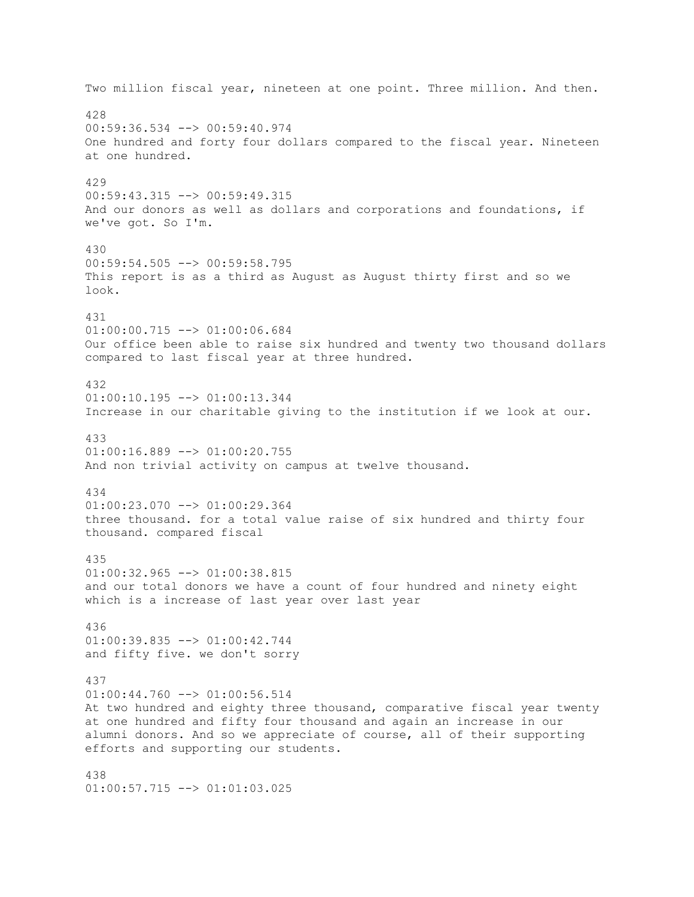Two million fiscal year, nineteen at one point. Three million. And then.

428
00:59:36.534 --> 00:59:40.974
One hundred and forty four dollars compared to the fiscal year. Nineteen at one hundred.

429
00:59:43.315 --> 00:59:49.315
And our donors as well as dollars and corporations and foundations, if we've got. So I'm.

430
00:59:54.505 --> 00:59:58.795
This report is as a third as August as August thirty first and so we look.

431
01:00:00.715 --> 01:00:06.684
Our office been able to raise six hundred and twenty two thousand dollars compared to last fiscal year at three hundred.

432
01:00:10.195 --> 01:00:13.344
Increase in our charitable giving to the institution if we look at our.

433
01:00:16.889 --> 01:00:20.755
And non trivial activity on campus at twelve thousand.

434
01:00:23.070 --> 01:00:29.364
three thousand. for a total value raise of six hundred and thirty four thousand. compared fiscal

435
01:00:32.965 --> 01:00:38.815
and our total donors we have a count of four hundred and ninety eight which is a increase of last year over last year

436
01:00:39.835 --> 01:00:42.744
and fifty five. we don't sorry

437
01:00:44.760 --> 01:00:56.514
At two hundred and eighty three thousand, comparative fiscal year twenty at one hundred and fifty four thousand and again an increase in our alumni donors. And so we appreciate of course, all of their supporting efforts and supporting our students.

438
01:00:57.715 --> 01:01:03.025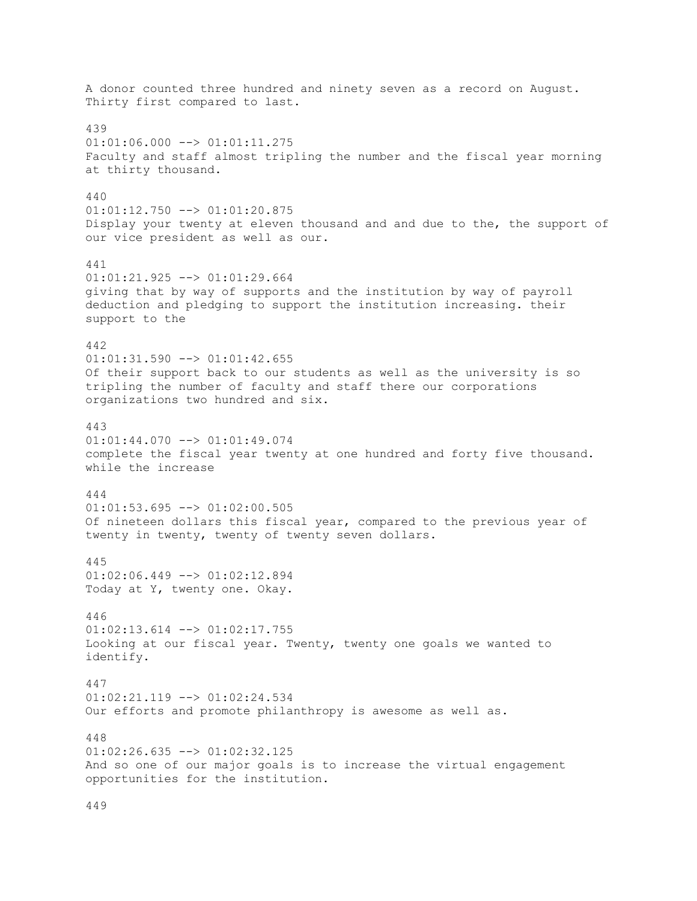A donor counted three hundred and ninety seven as a record on August. Thirty first compared to last.

439
01:01:06.000 --> 01:01:11.275
Faculty and staff almost tripling the number and the fiscal year morning at thirty thousand.

440
01:01:12.750 --> 01:01:20.875
Display your twenty at eleven thousand and and due to the, the support of our vice president as well as our.

441
01:01:21.925 --> 01:01:29.664
giving that by way of supports and the institution by way of payroll deduction and pledging to support the institution increasing. their support to the

442
01:01:31.590 --> 01:01:42.655
Of their support back to our students as well as the university is so tripling the number of faculty and staff there our corporations organizations two hundred and six.

443
01:01:44.070 --> 01:01:49.074
complete the fiscal year twenty at one hundred and forty five thousand. while the increase

444
01:01:53.695 --> 01:02:00.505
Of nineteen dollars this fiscal year, compared to the previous year of twenty in twenty, twenty of twenty seven dollars.

445
01:02:06.449 --> 01:02:12.894
Today at Y, twenty one. Okay.

446
01:02:13.614 --> 01:02:17.755
Looking at our fiscal year. Twenty, twenty one goals we wanted to identify.

447
01:02:21.119 --> 01:02:24.534
Our efforts and promote philanthropy is awesome as well as.

448
01:02:26.635 --> 01:02:32.125
And so one of our major goals is to increase the virtual engagement opportunities for the institution.

449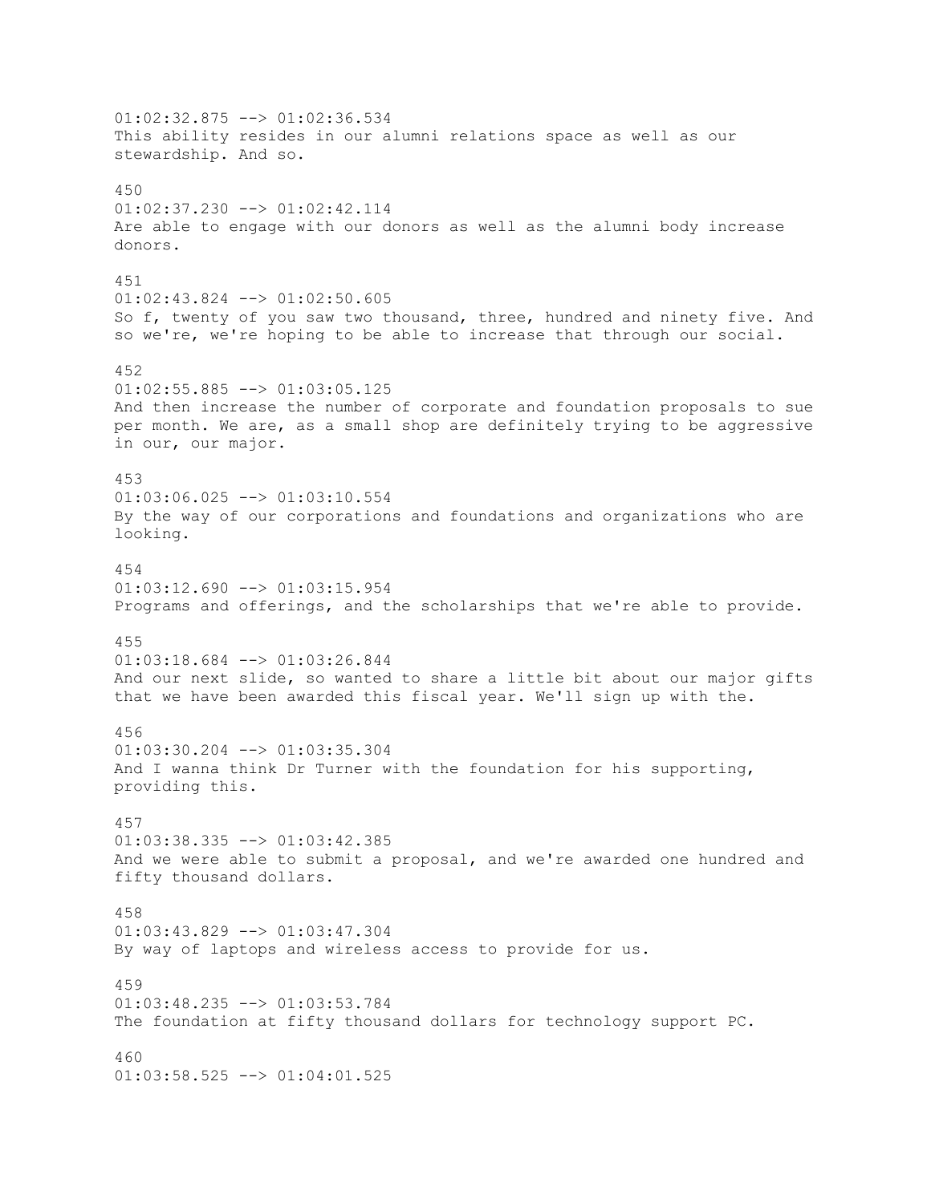01:02:32.875 --> 01:02:36.534
This ability resides in our alumni relations space as well as our stewardship. And so.

450
01:02:37.230 --> 01:02:42.114
Are able to engage with our donors as well as the alumni body increase donors.

451
01:02:43.824 --> 01:02:50.605
So f, twenty of you saw two thousand, three, hundred and ninety five. And so we're, we're hoping to be able to increase that through our social.

452
01:02:55.885 --> 01:03:05.125
And then increase the number of corporate and foundation proposals to sue per month. We are, as a small shop are definitely trying to be aggressive in our, our major.

453
01:03:06.025 --> 01:03:10.554
By the way of our corporations and foundations and organizations who are looking.

454
01:03:12.690 --> 01:03:15.954
Programs and offerings, and the scholarships that we're able to provide.

455
01:03:18.684 --> 01:03:26.844
And our next slide, so wanted to share a little bit about our major gifts that we have been awarded this fiscal year. We'll sign up with the.

456
01:03:30.204 --> 01:03:35.304
And I wanna think Dr Turner with the foundation for his supporting, providing this.

457
01:03:38.335 --> 01:03:42.385
And we were able to submit a proposal, and we're awarded one hundred and fifty thousand dollars.

458
01:03:43.829 --> 01:03:47.304
By way of laptops and wireless access to provide for us.

459
01:03:48.235 --> 01:03:53.784
The foundation at fifty thousand dollars for technology support PC.

460
01:03:58.525 --> 01:04:01.525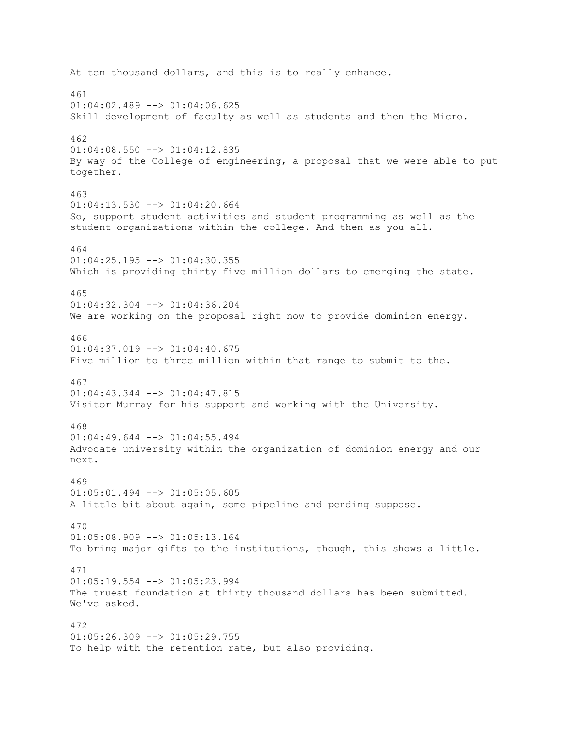At ten thousand dollars, and this is to really enhance.

461
01:04:02.489 --> 01:04:06.625
Skill development of faculty as well as students and then the Micro.

462
01:04:08.550 --> 01:04:12.835
By way of the College of engineering, a proposal that we were able to put together.

463
01:04:13.530 --> 01:04:20.664
So, support student activities and student programming as well as the student organizations within the college. And then as you all.

464
01:04:25.195 --> 01:04:30.355
Which is providing thirty five million dollars to emerging the state.

465
01:04:32.304 --> 01:04:36.204
We are working on the proposal right now to provide dominion energy.

466
01:04:37.019 --> 01:04:40.675
Five million to three million within that range to submit to the.

467
01:04:43.344 --> 01:04:47.815
Visitor Murray for his support and working with the University.

468
01:04:49.644 --> 01:04:55.494
Advocate university within the organization of dominion energy and our next.

469
01:05:01.494 --> 01:05:05.605
A little bit about again, some pipeline and pending suppose.

470
01:05:08.909 --> 01:05:13.164
To bring major gifts to the institutions, though, this shows a little.

471
01:05:19.554 --> 01:05:23.994
The truest foundation at thirty thousand dollars has been submitted. We've asked.

472
01:05:26.309 --> 01:05:29.755
To help with the retention rate, but also providing.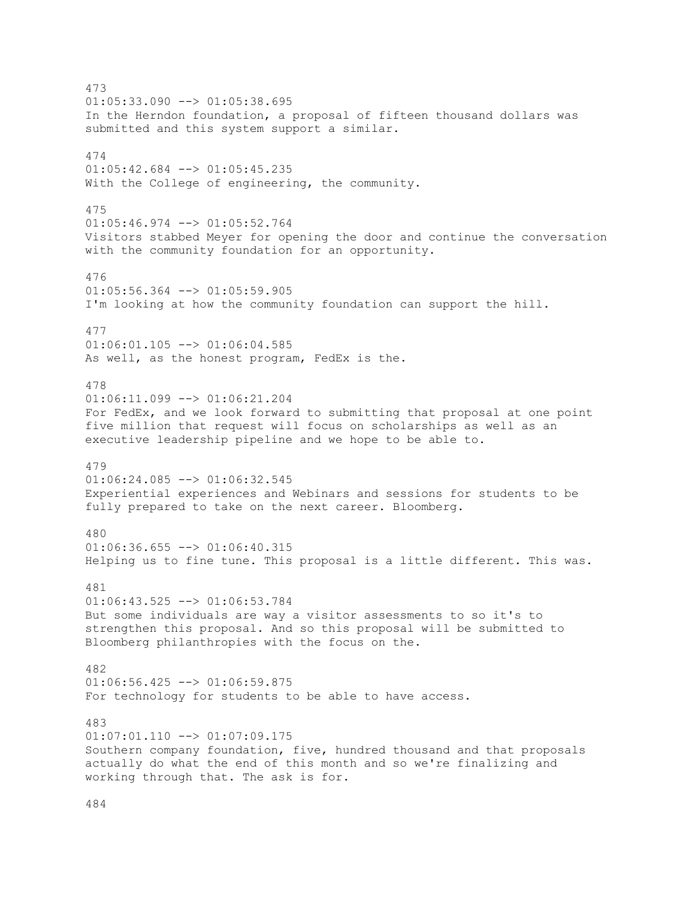473
01:05:33.090 --> 01:05:38.695
In the Herndon foundation, a proposal of fifteen thousand dollars was submitted and this system support a similar.

474
01:05:42.684 --> 01:05:45.235
With the College of engineering, the community.

475
01:05:46.974 --> 01:05:52.764
Visitors stabbed Meyer for opening the door and continue the conversation with the community foundation for an opportunity.

476
01:05:56.364 --> 01:05:59.905
I'm looking at how the community foundation can support the hill.

477
01:06:01.105 --> 01:06:04.585
As well, as the honest program, FedEx is the.

478
01:06:11.099 --> 01:06:21.204
For FedEx, and we look forward to submitting that proposal at one point five million that request will focus on scholarships as well as an executive leadership pipeline and we hope to be able to.

479
01:06:24.085 --> 01:06:32.545
Experiential experiences and Webinars and sessions for students to be fully prepared to take on the next career. Bloomberg.

480
01:06:36.655 --> 01:06:40.315
Helping us to fine tune. This proposal is a little different. This was.

481
01:06:43.525 --> 01:06:53.784
But some individuals are way a visitor assessments to so it's to strengthen this proposal. And so this proposal will be submitted to Bloomberg philanthropies with the focus on the.

482
01:06:56.425 --> 01:06:59.875
For technology for students to be able to have access.

483
01:07:01.110 --> 01:07:09.175
Southern company foundation, five, hundred thousand and that proposals actually do what the end of this month and so we're finalizing and working through that. The ask is for.

484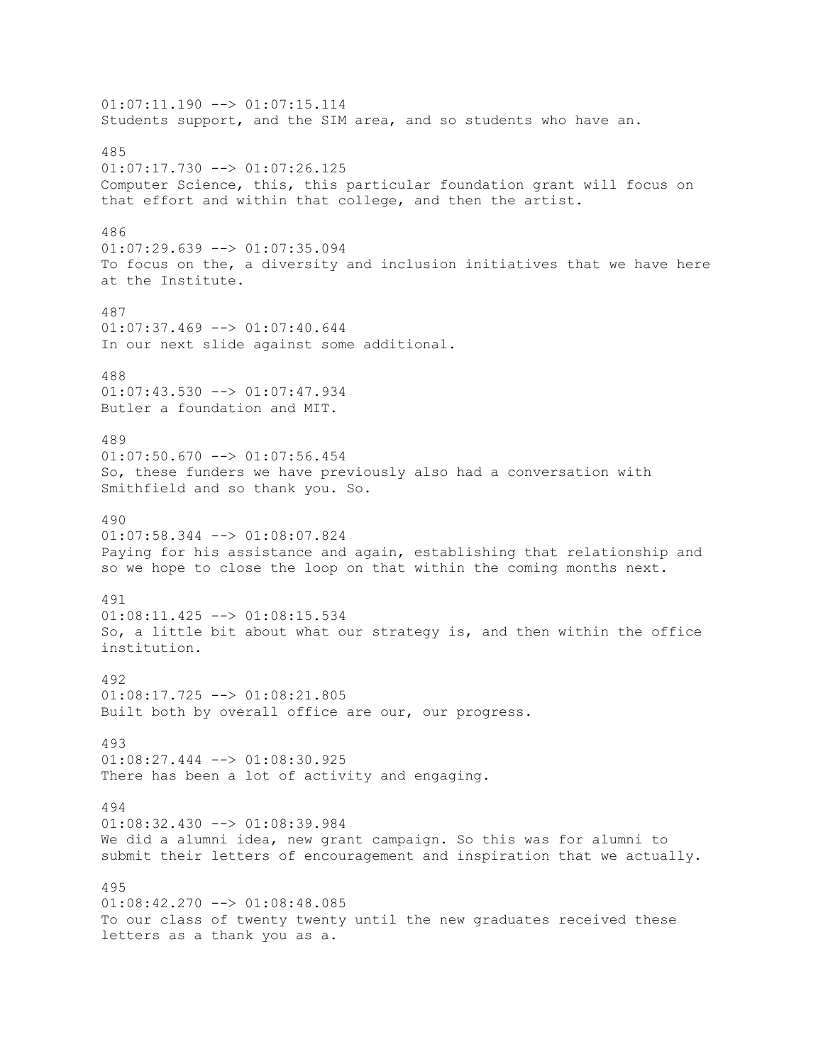01:07:11.190 --> 01:07:15.114
Students support, and the SIM area, and so students who have an.

485
01:07:17.730 --> 01:07:26.125
Computer Science, this, this particular foundation grant will focus on that effort and within that college, and then the artist.

486
01:07:29.639 --> 01:07:35.094
To focus on the, a diversity and inclusion initiatives that we have here at the Institute.

487
01:07:37.469 --> 01:07:40.644
In our next slide against some additional.

488
01:07:43.530 --> 01:07:47.934
Butler a foundation and MIT.

489
01:07:50.670 --> 01:07:56.454
So, these funders we have previously also had a conversation with Smithfield and so thank you. So.

490
01:07:58.344 --> 01:08:07.824
Paying for his assistance and again, establishing that relationship and so we hope to close the loop on that within the coming months next.

491
01:08:11.425 --> 01:08:15.534
So, a little bit about what our strategy is, and then within the office institution.

492
01:08:17.725 --> 01:08:21.805
Built both by overall office are our, our progress.

493
01:08:27.444 --> 01:08:30.925
There has been a lot of activity and engaging.

494
01:08:32.430 --> 01:08:39.984
We did a alumni idea, new grant campaign. So this was for alumni to submit their letters of encouragement and inspiration that we actually.

495
01:08:42.270 --> 01:08:48.085
To our class of twenty twenty until the new graduates received these letters as a thank you as a.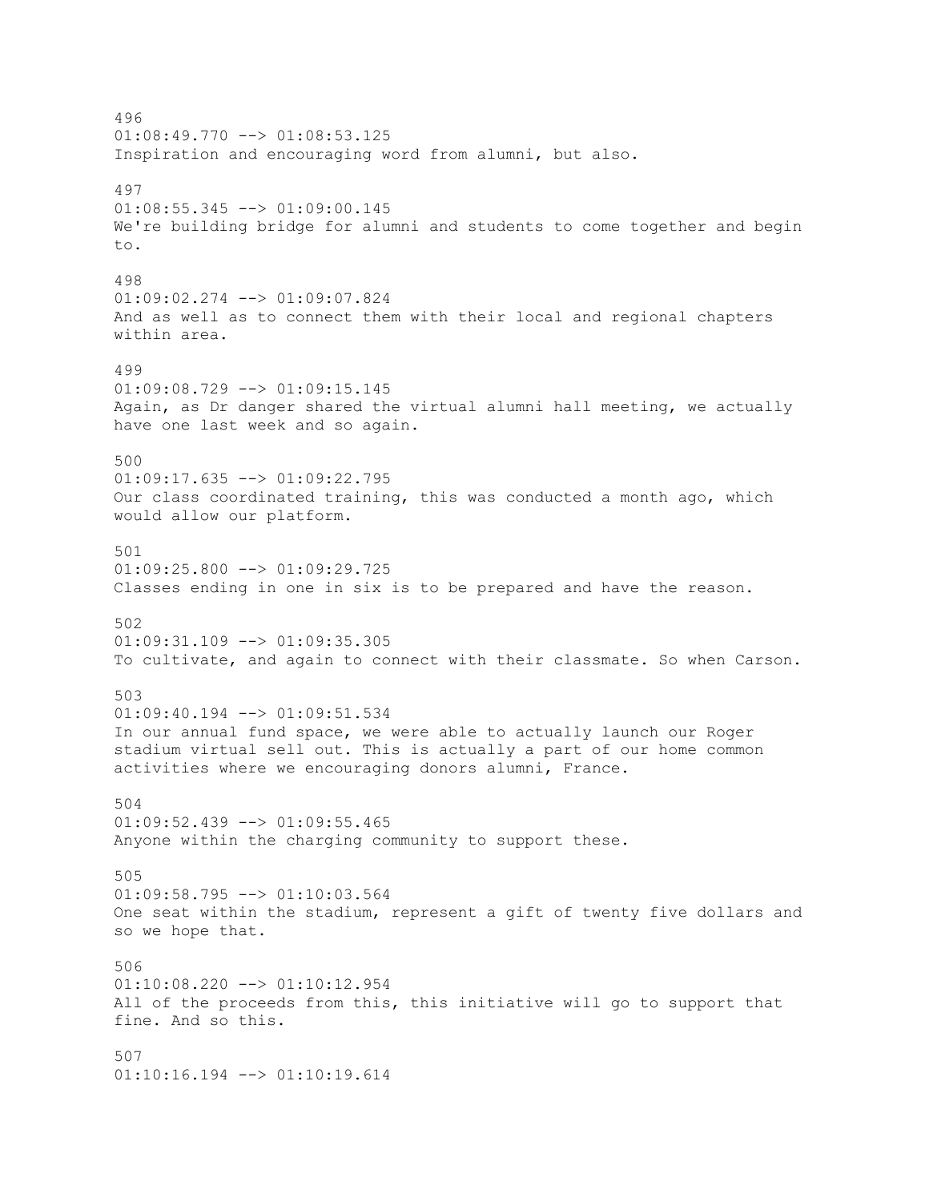496
01:08:49.770 --> 01:08:53.125
Inspiration and encouraging word from alumni, but also.

497
01:08:55.345 --> 01:09:00.145
We're building bridge for alumni and students to come together and begin to.

498
01:09:02.274 --> 01:09:07.824
And as well as to connect them with their local and regional chapters within area.

499
01:09:08.729 --> 01:09:15.145
Again, as Dr danger shared the virtual alumni hall meeting, we actually have one last week and so again.

500
01:09:17.635 --> 01:09:22.795
Our class coordinated training, this was conducted a month ago, which would allow our platform.

501
01:09:25.800 --> 01:09:29.725
Classes ending in one in six is to be prepared and have the reason.

502
01:09:31.109 --> 01:09:35.305
To cultivate, and again to connect with their classmate. So when Carson.

503
01:09:40.194 --> 01:09:51.534
In our annual fund space, we were able to actually launch our Roger stadium virtual sell out. This is actually a part of our home common activities where we encouraging donors alumni, France.

504
01:09:52.439 --> 01:09:55.465
Anyone within the charging community to support these.

505
01:09:58.795 --> 01:10:03.564
One seat within the stadium, represent a gift of twenty five dollars and so we hope that.

506
01:10:08.220 --> 01:10:12.954
All of the proceeds from this, this initiative will go to support that fine. And so this.

507
01:10:16.194 --> 01:10:19.614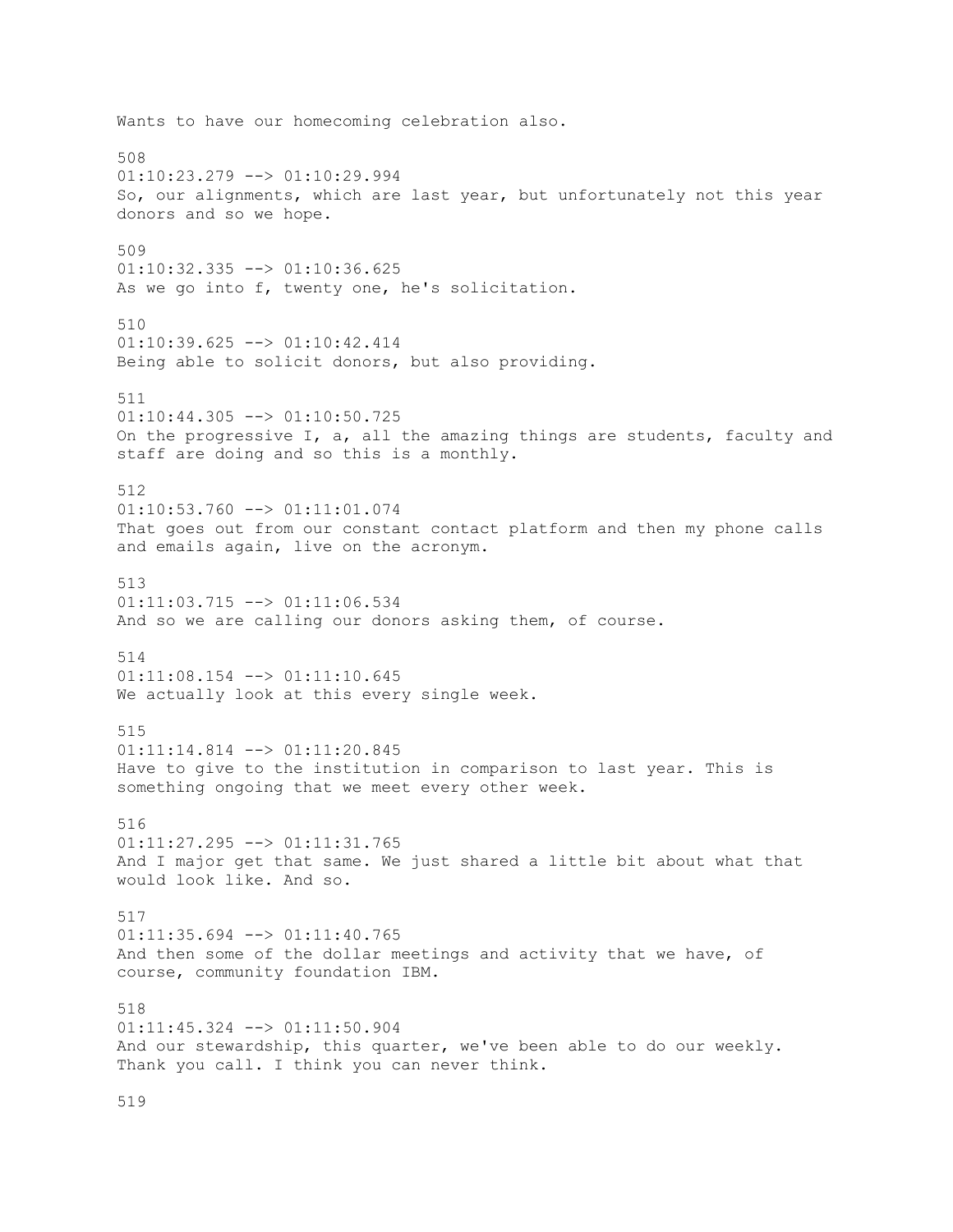Wants to have our homecoming celebration also.

508
01:10:23.279 --> 01:10:29.994
So, our alignments, which are last year, but unfortunately not this year donors and so we hope.

509
01:10:32.335 --> 01:10:36.625
As we go into f, twenty one, he's solicitation.

510
01:10:39.625 --> 01:10:42.414
Being able to solicit donors, but also providing.

511
01:10:44.305 --> 01:10:50.725
On the progressive I, a, all the amazing things are students, faculty and staff are doing and so this is a monthly.

512
01:10:53.760 --> 01:11:01.074
That goes out from our constant contact platform and then my phone calls and emails again, live on the acronym.

513
01:11:03.715 --> 01:11:06.534
And so we are calling our donors asking them, of course.

514
01:11:08.154 --> 01:11:10.645
We actually look at this every single week.

515
01:11:14.814 --> 01:11:20.845
Have to give to the institution in comparison to last year. This is something ongoing that we meet every other week.

516
01:11:27.295 --> 01:11:31.765
And I major get that same. We just shared a little bit about what that would look like. And so.

517
01:11:35.694 --> 01:11:40.765
And then some of the dollar meetings and activity that we have, of course, community foundation IBM.

518
01:11:45.324 --> 01:11:50.904
And our stewardship, this quarter, we've been able to do our weekly. Thank you call. I think you can never think.

519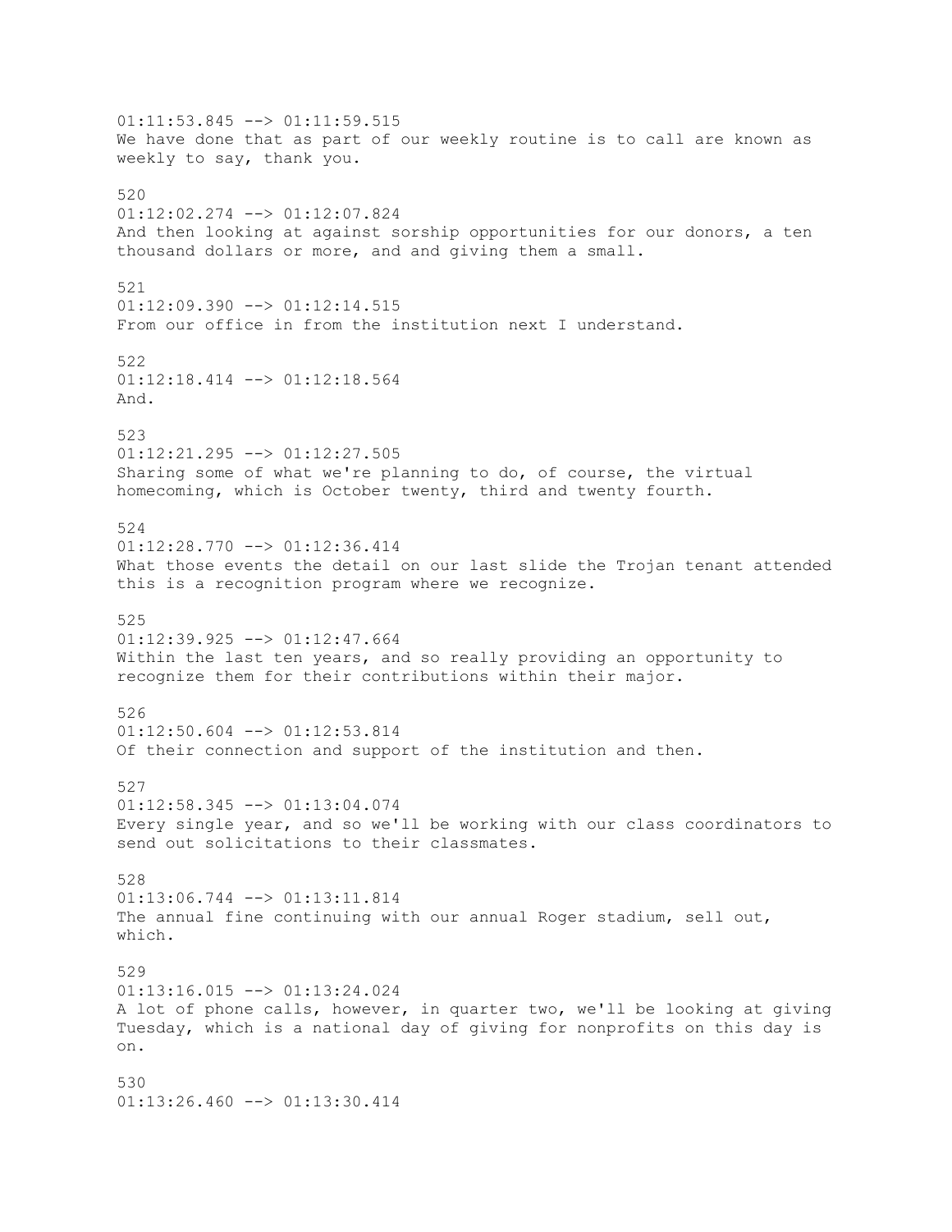01:11:53.845 --> 01:11:59.515
We have done that as part of our weekly routine is to call are known as weekly to say, thank you.

520
01:12:02.274 --> 01:12:07.824
And then looking at against sorship opportunities for our donors, a ten thousand dollars or more, and and giving them a small.

521
01:12:09.390 --> 01:12:14.515
From our office in from the institution next I understand.

522
01:12:18.414 --> 01:12:18.564
And.

523
01:12:21.295 --> 01:12:27.505
Sharing some of what we're planning to do, of course, the virtual homecoming, which is October twenty, third and twenty fourth.

524
01:12:28.770 --> 01:12:36.414
What those events the detail on our last slide the Trojan tenant attended this is a recognition program where we recognize.

525
01:12:39.925 --> 01:12:47.664
Within the last ten years, and so really providing an opportunity to recognize them for their contributions within their major.

526
01:12:50.604 --> 01:12:53.814
Of their connection and support of the institution and then.

527
01:12:58.345 --> 01:13:04.074
Every single year, and so we'll be working with our class coordinators to send out solicitations to their classmates.

528
01:13:06.744 --> 01:13:11.814
The annual fine continuing with our annual Roger stadium, sell out, which.

529
01:13:16.015 --> 01:13:24.024
A lot of phone calls, however, in quarter two, we'll be looking at giving Tuesday, which is a national day of giving for nonprofits on this day is on.

530
01:13:26.460 --> 01:13:30.414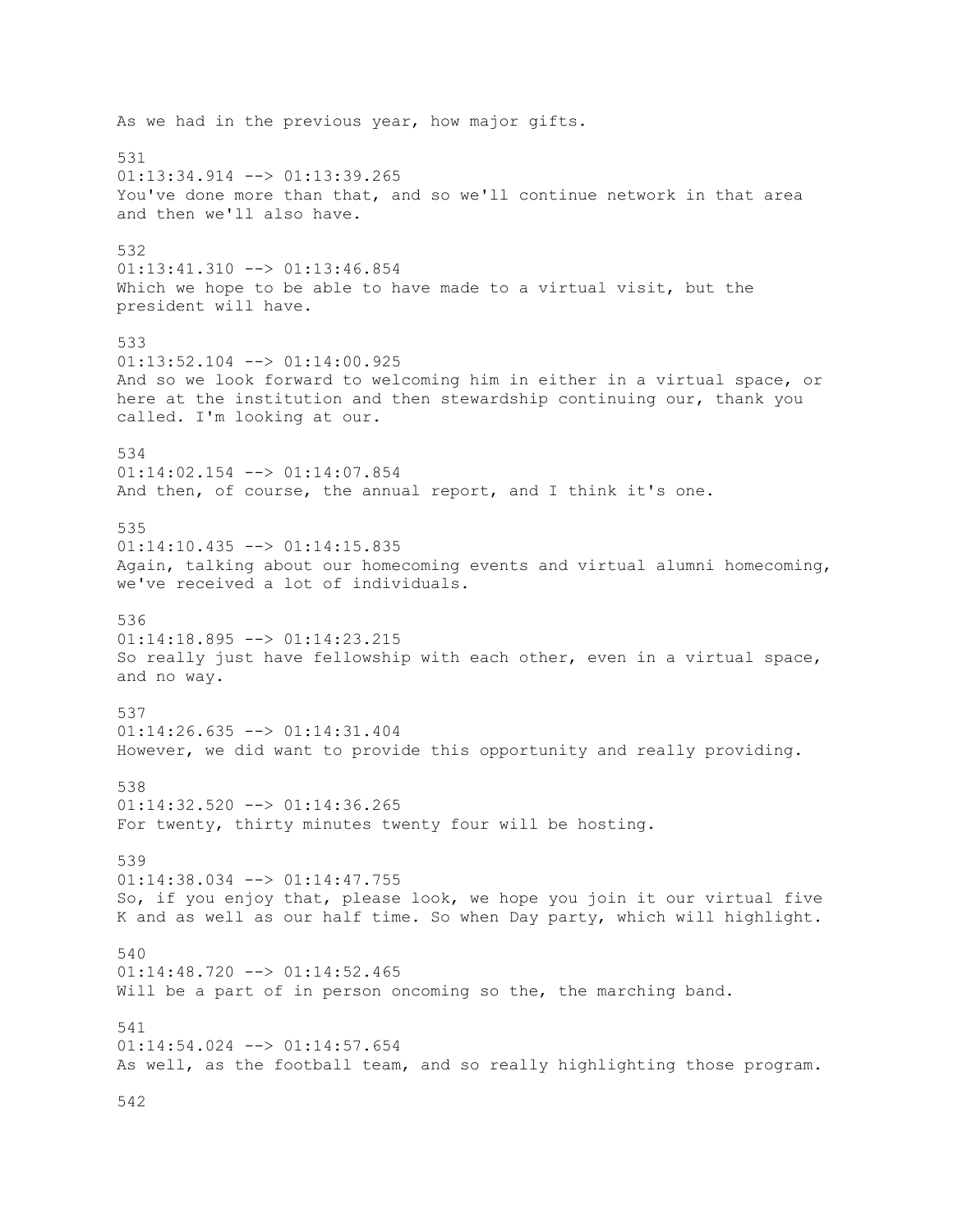As we had in the previous year, how major gifts.

531
01:13:34.914 --> 01:13:39.265
You've done more than that, and so we'll continue network in that area and then we'll also have.

532
01:13:41.310 --> 01:13:46.854
Which we hope to be able to have made to a virtual visit, but the president will have.

533
01:13:52.104 --> 01:14:00.925
And so we look forward to welcoming him in either in a virtual space, or here at the institution and then stewardship continuing our, thank you called. I'm looking at our.

534
01:14:02.154 --> 01:14:07.854
And then, of course, the annual report, and I think it's one.

535
01:14:10.435 --> 01:14:15.835
Again, talking about our homecoming events and virtual alumni homecoming, we've received a lot of individuals.

536
01:14:18.895 --> 01:14:23.215
So really just have fellowship with each other, even in a virtual space, and no way.

537
01:14:26.635 --> 01:14:31.404
However, we did want to provide this opportunity and really providing.

538
01:14:32.520 --> 01:14:36.265
For twenty, thirty minutes twenty four will be hosting.

539
01:14:38.034 --> 01:14:47.755
So, if you enjoy that, please look, we hope you join it our virtual five K and as well as our half time. So when Day party, which will highlight.

540
01:14:48.720 --> 01:14:52.465
Will be a part of in person oncoming so the, the marching band.

541
01:14:54.024 --> 01:14:57.654
As well, as the football team, and so really highlighting those program.

542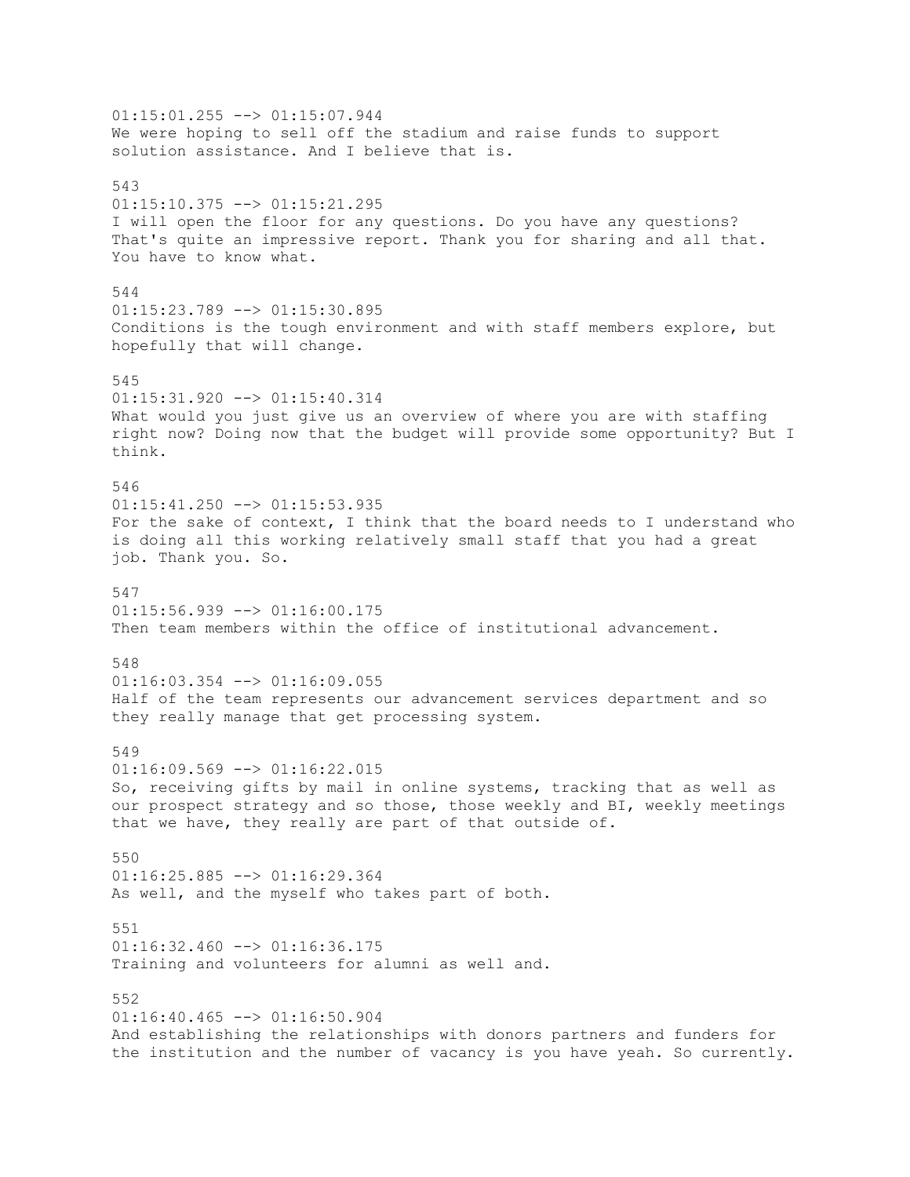01:15:01.255 --> 01:15:07.944
We were hoping to sell off the stadium and raise funds to support solution assistance. And I believe that is.

543
01:15:10.375 --> 01:15:21.295
I will open the floor for any questions. Do you have any questions? That's quite an impressive report. Thank you for sharing and all that. You have to know what.

544
01:15:23.789 --> 01:15:30.895
Conditions is the tough environment and with staff members explore, but hopefully that will change.

545
01:15:31.920 --> 01:15:40.314
What would you just give us an overview of where you are with staffing right now? Doing now that the budget will provide some opportunity? But I think.

546
01:15:41.250 --> 01:15:53.935
For the sake of context, I think that the board needs to I understand who is doing all this working relatively small staff that you had a great job. Thank you. So.

547
01:15:56.939 --> 01:16:00.175
Then team members within the office of institutional advancement.

548
01:16:03.354 --> 01:16:09.055
Half of the team represents our advancement services department and so they really manage that get processing system.

549
01:16:09.569 --> 01:16:22.015
So, receiving gifts by mail in online systems, tracking that as well as our prospect strategy and so those, those weekly and BI, weekly meetings that we have, they really are part of that outside of.

550
01:16:25.885 --> 01:16:29.364
As well, and the myself who takes part of both.

551
01:16:32.460 --> 01:16:36.175
Training and volunteers for alumni as well and.

552
01:16:40.465 --> 01:16:50.904
And establishing the relationships with donors partners and funders for the institution and the number of vacancy is you have yeah. So currently.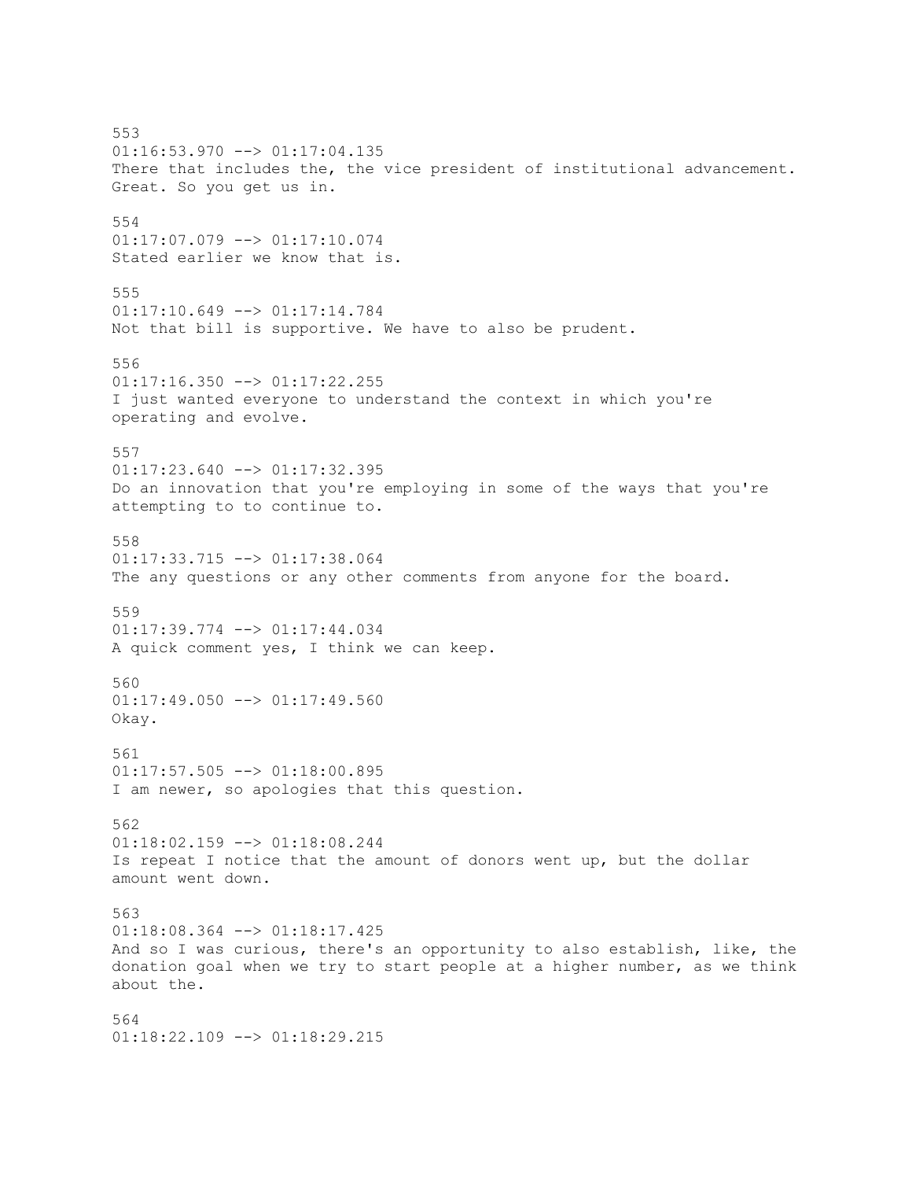553
01:16:53.970 --> 01:17:04.135
There that includes the, the vice president of institutional advancement. Great. So you get us in.

554
01:17:07.079 --> 01:17:10.074
Stated earlier we know that is.

555
01:17:10.649 --> 01:17:14.784
Not that bill is supportive. We have to also be prudent.

556
01:17:16.350 --> 01:17:22.255
I just wanted everyone to understand the context in which you're operating and evolve.

557
01:17:23.640 --> 01:17:32.395
Do an innovation that you're employing in some of the ways that you're attempting to to continue to.

558
01:17:33.715 --> 01:17:38.064
The any questions or any other comments from anyone for the board.

559
01:17:39.774 --> 01:17:44.034
A quick comment yes, I think we can keep.

560
01:17:49.050 --> 01:17:49.560
Okay.

561
01:17:57.505 --> 01:18:00.895
I am newer, so apologies that this question.

562
01:18:02.159 --> 01:18:08.244
Is repeat I notice that the amount of donors went up, but the dollar amount went down.

563
01:18:08.364 --> 01:18:17.425
And so I was curious, there's an opportunity to also establish, like, the donation goal when we try to start people at a higher number, as we think about the.

564
01:18:22.109 --> 01:18:29.215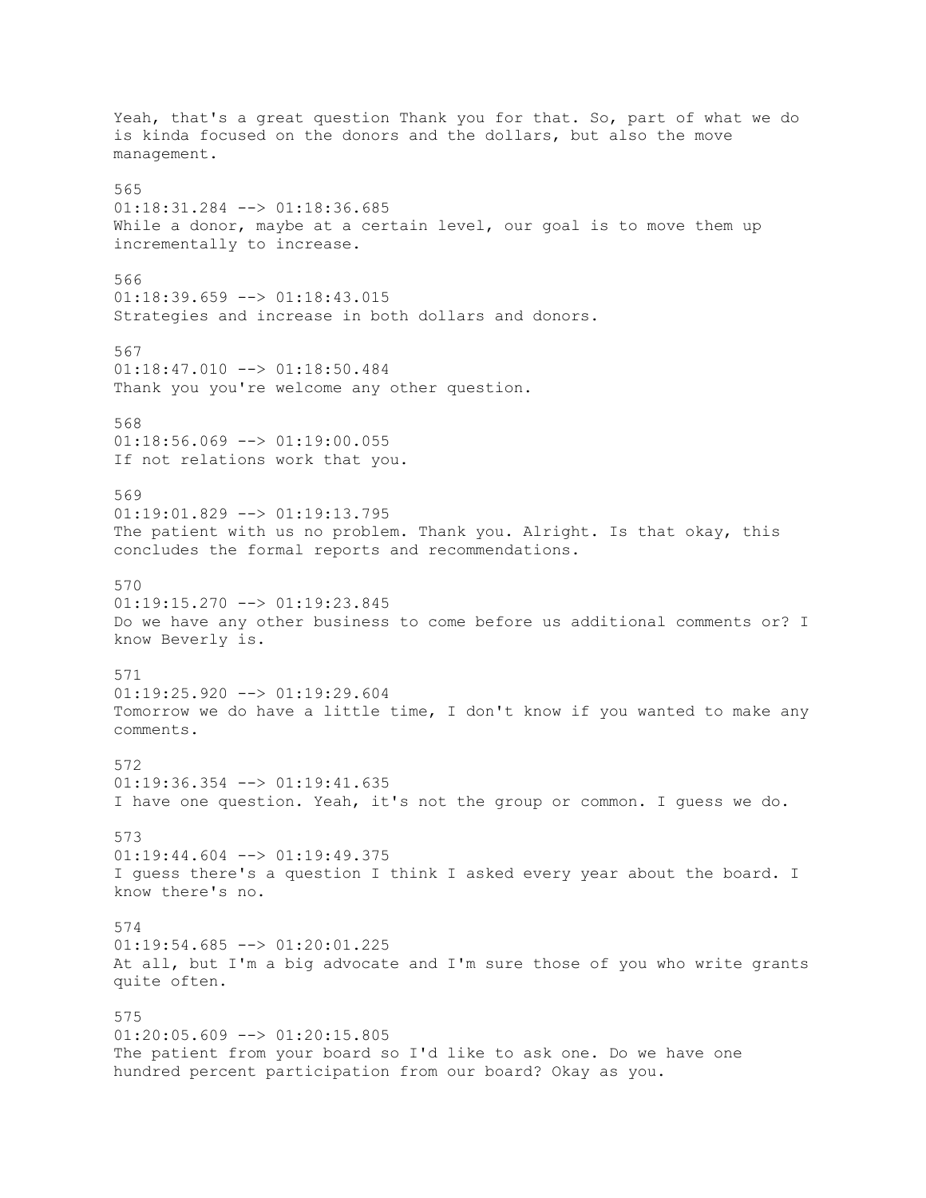Yeah, that's a great question Thank you for that. So, part of what we do is kinda focused on the donors and the dollars, but also the move management.

565
01:18:31.284 --> 01:18:36.685
While a donor, maybe at a certain level, our goal is to move them up incrementally to increase.

566
01:18:39.659 --> 01:18:43.015
Strategies and increase in both dollars and donors.

567
01:18:47.010 --> 01:18:50.484
Thank you you're welcome any other question.

568
01:18:56.069 --> 01:19:00.055
If not relations work that you.

569
01:19:01.829 --> 01:19:13.795
The patient with us no problem. Thank you. Alright. Is that okay, this concludes the formal reports and recommendations.

570
01:19:15.270 --> 01:19:23.845
Do we have any other business to come before us additional comments or? I know Beverly is.

571
01:19:25.920 --> 01:19:29.604
Tomorrow we do have a little time, I don't know if you wanted to make any comments.

572
01:19:36.354 --> 01:19:41.635
I have one question. Yeah, it's not the group or common. I guess we do.

573
01:19:44.604 --> 01:19:49.375
I guess there's a question I think I asked every year about the board. I know there's no.

574
01:19:54.685 --> 01:20:01.225
At all, but I'm a big advocate and I'm sure those of you who write grants quite often.

575
01:20:05.609 --> 01:20:15.805
The patient from your board so I'd like to ask one. Do we have one hundred percent participation from our board? Okay as you.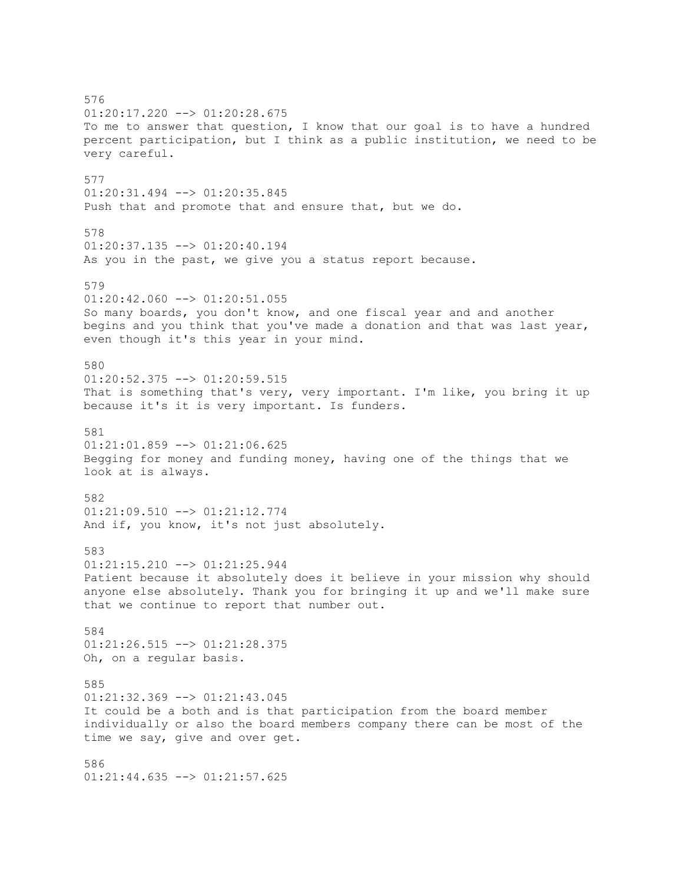576
01:20:17.220 --> 01:20:28.675
To me to answer that question, I know that our goal is to have a hundred percent participation, but I think as a public institution, we need to be very careful.

577
01:20:31.494 --> 01:20:35.845
Push that and promote that and ensure that, but we do.

578
01:20:37.135 --> 01:20:40.194
As you in the past, we give you a status report because.

579
01:20:42.060 --> 01:20:51.055
So many boards, you don't know, and one fiscal year and and another begins and you think that you've made a donation and that was last year, even though it's this year in your mind.

580
01:20:52.375 --> 01:20:59.515
That is something that's very, very important. I'm like, you bring it up because it's it is very important. Is funders.

581
01:21:01.859 --> 01:21:06.625
Begging for money and funding money, having one of the things that we look at is always.

582
01:21:09.510 --> 01:21:12.774
And if, you know, it's not just absolutely.

583
01:21:15.210 --> 01:21:25.944
Patient because it absolutely does it believe in your mission why should anyone else absolutely. Thank you for bringing it up and we'll make sure that we continue to report that number out.

584
01:21:26.515 --> 01:21:28.375
Oh, on a regular basis.

585
01:21:32.369 --> 01:21:43.045
It could be a both and is that participation from the board member individually or also the board members company there can be most of the time we say, give and over get.

586
01:21:44.635 --> 01:21:57.625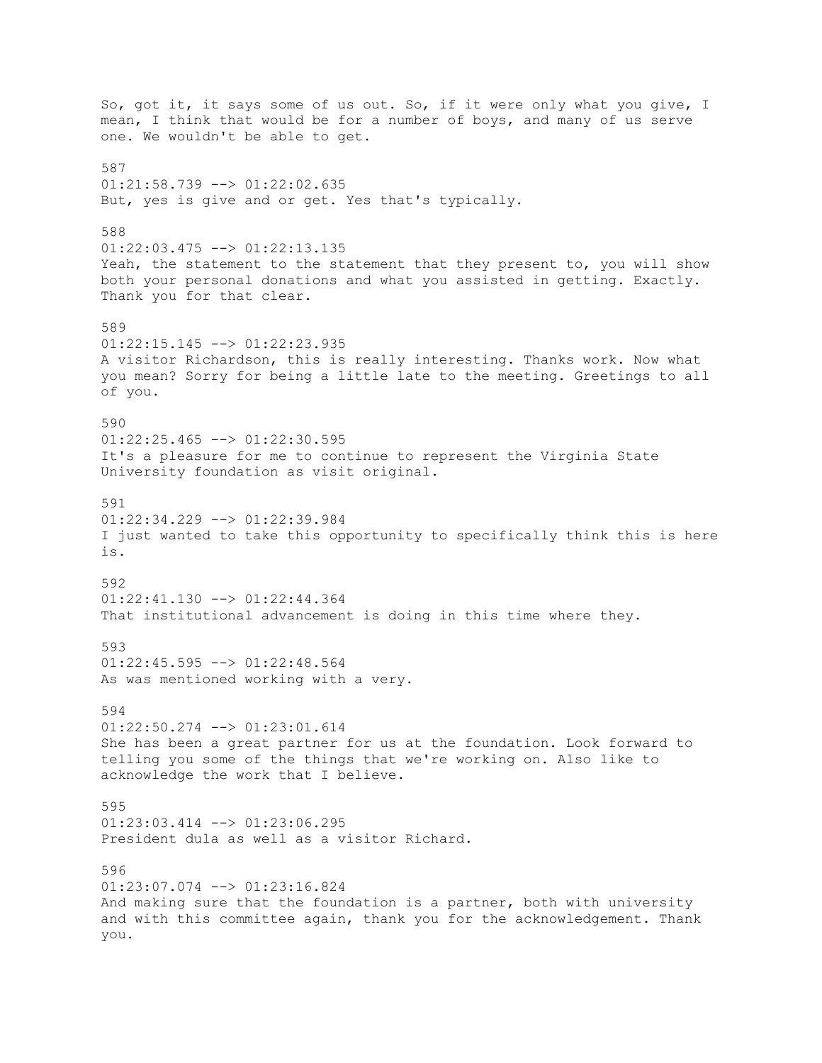So, got it, it says some of us out. So, if it were only what you give, I mean, I think that would be for a number of boys, and many of us serve one. We wouldn't be able to get.

587
01:21:58.739 --> 01:22:02.635
But, yes is give and or get. Yes that's typically.

588
01:22:03.475 --> 01:22:13.135
Yeah, the statement to the statement that they present to, you will show both your personal donations and what you assisted in getting. Exactly. Thank you for that clear.

589
01:22:15.145 --> 01:22:23.935
A visitor Richardson, this is really interesting. Thanks work. Now what you mean? Sorry for being a little late to the meeting. Greetings to all of you.

590
01:22:25.465 --> 01:22:30.595
It's a pleasure for me to continue to represent the Virginia State University foundation as visit original.

591
01:22:34.229 --> 01:22:39.984
I just wanted to take this opportunity to specifically think this is here is.

592
01:22:41.130 --> 01:22:44.364
That institutional advancement is doing in this time where they.

593
01:22:45.595 --> 01:22:48.564
As was mentioned working with a very.

594
01:22:50.274 --> 01:23:01.614
She has been a great partner for us at the foundation. Look forward to telling you some of the things that we're working on. Also like to acknowledge the work that I believe.

595
01:23:03.414 --> 01:23:06.295
President dula as well as a visitor Richard.

596
01:23:07.074 --> 01:23:16.824
And making sure that the foundation is a partner, both with university and with this committee again, thank you for the acknowledgement. Thank you.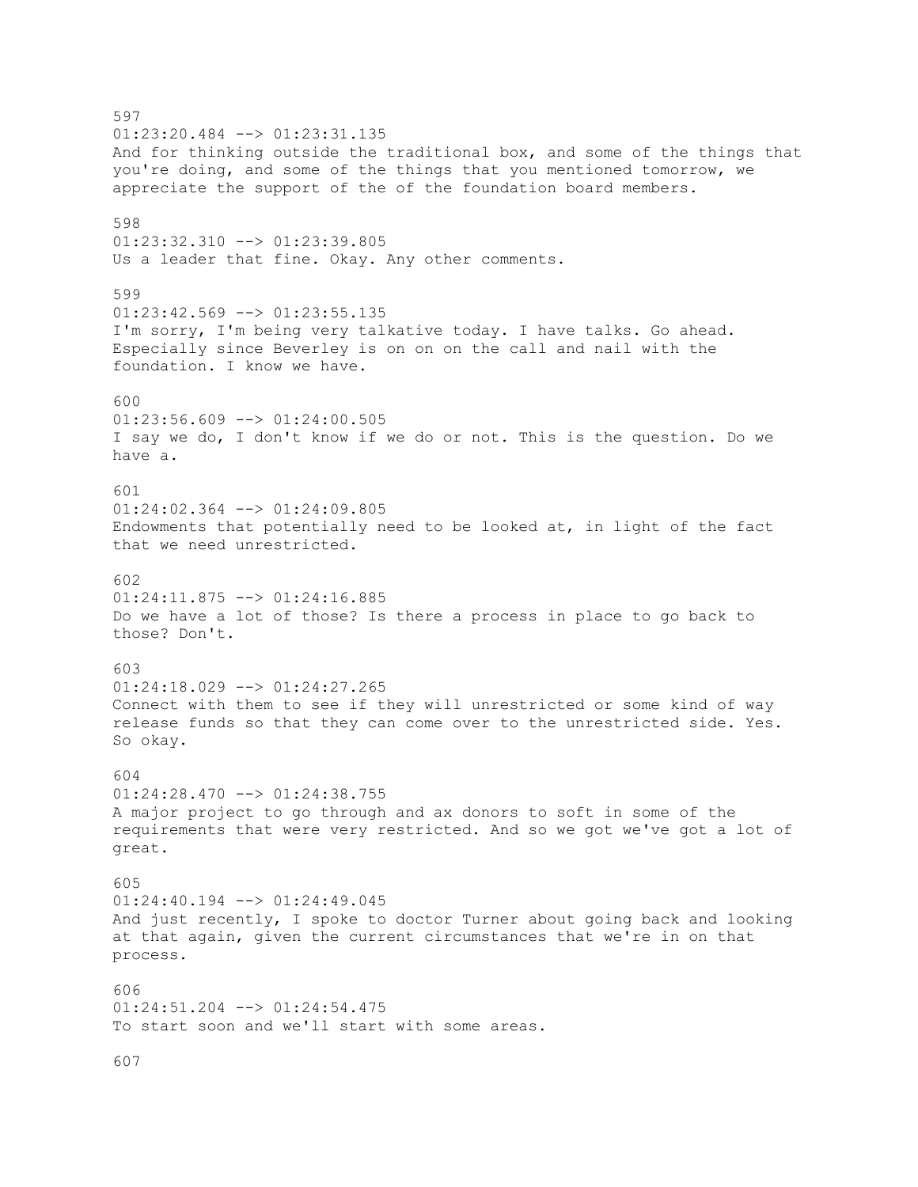597
01:23:20.484 --> 01:23:31.135
And for thinking outside the traditional box, and some of the things that you're doing, and some of the things that you mentioned tomorrow, we appreciate the support of the of the foundation board members.

598
01:23:32.310 --> 01:23:39.805
Us a leader that fine. Okay. Any other comments.

599
01:23:42.569 --> 01:23:55.135
I'm sorry, I'm being very talkative today. I have talks. Go ahead. Especially since Beverley is on on on the call and nail with the foundation. I know we have.

600
01:23:56.609 --> 01:24:00.505
I say we do, I don't know if we do or not. This is the question. Do we have a.

601
01:24:02.364 --> 01:24:09.805
Endowments that potentially need to be looked at, in light of the fact that we need unrestricted.

602
01:24:11.875 --> 01:24:16.885
Do we have a lot of those? Is there a process in place to go back to those? Don't.

603
01:24:18.029 --> 01:24:27.265
Connect with them to see if they will unrestricted or some kind of way release funds so that they can come over to the unrestricted side. Yes. So okay.

604
01:24:28.470 --> 01:24:38.755
A major project to go through and ax donors to soft in some of the requirements that were very restricted. And so we got we've got a lot of great.

605
01:24:40.194 --> 01:24:49.045
And just recently, I spoke to doctor Turner about going back and looking at that again, given the current circumstances that we're in on that process.

606
01:24:51.204 --> 01:24:54.475
To start soon and we'll start with some areas.

607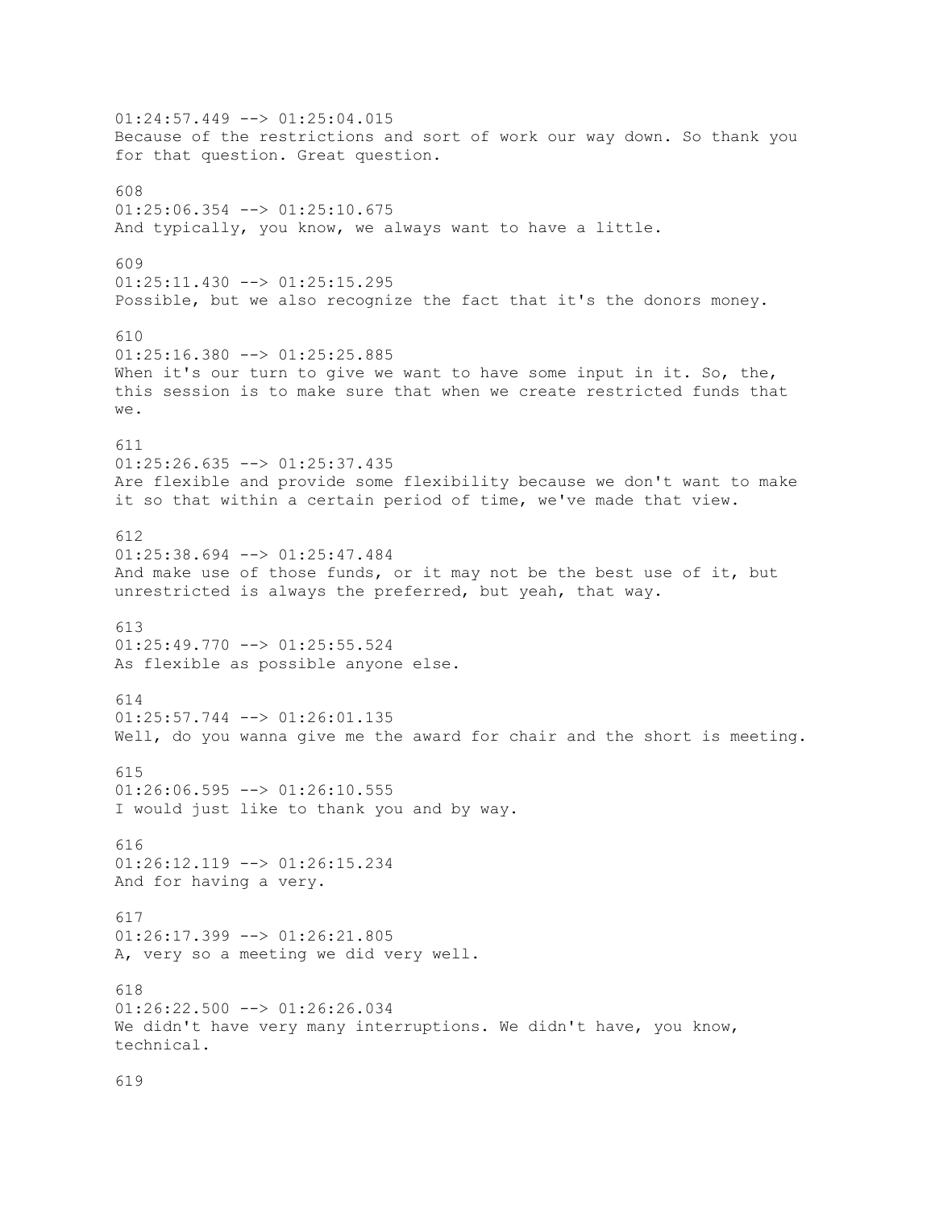01:24:57.449 --> 01:25:04.015
Because of the restrictions and sort of work our way down. So thank you for that question. Great question.

608
01:25:06.354 --> 01:25:10.675
And typically, you know, we always want to have a little.

609
01:25:11.430 --> 01:25:15.295
Possible, but we also recognize the fact that it's the donors money.

610
01:25:16.380 --> 01:25:25.885
When it's our turn to give we want to have some input in it. So, the, this session is to make sure that when we create restricted funds that we.

611
01:25:26.635 --> 01:25:37.435
Are flexible and provide some flexibility because we don't want to make it so that within a certain period of time, we've made that view.

612
01:25:38.694 --> 01:25:47.484
And make use of those funds, or it may not be the best use of it, but unrestricted is always the preferred, but yeah, that way.

613
01:25:49.770 --> 01:25:55.524
As flexible as possible anyone else.

614
01:25:57.744 --> 01:26:01.135
Well, do you wanna give me the award for chair and the short is meeting.

615
01:26:06.595 --> 01:26:10.555
I would just like to thank you and by way.

616
01:26:12.119 --> 01:26:15.234
And for having a very.

617
01:26:17.399 --> 01:26:21.805
A, very so a meeting we did very well.

618
01:26:22.500 --> 01:26:26.034
We didn't have very many interruptions. We didn't have, you know, technical.

619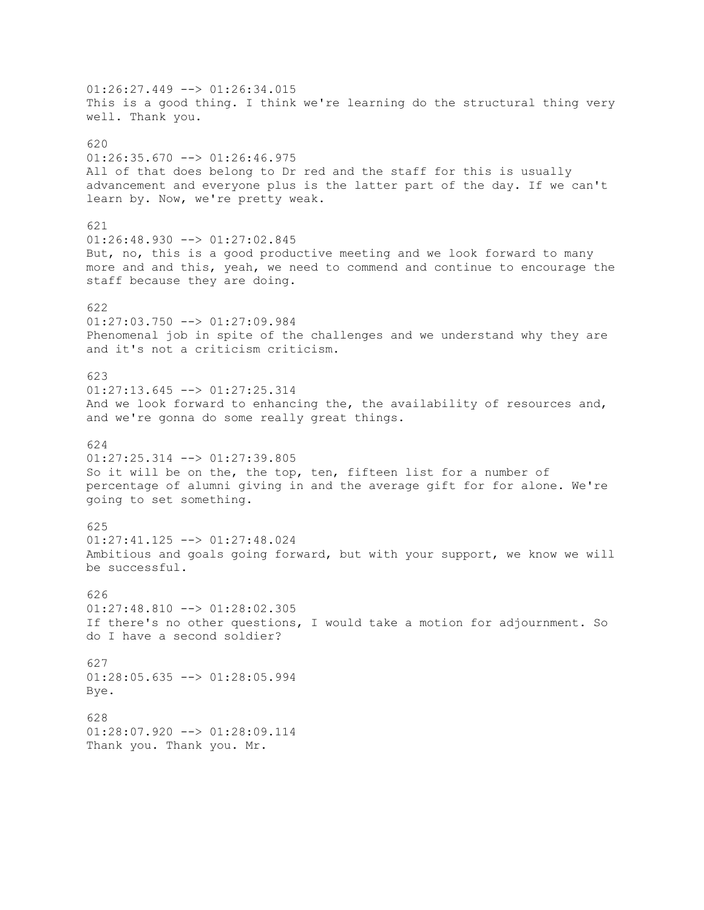01:26:27.449 --> 01:26:34.015
This is a good thing. I think we're learning do the structural thing very well. Thank you.

620
01:26:35.670 --> 01:26:46.975
All of that does belong to Dr red and the staff for this is usually advancement and everyone plus is the latter part of the day. If we can't learn by. Now, we're pretty weak.

621
01:26:48.930 --> 01:27:02.845
But, no, this is a good productive meeting and we look forward to many more and and this, yeah, we need to commend and continue to encourage the staff because they are doing.

622
01:27:03.750 --> 01:27:09.984
Phenomenal job in spite of the challenges and we understand why they are and it's not a criticism criticism.

623
01:27:13.645 --> 01:27:25.314
And we look forward to enhancing the, the availability of resources and, and we're gonna do some really great things.

624
01:27:25.314 --> 01:27:39.805
So it will be on the, the top, ten, fifteen list for a number of percentage of alumni giving in and the average gift for for alone. We're going to set something.

625
01:27:41.125 --> 01:27:48.024
Ambitious and goals going forward, but with your support, we know we will be successful.

626
01:27:48.810 --> 01:28:02.305
If there's no other questions, I would take a motion for adjournment. So do I have a second soldier?

627
01:28:05.635 --> 01:28:05.994
Bye.

628
01:28:07.920 --> 01:28:09.114
Thank you. Thank you. Mr.